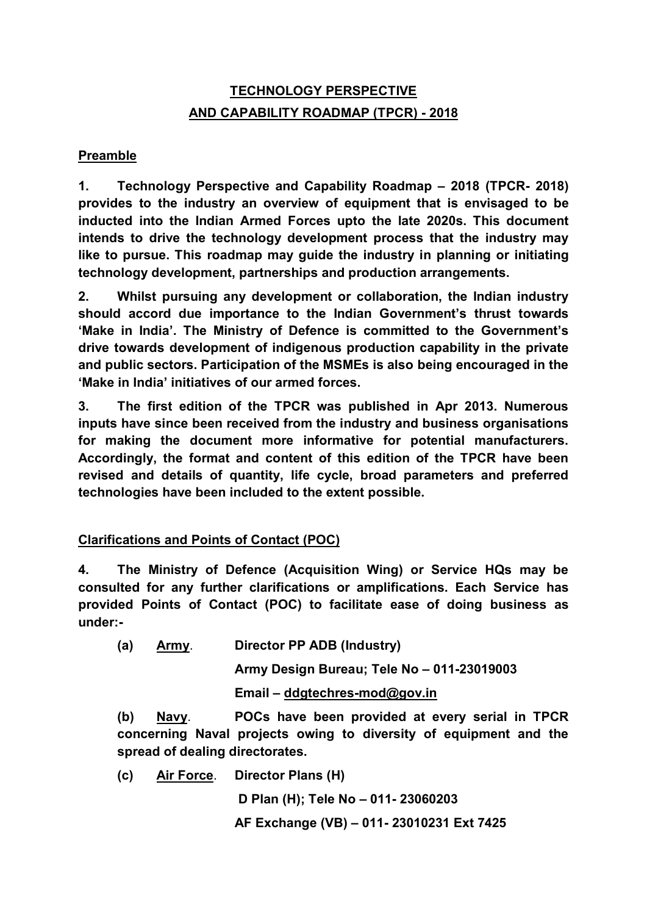# TECHNOLOGY PERSPECTIVE AND CAPABILITY ROADMAP (TPCR) - 2018

## Preamble

**1. Technology Perspective and Capability Roadmap – 2018 (TPCR- 2018) provides to the industry an overview of equipment that is envisaged to be inducted into the Indian Armed Forces upto the late 2020s. This document intends to drive the technology development process that the industry may like to pursue. This roadmap may guide the industry in planning or initiating technology development, partnerships and production arrangements.**

**2. Whilst pursuing any development or collaboration, the Indian industry should accord due importance to the Indian Government's thrust towards 'Make in India'. The Ministry of Defence is committed to the Government's drive towards development of indigenous production capability in the private and public sectors. Participation of the MSMEs is also being encouraged in the 'Make in India' initiatives of our armed forces.**

**3. The first edition of the TPCR was published in Apr 2013. Numerous inputs have since been received from the industry and business organisations for making the document more informative for potential manufacturers. Accordingly, the format and content of this edition of the TPCR have been revised and details of quantity, life cycle, broad parameters and preferred technologies have been included to the extent possible.**

## Clarifications and Points of Contact (POC)

**4. The Ministry of Defence (Acquisition Wing) or Service HQs may be consulted for any further clarifications or amplifications. Each Service has provided Points of Contact (POC) to facilitate ease of doing business as under:-**

**(a) Army. Director PP ADB (Industry)**
**Army Design Bureau; Tele No – 011-23019003**
**Email – ddgtechres-mod@gov.in**

**(b) Navy. POCs have been provided at every serial in TPCR concerning Naval projects owing to diversity of equipment and the spread of dealing directorates.**

**(c) Air Force. Director Plans (H)**
**D Plan (H); Tele No – 011- 23060203**
**AF Exchange (VB) – 011- 23010231 Ext 7425**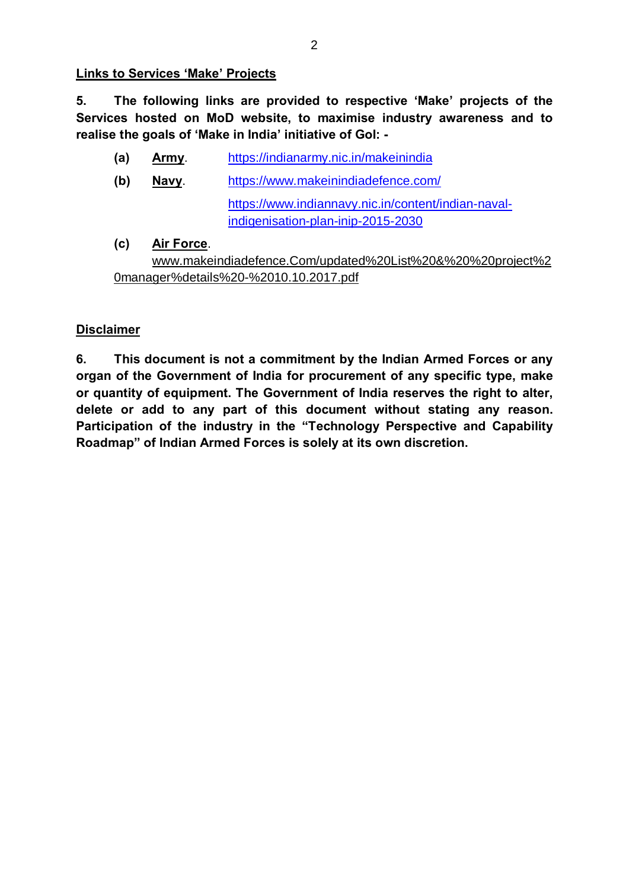**Links to Services 'Make' Projects**

**5. The following links are provided to respective 'Make' projects of the Services hosted on MoD website, to maximise industry awareness and to realise the goals of 'Make in India' initiative of GoI: -**

**(a) Army**. https://indianarmy.nic.in/makeinindia

**(b) Navy**. https://www.makeinindiadefence.com/

https://www.indiannavy.nic.in/content/indian-naval-indigenisation-plan-inip-2015-2030

**(c) Air Force**. www.makeindiadefence.Com/updated%20List%20&%20%20project%20manager%details%20-%2010.10.2017.pdf

**Disclaimer**

**6. This document is not a commitment by the Indian Armed Forces or any organ of the Government of India for procurement of any specific type, make or quantity of equipment. The Government of India reserves the right to alter, delete or add to any part of this document without stating any reason. Participation of the industry in the "Technology Perspective and Capability Roadmap" of Indian Armed Forces is solely at its own discretion.**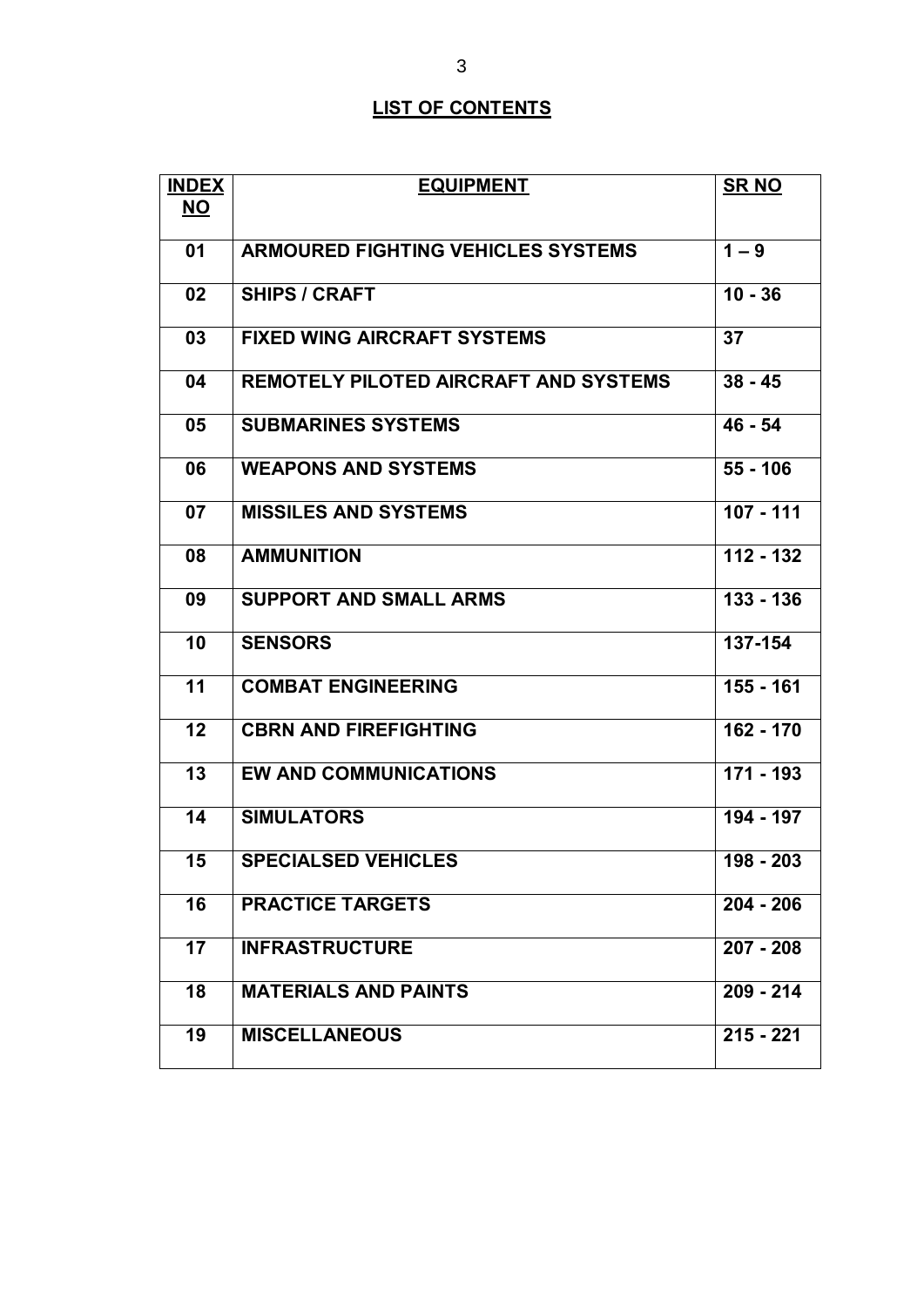## LIST OF CONTENTS

| INDEX NO | EQUIPMENT | SR NO |
|---|---|---|
| 01 | ARMOURED FIGHTING VEHICLES SYSTEMS | 1 – 9 |
| 02 | SHIPS / CRAFT | 10 - 36 |
| 03 | FIXED WING AIRCRAFT SYSTEMS | 37 |
| 04 | REMOTELY PILOTED AIRCRAFT AND SYSTEMS | 38 - 45 |
| 05 | SUBMARINES SYSTEMS | 46 - 54 |
| 06 | WEAPONS AND SYSTEMS | 55 - 106 |
| 07 | MISSILES AND SYSTEMS | 107 - 111 |
| 08 | AMMUNITION | 112 - 132 |
| 09 | SUPPORT AND SMALL ARMS | 133 - 136 |
| 10 | SENSORS | 137-154 |
| 11 | COMBAT ENGINEERING | 155 - 161 |
| 12 | CBRN AND FIREFIGHTING | 162 - 170 |
| 13 | EW AND COMMUNICATIONS | 171 - 193 |
| 14 | SIMULATORS | 194 - 197 |
| 15 | SPECIALSED VEHICLES | 198 - 203 |
| 16 | PRACTICE TARGETS | 204 - 206 |
| 17 | INFRASTRUCTURE | 207 - 208 |
| 18 | MATERIALS AND PAINTS | 209 - 214 |
| 19 | MISCELLANEOUS | 215 - 221 |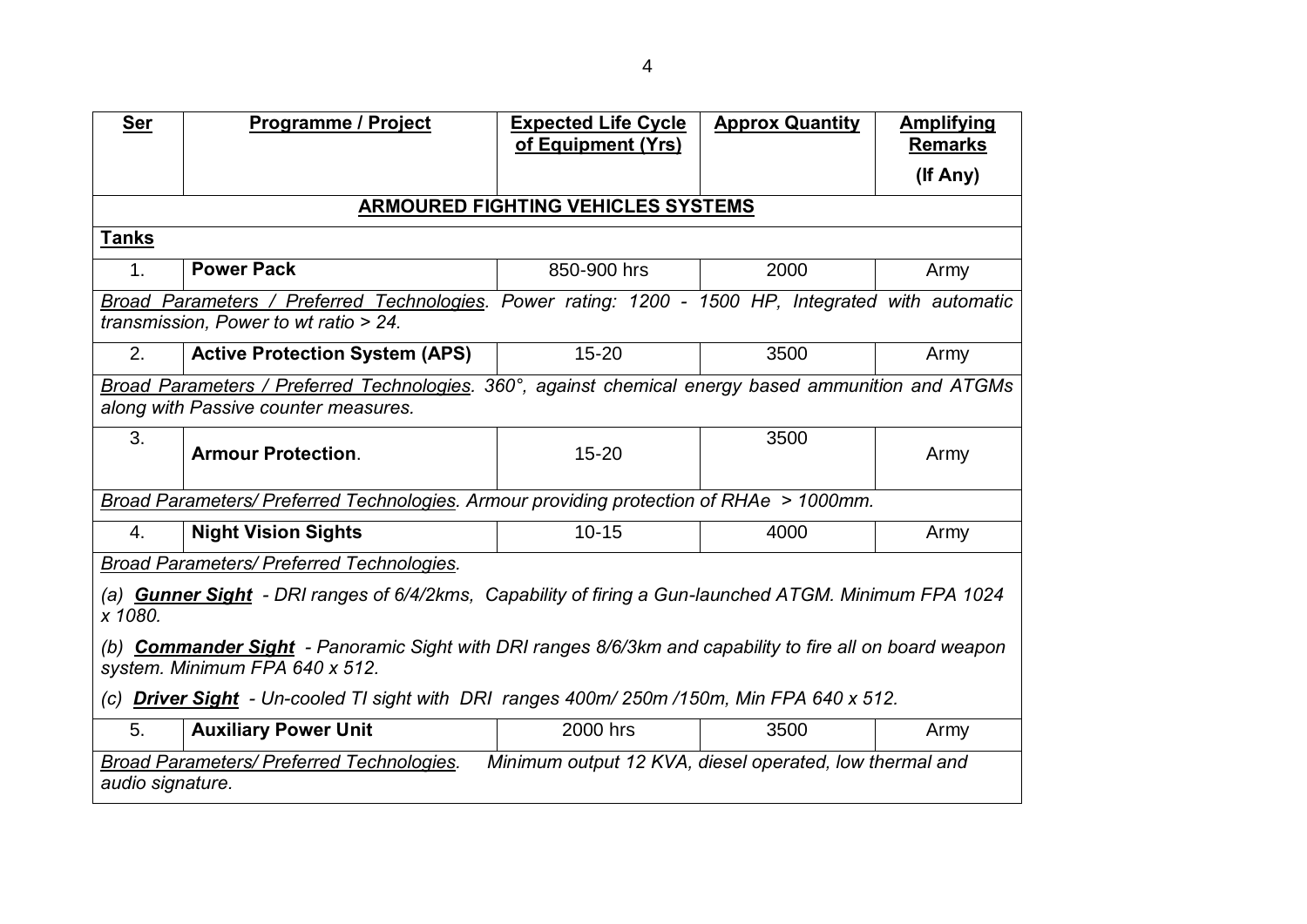| Ser | Programme / Project | Expected Life Cycle of Equipment (Yrs) | Approx Quantity | Amplifying Remarks (If Any) |
|---|---|---|---|---|
| **ARMOURED FIGHTING VEHICLES SYSTEMS** | | | | |
| **Tanks** | | | | |
| 1. | **Power Pack** | 850-900 hrs | 2000 | Army |
| *Broad Parameters / Preferred Technologies. Power rating: 1200 - 1500 HP, Integrated with automatic transmission, Power to wt ratio > 24.* | | | | |
| 2. | **Active Protection System (APS)** | 15-20 | 3500 | Army |
| *Broad Parameters / Preferred Technologies. 360°, against chemical energy based ammunition and ATGMs along with Passive counter measures.* | | | | |
| 3. | **Armour Protection**. | 15-20 | 3500 | Army |
| *Broad Parameters/ Preferred Technologies. Armour providing protection of RHAe > 1000mm.* | | | | |
| 4. | **Night Vision Sights** | 10-15 | 4000 | Army |
| *Broad Parameters/ Preferred Technologies.* <br> *(a) **Gunner Sight** - DRI ranges of 6/4/2kms, Capability of firing a Gun-launched ATGM. Minimum FPA 1024 x 1080.* <br> *(b) **Commander Sight** - Panoramic Sight with DRI ranges 8/6/3km and capability to fire all on board weapon system. Minimum FPA 640 x 512.* <br> *(c) **Driver Sight** - Un-cooled TI sight with DRI ranges 400m/ 250m /150m, Min FPA 640 x 512.* | | | | |
| 5. | **Auxiliary Power Unit** | 2000 hrs | 3500 | Army |
| *Broad Parameters/ Preferred Technologies. Minimum output 12 KVA, diesel operated, low thermal and audio signature.* | | | | |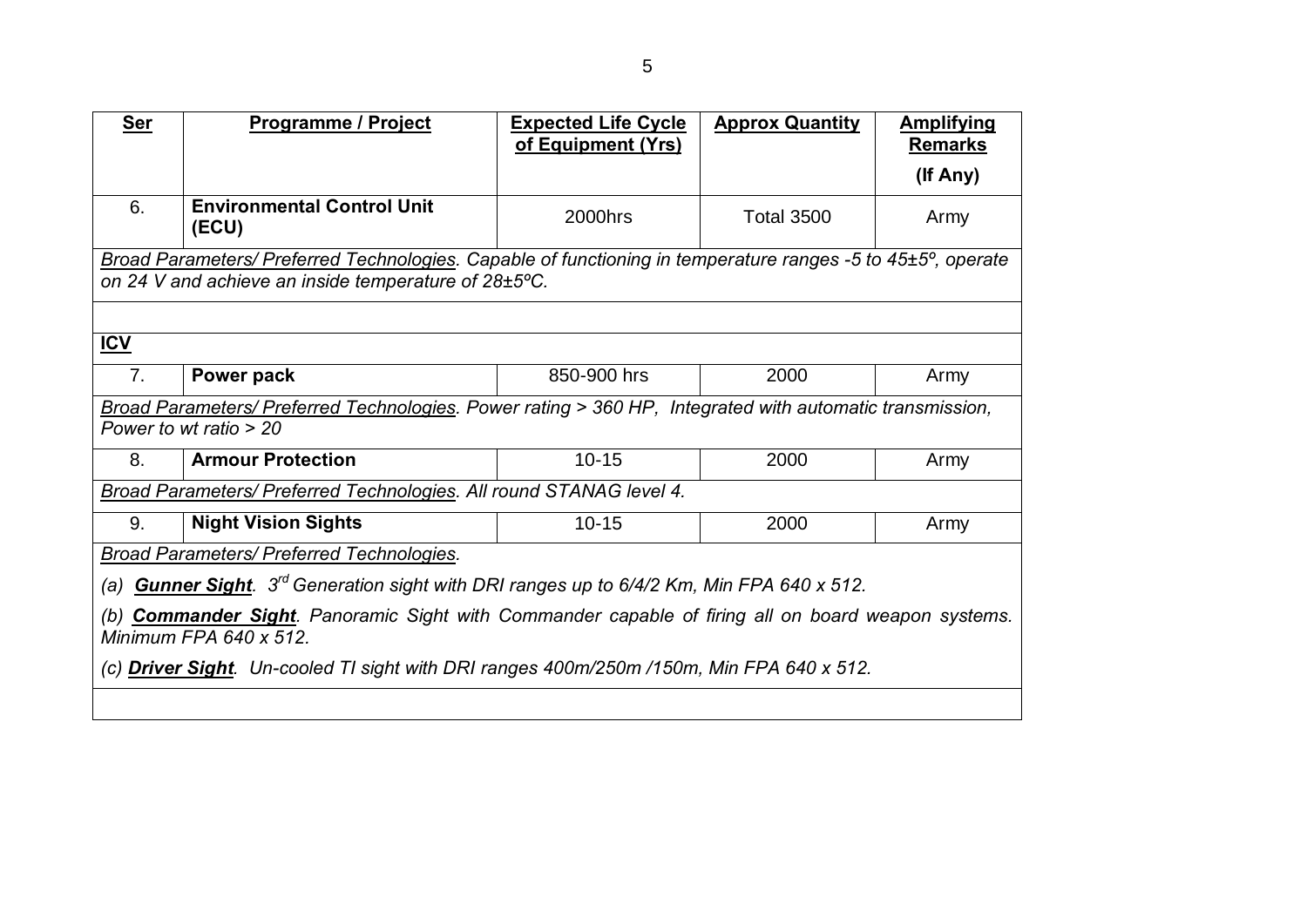| **Ser** | **Programme / Project** | **Expected Life Cycle of Equipment (Yrs)** | **Approx Quantity** | **Amplifying Remarks (If Any)** |
|---|---|---|---|---|
| 6. | **Environmental Control Unit (ECU)** | 2000hrs | Total 3500 | Army |
| *Broad Parameters/ Preferred Technologies. Capable of functioning in temperature ranges -5 to 45±5º, operate on 24 V and achieve an inside temperature of 28±5ºC.* | | | | |
| | | | | |
| **ICV** | | | | |
| 7. | **Power pack** | 850-900 hrs | 2000 | Army |
| *Broad Parameters/ Preferred Technologies. Power rating > 360 HP, Integrated with automatic transmission, Power to wt ratio > 20* | | | | |
| 8. | **Armour Protection** | 10-15 | 2000 | Army |
| *Broad Parameters/ Preferred Technologies. All round STANAG level 4.* | | | | |
| 9. | **Night Vision Sights** | 10-15 | 2000 | Army |
| *Broad Parameters/ Preferred Technologies.* <br> *(a) **Gunner Sight**. 3rd Generation sight with DRI ranges up to 6/4/2 Km, Min FPA 640 x 512.* <br> *(b) **Commander Sight**. Panoramic Sight with Commander capable of firing all on board weapon systems. Minimum FPA 640 x 512.* <br> *(c) **Driver Sight**. Un-cooled TI sight with DRI ranges 400m/250m /150m, Min FPA 640 x 512.* | | | | |
| | | | | |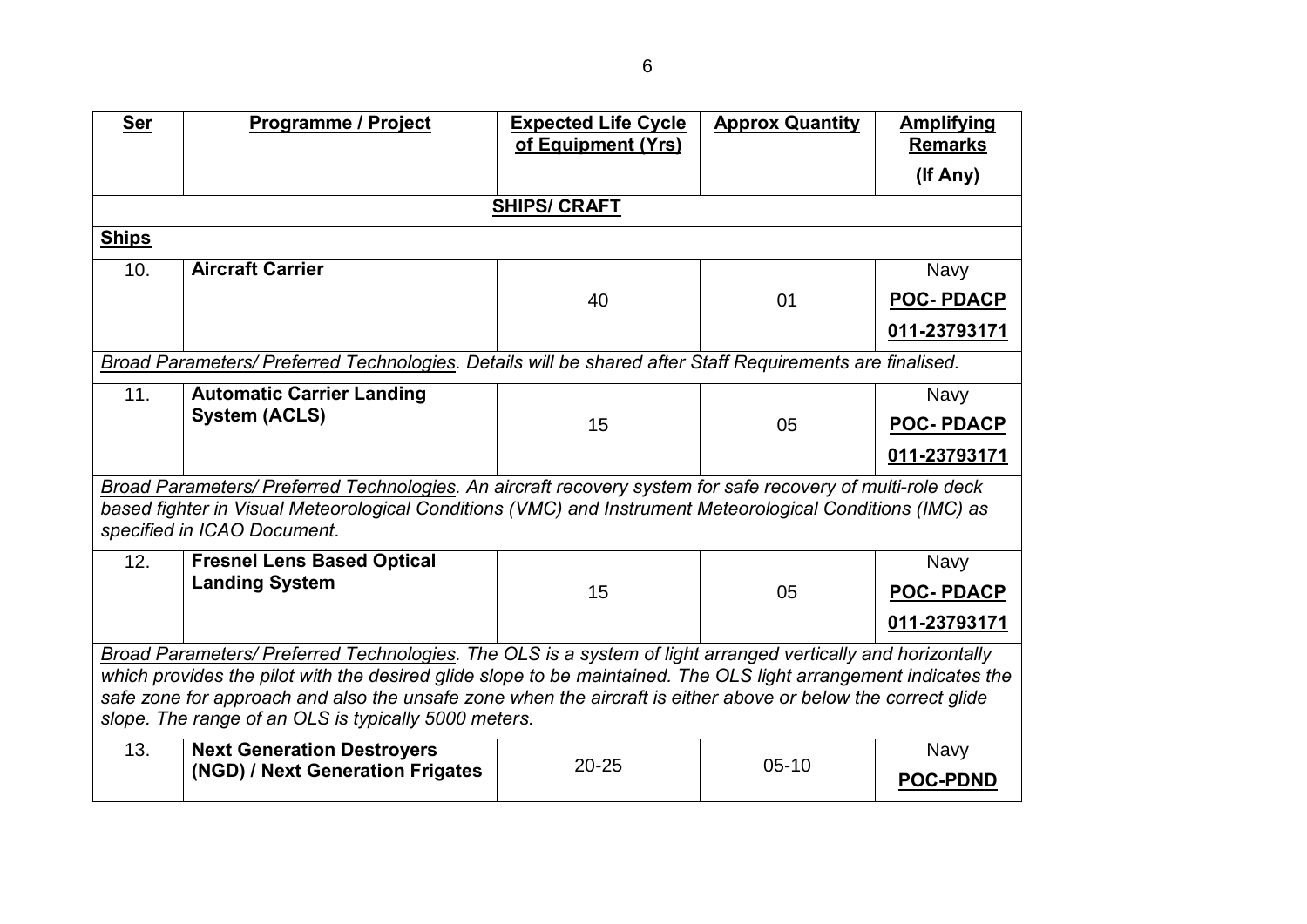| Ser | Programme / Project | Expected Life Cycle of Equipment (Yrs) | Approx Quantity | Amplifying Remarks (If Any) |
|---|---|---|---|---|
| | | **SHIPS/ CRAFT** | | |
| **Ships** | | | | |
| 10. | **Aircraft Carrier** | 40 | 01 | Navy **POC- PDACP 011-23793171** |
| *Broad Parameters/ Preferred Technologies. Details will be shared after Staff Requirements are finalised.* | | | | |
| 11. | **Automatic Carrier Landing System (ACLS)** | 15 | 05 | Navy **POC- PDACP 011-23793171** |
| *Broad Parameters/ Preferred Technologies. An aircraft recovery system for safe recovery of multi-role deck based fighter in Visual Meteorological Conditions (VMC) and Instrument Meteorological Conditions (IMC) as specified in ICAO Document.* | | | | |
| 12. | **Fresnel Lens Based Optical Landing System** | 15 | 05 | Navy **POC- PDACP 011-23793171** |
| *Broad Parameters/ Preferred Technologies. The OLS is a system of light arranged vertically and horizontally which provides the pilot with the desired glide slope to be maintained. The OLS light arrangement indicates the safe zone for approach and also the unsafe zone when the aircraft is either above or below the correct glide slope. The range of an OLS is typically 5000 meters.* | | | | |
| 13. | **Next Generation Destroyers (NGD) / Next Generation Frigates** | 20-25 | 05-10 | Navy **POC-PDND** |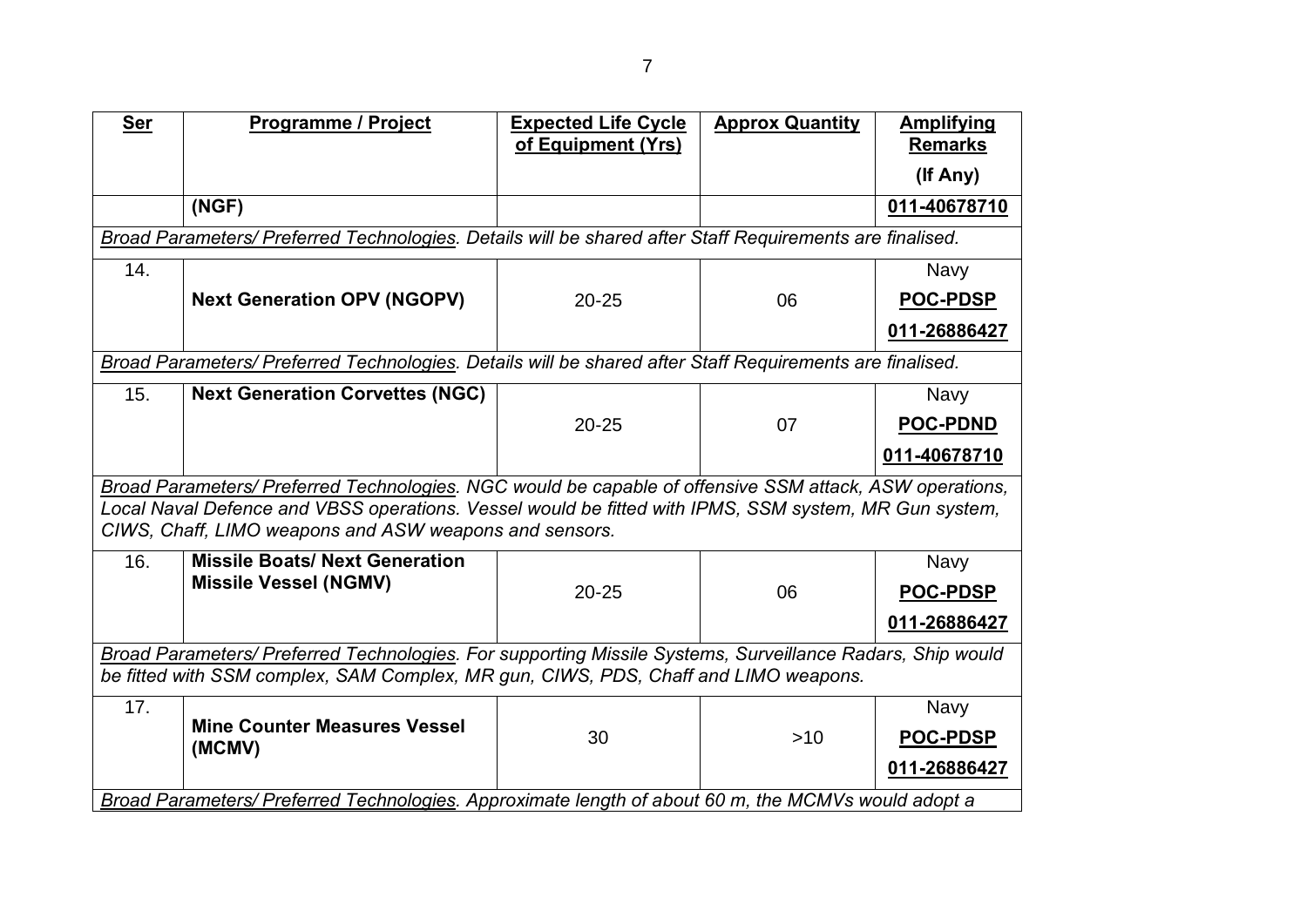| Ser | Programme / Project | Expected Life Cycle of Equipment (Yrs) | Approx Quantity | Amplifying Remarks (If Any) |
|---|---|---|---|---|
| | (NGF) | | | 011-40678710 |
| *Broad Parameters/ Preferred Technologies. Details will be shared after Staff Requirements are finalised.* | | | | |
| 14. | **Next Generation OPV (NGOPV)** | 20-25 | 06 | Navy **POC-PDSP** **011-26886427** |
| *Broad Parameters/ Preferred Technologies. Details will be shared after Staff Requirements are finalised.* | | | | |
| 15. | **Next Generation Corvettes (NGC)** | 20-25 | 07 | Navy **POC-PDND** **011-40678710** |
| *Broad Parameters/ Preferred Technologies. NGC would be capable of offensive SSM attack, ASW operations, Local Naval Defence and VBSS operations. Vessel would be fitted with IPMS, SSM system, MR Gun system, CIWS, Chaff, LIMO weapons and ASW weapons and sensors.* | | | | |
| 16. | **Missile Boats/ Next Generation Missile Vessel (NGMV)** | 20-25 | 06 | Navy **POC-PDSP** **011-26886427** |
| *Broad Parameters/ Preferred Technologies. For supporting Missile Systems, Surveillance Radars, Ship would be fitted with SSM complex, SAM Complex, MR gun, CIWS, PDS, Chaff and LIMO weapons.* | | | | |
| 17. | **Mine Counter Measures Vessel (MCMV)** | 30 | >10 | Navy **POC-PDSP** **011-26886427** |
| *Broad Parameters/ Preferred Technologies. Approximate length of about 60 m, the MCMVs would adopt a* | | | | |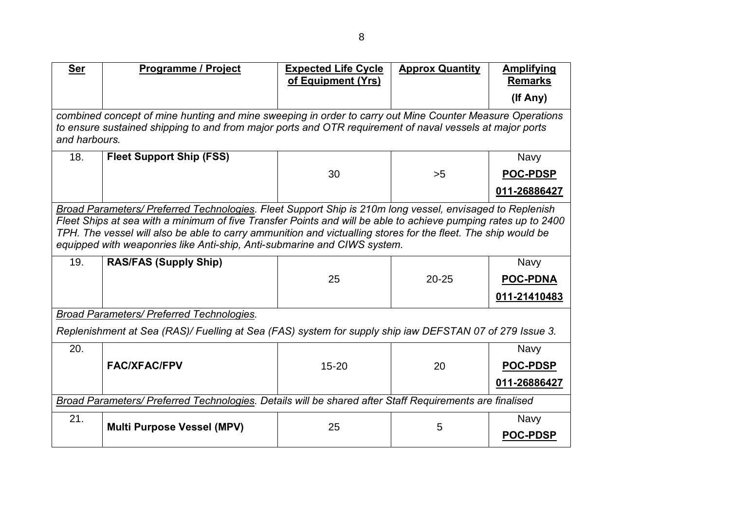| Ser | Programme / Project | Expected Life Cycle of Equipment (Yrs) | Approx Quantity | Amplifying Remarks (If Any) |
|---|---|---|---|---|
| *combined concept of mine hunting and mine sweeping in order to carry out Mine Counter Measure Operations to ensure sustained shipping to and from major ports and OTR requirement of naval vessels at major ports and harbours.* | | | | |
| 18. | **Fleet Support Ship (FSS)** | 30 | >5 | Navy **POC-PDSP** **011-26886427** |
| *Broad Parameters/ Preferred Technologies. Fleet Support Ship is 210m long vessel, envisaged to Replenish Fleet Ships at sea with a minimum of five Transfer Points and will be able to achieve pumping rates up to 2400 TPH. The vessel will also be able to carry ammunition and victualling stores for the fleet. The ship would be equipped with weaponries like Anti-ship, Anti-submarine and CIWS system.* | | | | |
| 19. | **RAS/FAS (Supply Ship)** | 25 | 20-25 | Navy **POC-PDNA** **011-21410483** |
| *Broad Parameters/ Preferred Technologies.* *Replenishment at Sea (RAS)/ Fuelling at Sea (FAS) system for supply ship iaw DEFSTAN 07 of 279 Issue 3.* | | | | |
| 20. | **FAC/XFAC/FPV** | 15-20 | 20 | Navy **POC-PDSP** **011-26886427** |
| *Broad Parameters/ Preferred Technologies. Details will be shared after Staff Requirements are finalised* | | | | |
| 21. | **Multi Purpose Vessel (MPV)** | 25 | 5 | Navy **POC-PDSP** |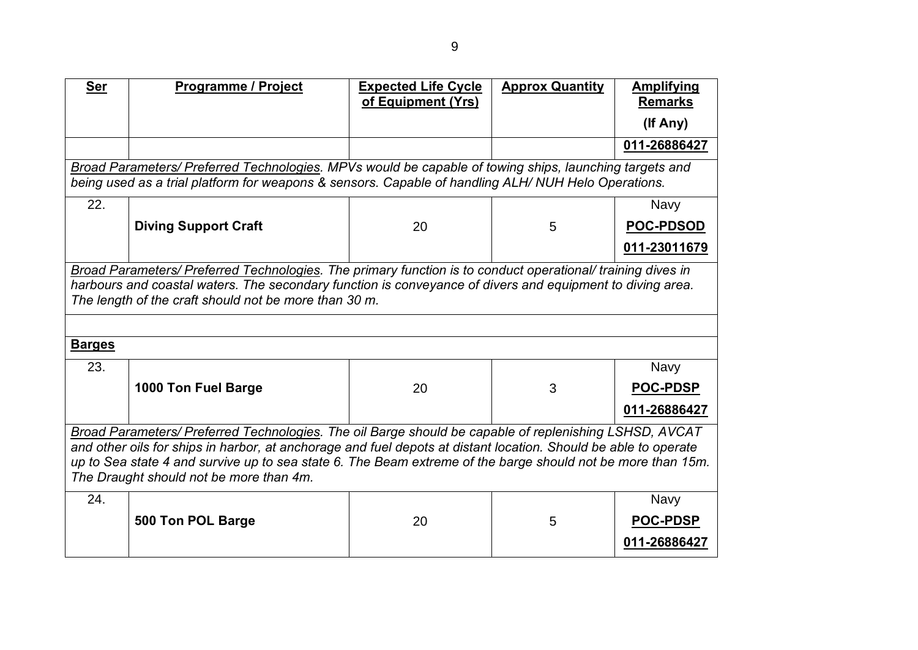| Ser | Programme / Project | Expected Life Cycle of Equipment (Yrs) | Approx Quantity | Amplifying Remarks (If Any) |
|---|---|---|---|---|
| | | | | **011-26886427** |
| *Broad Parameters/ Preferred Technologies. MPVs would be capable of towing ships, launching targets and being used as a trial platform for weapons & sensors. Capable of handling ALH/ NUH Helo Operations.* | | | | |
| 22. | **Diving Support Craft** | 20 | 5 | Navy **POC-PDSOD** **011-23011679** |
| *Broad Parameters/ Preferred Technologies. The primary function is to conduct operational/ training dives in harbours and coastal waters. The secondary function is conveyance of divers and equipment to diving area. The length of the craft should not be more than 30 m.* | | | | |
| | | | | |
| **Barges** | | | | |
| 23. | **1000 Ton Fuel Barge** | 20 | 3 | Navy **POC-PDSP** **011-26886427** |
| *Broad Parameters/ Preferred Technologies. The oil Barge should be capable of replenishing LSHSD, AVCAT and other oils for ships in harbor, at anchorage and fuel depots at distant location. Should be able to operate up to Sea state 4 and survive up to sea state 6. The Beam extreme of the barge should not be more than 15m. The Draught should not be more than 4m.* | | | | |
| 24. | **500 Ton POL Barge** | 20 | 5 | Navy **POC-PDSP** **011-26886427** |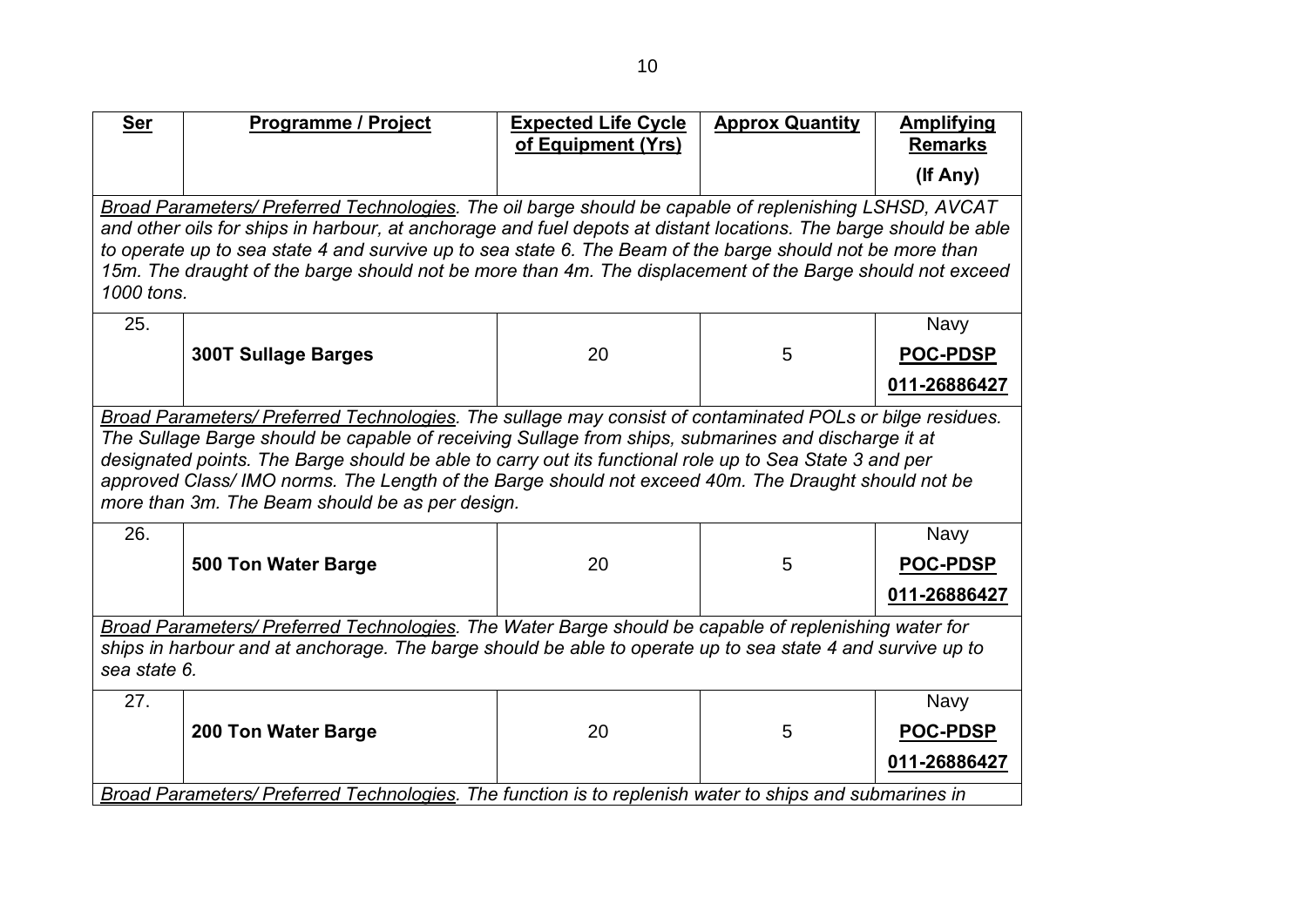| Ser | Programme / Project | Expected Life Cycle of Equipment (Yrs) | Approx Quantity | Amplifying Remarks (If Any) |
|---|---|---|---|---|
| *Broad Parameters/ Preferred Technologies. The oil barge should be capable of replenishing LSHSD, AVCAT and other oils for ships in harbour, at anchorage and fuel depots at distant locations. The barge should be able to operate up to sea state 4 and survive up to sea state 6. The Beam of the barge should not be more than 15m. The draught of the barge should not be more than 4m. The displacement of the Barge should not exceed 1000 tons.* | | | | |
| 25. | **300T Sullage Barges** | 20 | 5 | Navy **POC-PDSP** **011-26886427** |
| *Broad Parameters/ Preferred Technologies. The sullage may consist of contaminated POLs or bilge residues. The Sullage Barge should be capable of receiving Sullage from ships, submarines and discharge it at designated points. The Barge should be able to carry out its functional role up to Sea State 3 and per approved Class/ IMO norms. The Length of the Barge should not exceed 40m. The Draught should not be more than 3m. The Beam should be as per design.* | | | | |
| 26. | **500 Ton Water Barge** | 20 | 5 | Navy **POC-PDSP** **011-26886427** |
| *Broad Parameters/ Preferred Technologies. The Water Barge should be capable of replenishing water for ships in harbour and at anchorage. The barge should be able to operate up to sea state 4 and survive up to sea state 6.* | | | | |
| 27. | **200 Ton Water Barge** | 20 | 5 | Navy **POC-PDSP** **011-26886427** |
| *Broad Parameters/ Preferred Technologies. The function is to replenish water to ships and submarines in* | | | | |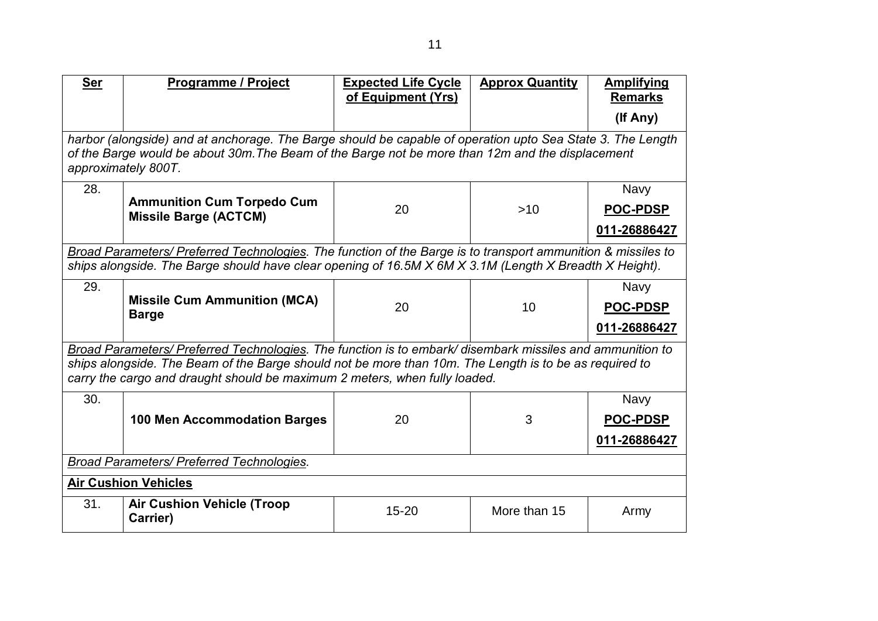| Ser | Programme / Project | Expected Life Cycle of Equipment (Yrs) | Approx Quantity | Amplifying Remarks (If Any) |
|---|---|---|---|---|
| *harbor (alongside) and at anchorage. The Barge should be capable of operation upto Sea State 3. The Length of the Barge would be about 30m.The Beam of the Barge not be more than 12m and the displacement approximately 800T.* | | | | |
| 28. | **Ammunition Cum Torpedo Cum Missile Barge (ACTCM)** | 20 | >10 | Navy **POC-PDSP** **011-26886427** |
| *Broad Parameters/ Preferred Technologies. The function of the Barge is to transport ammunition & missiles to ships alongside. The Barge should have clear opening of 16.5M X 6M X 3.1M (Length X Breadth X Height).* | | | | |
| 29. | **Missile Cum Ammunition (MCA) Barge** | 20 | 10 | Navy **POC-PDSP** **011-26886427** |
| *Broad Parameters/ Preferred Technologies. The function is to embark/ disembark missiles and ammunition to ships alongside. The Beam of the Barge should not be more than 10m. The Length is to be as required to carry the cargo and draught should be maximum 2 meters, when fully loaded.* | | | | |
| 30. | **100 Men Accommodation Barges** | 20 | 3 | Navy **POC-PDSP** **011-26886427** |
| *Broad Parameters/ Preferred Technologies.* | | | | |
| **Air Cushion Vehicles** | | | | |
| 31. | **Air Cushion Vehicle (Troop Carrier)** | 15-20 | More than 15 | Army |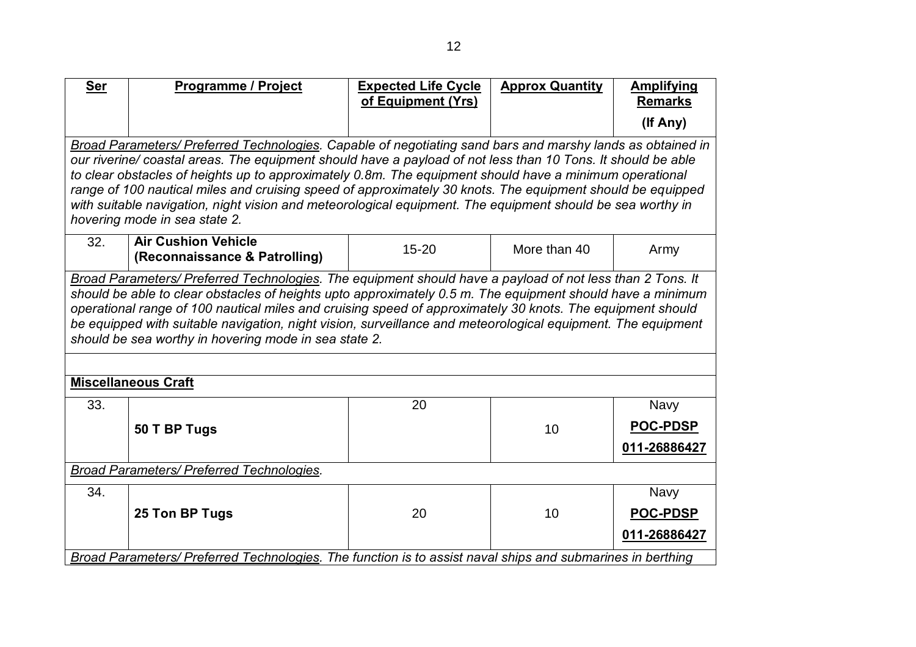| Ser | Programme / Project | Expected Life Cycle of Equipment (Yrs) | Approx Quantity | Amplifying Remarks (If Any) |
|---|---|---|---|---|
| *Broad Parameters/ Preferred Technologies. Capable of negotiating sand bars and marshy lands as obtained in our riverine/ coastal areas. The equipment should have a payload of not less than 10 Tons. It should be able to clear obstacles of heights up to approximately 0.8m. The equipment should have a minimum operational range of 100 nautical miles and cruising speed of approximately 30 knots. The equipment should be equipped with suitable navigation, night vision and meteorological equipment. The equipment should be sea worthy in hovering mode in sea state 2.* | | | | |
| 32. | **Air Cushion Vehicle (Reconnaissance & Patrolling)** | 15-20 | More than 40 | Army |
| *Broad Parameters/ Preferred Technologies. The equipment should have a payload of not less than 2 Tons. It should be able to clear obstacles of heights upto approximately 0.5 m. The equipment should have a minimum operational range of 100 nautical miles and cruising speed of approximately 30 knots. The equipment should be equipped with suitable navigation, night vision, surveillance and meteorological equipment. The equipment should be sea worthy in hovering mode in sea state 2.* | | | | |
| | | | | |
| **Miscellaneous Craft** | | | | |
| 33. | **50 T BP Tugs** | 20 | 10 | Navy **POC-PDSP** **011-26886427** |
| *Broad Parameters/ Preferred Technologies.* | | | | |
| 34. | **25 Ton BP Tugs** | 20 | 10 | Navy **POC-PDSP** **011-26886427** |
| *Broad Parameters/ Preferred Technologies. The function is to assist naval ships and submarines in berthing* | | | | |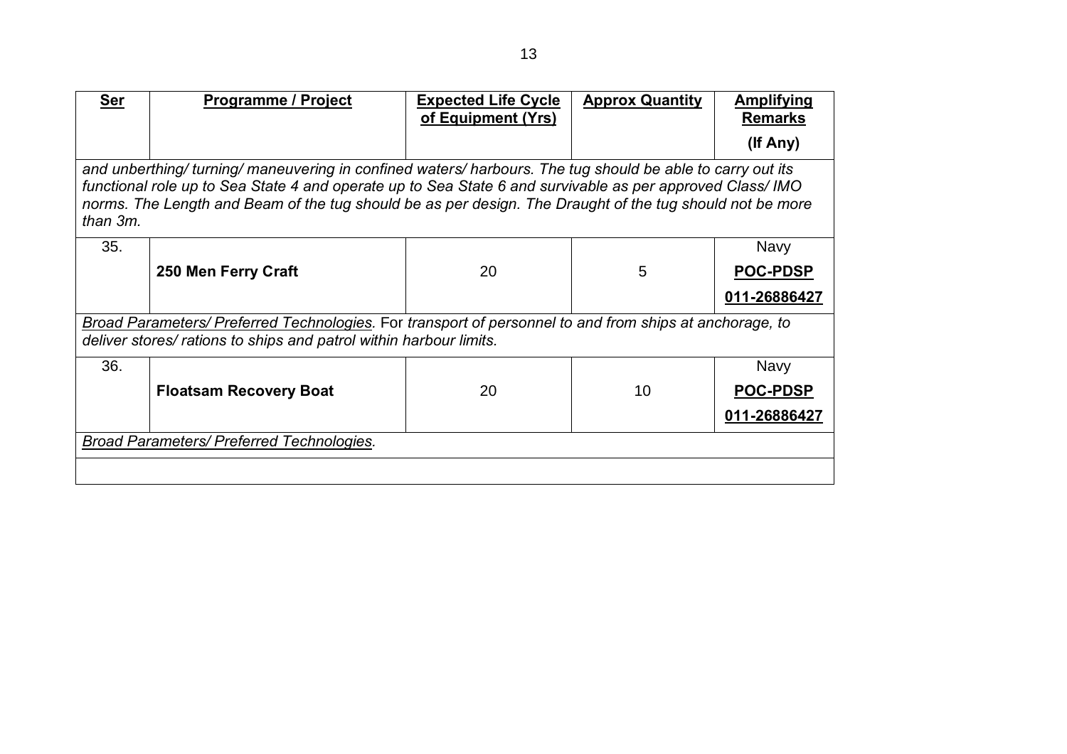| **Ser** | **Programme / Project** | **Expected Life Cycle of Equipment (Yrs)** | **Approx Quantity** | **Amplifying Remarks (If Any)** |
|---|---|---|---|---|
| *and unberthing/ turning/ maneuvering in confined waters/ harbours. The tug should be able to carry out its functional role up to Sea State 4 and operate up to Sea State 6 and survivable as per approved Class/ IMO norms. The Length and Beam of the tug should be as per design. The Draught of the tug should not be more than 3m.* | | | | |
| 35. | **250 Men Ferry Craft** | 20 | 5 | Navy **POC-PDSP** **011-26886427** |
| *Broad Parameters/ Preferred Technologies.* For *transport of personnel to and from ships at anchorage, to deliver stores/ rations to ships and patrol within harbour limits.* | | | | |
| 36. | **Floatsam Recovery Boat** | 20 | 10 | Navy **POC-PDSP** **011-26886427** |
| *Broad Parameters/ Preferred Technologies.* | | | | |
| | | | | |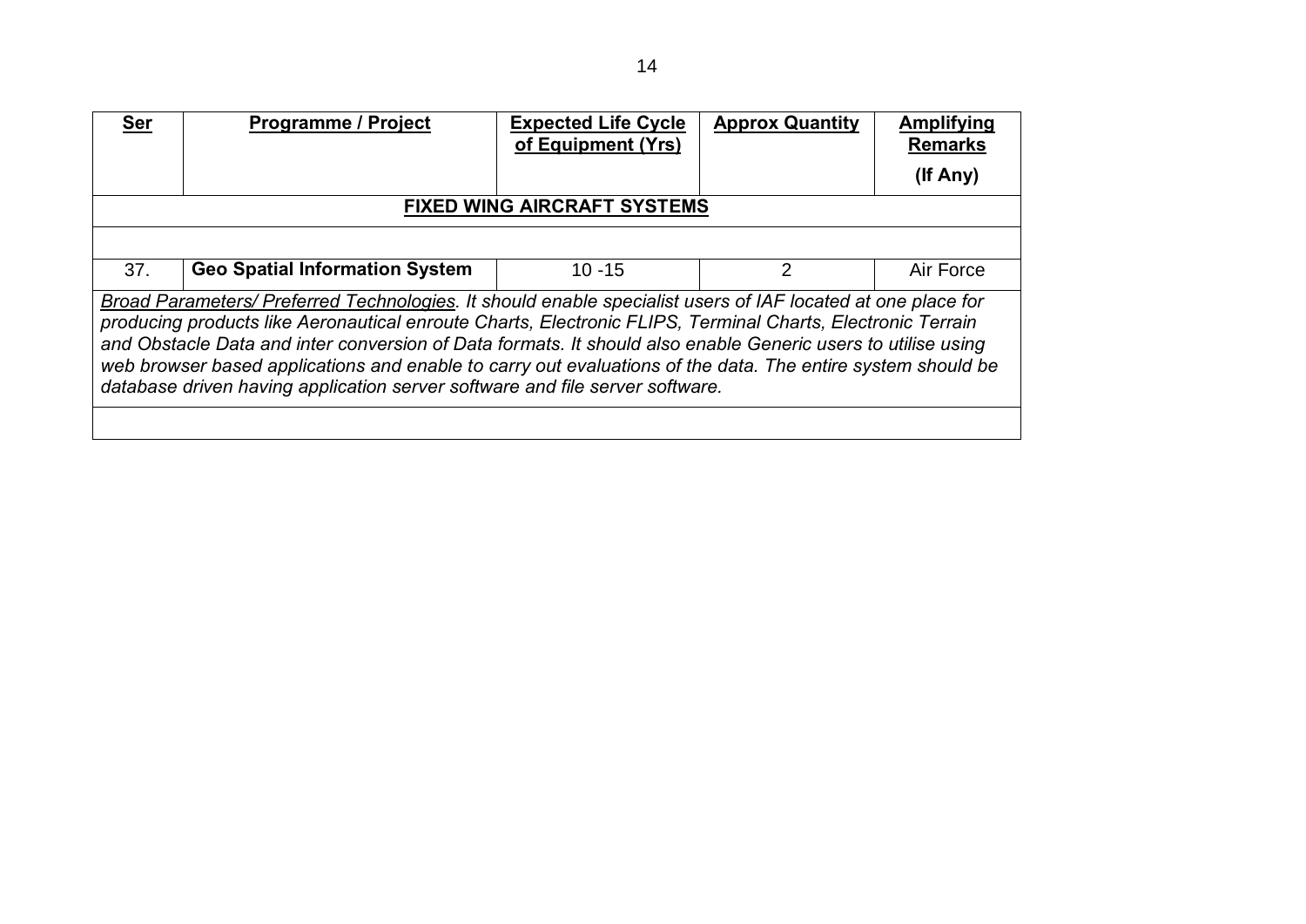| Ser | Programme / Project | Expected Life Cycle of Equipment (Yrs) | Approx Quantity | Amplifying Remarks (If Any) |
|---|---|---|---|---|
| | | **FIXED WING AIRCRAFT SYSTEMS** | | |
| | | | | |
| 37. | **Geo Spatial Information System** | 10 -15 | 2 | Air Force |
| *Broad Parameters/ Preferred Technologies. It should enable specialist users of IAF located at one place for producing products like Aeronautical enroute Charts, Electronic FLIPS, Terminal Charts, Electronic Terrain and Obstacle Data and inter conversion of Data formats. It should also enable Generic users to utilise using web browser based applications and enable to carry out evaluations of the data. The entire system should be database driven having application server software and file server software.* | | | | |
| | | | | |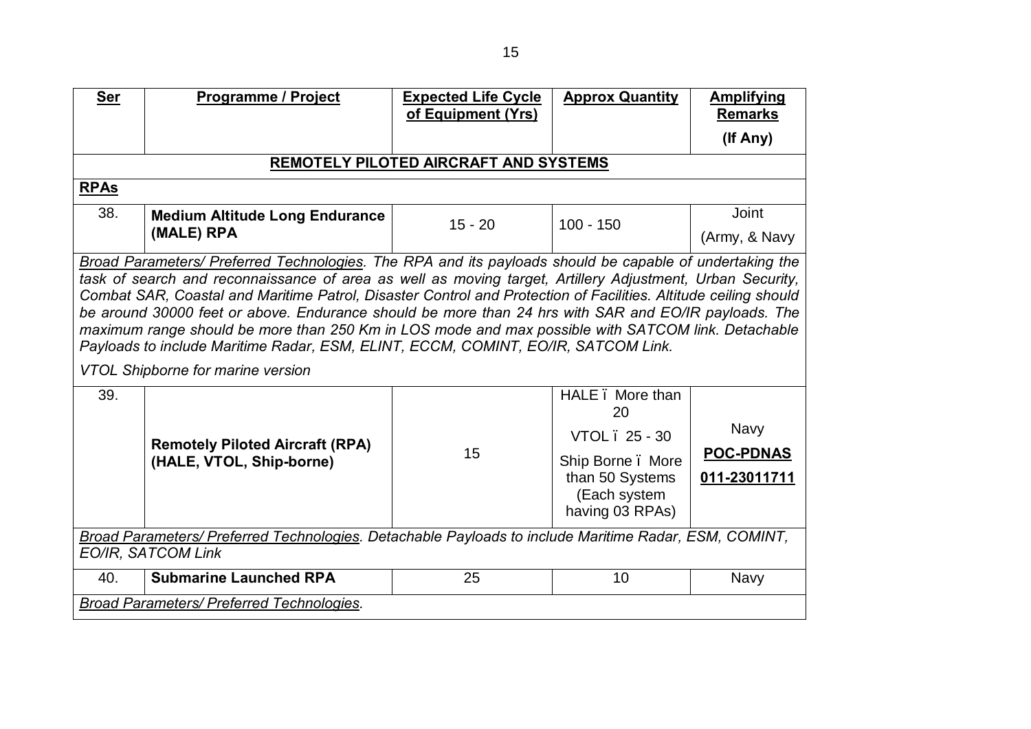| Ser | Programme / Project | Expected Life Cycle of Equipment (Yrs) | Approx Quantity | Amplifying Remarks (If Any) |
|---|---|---|---|---|
| **REMOTELY PILOTED AIRCRAFT AND SYSTEMS** | | | | |
| **RPAs** | | | | |
| 38. | **Medium Altitude Long Endurance (MALE) RPA** | 15 - 20 | 100 - 150 | Joint (Army, & Navy |
| *Broad Parameters/ Preferred Technologies. The RPA and its payloads should be capable of undertaking the task of search and reconnaissance of area as well as moving target, Artillery Adjustment, Urban Security, Combat SAR, Coastal and Maritime Patrol, Disaster Control and Protection of Facilities. Altitude ceiling should be around 30000 feet or above. Endurance should be more than 24 hrs with SAR and EO/IR payloads. The maximum range should be more than 250 Km in LOS mode and max possible with SATCOM link. Detachable Payloads to include Maritime Radar, ESM, ELINT, ECCM, COMINT, EO/IR, SATCOM Link.* *VTOL Shipborne for marine version* | | | | |
| 39. | **Remotely Piloted Aircraft (RPA) (HALE, VTOL, Ship-borne)** | 15 | HALE – More than 20 VTOL – 25 - 30 Ship Borne – More than 50 Systems (Each system having 03 RPAs) | Navy **POC-PDNAS** **011-23011711** |
| *Broad Parameters/ Preferred Technologies. Detachable Payloads to include Maritime Radar, ESM, COMINT, EO/IR, SATCOM Link* | | | | |
| 40. | **Submarine Launched RPA** | 25 | 10 | Navy |
| *Broad Parameters/ Preferred Technologies.* | | | | |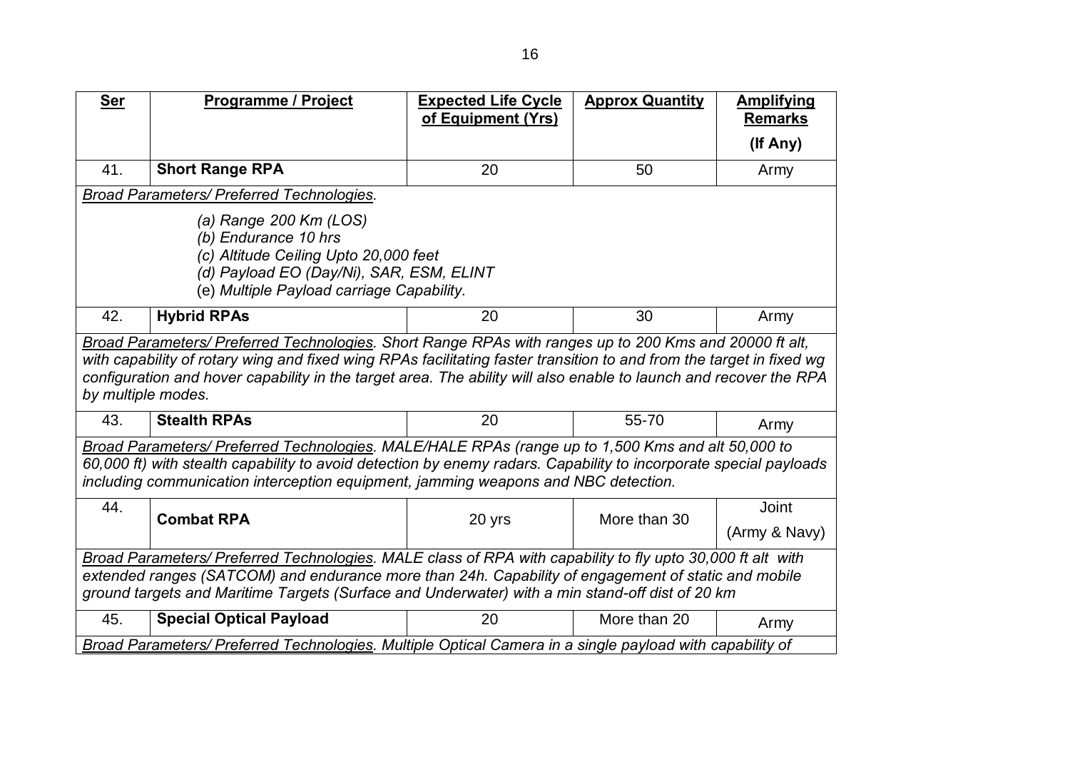| Ser | Programme / Project | Expected Life Cycle of Equipment (Yrs) | Approx Quantity | Amplifying Remarks (If Any) |
|---|---|---|---|---|
| 41. | **Short Range RPA** | 20 | 50 | Army |
| *Broad Parameters/ Preferred Technologies.*<br>*(a) Range 200 Km (LOS)*<br>*(b) Endurance 10 hrs*<br>*(c) Altitude Ceiling Upto 20,000 feet*<br>*(d) Payload EO (Day/Ni), SAR, ESM, ELINT*<br>(e) *Multiple Payload carriage Capability.* | | | | |
| 42. | **Hybrid RPAs** | 20 | 30 | Army |
| *Broad Parameters/ Preferred Technologies. Short Range RPAs with ranges up to 200 Kms and 20000 ft alt, with capability of rotary wing and fixed wing RPAs facilitating faster transition to and from the target in fixed wg configuration and hover capability in the target area. The ability will also enable to launch and recover the RPA by multiple modes.* | | | | |
| 43. | **Stealth RPAs** | 20 | 55-70 | Army |
| *Broad Parameters/ Preferred Technologies. MALE/HALE RPAs (range up to 1,500 Kms and alt 50,000 to 60,000 ft) with stealth capability to avoid detection by enemy radars. Capability to incorporate special payloads including communication interception equipment, jamming weapons and NBC detection.* | | | | |
| 44. | **Combat RPA** | 20 yrs | More than 30 | Joint (Army & Navy) |
| *Broad Parameters/ Preferred Technologies. MALE class of RPA with capability to fly upto 30,000 ft alt with extended ranges (SATCOM) and endurance more than 24h. Capability of engagement of static and mobile ground targets and Maritime Targets (Surface and Underwater) with a min stand-off dist of 20 km* | | | | |
| 45. | **Special Optical Payload** | 20 | More than 20 | Army |
| *Broad Parameters/ Preferred Technologies. Multiple Optical Camera in a single payload with capability of* | | | | |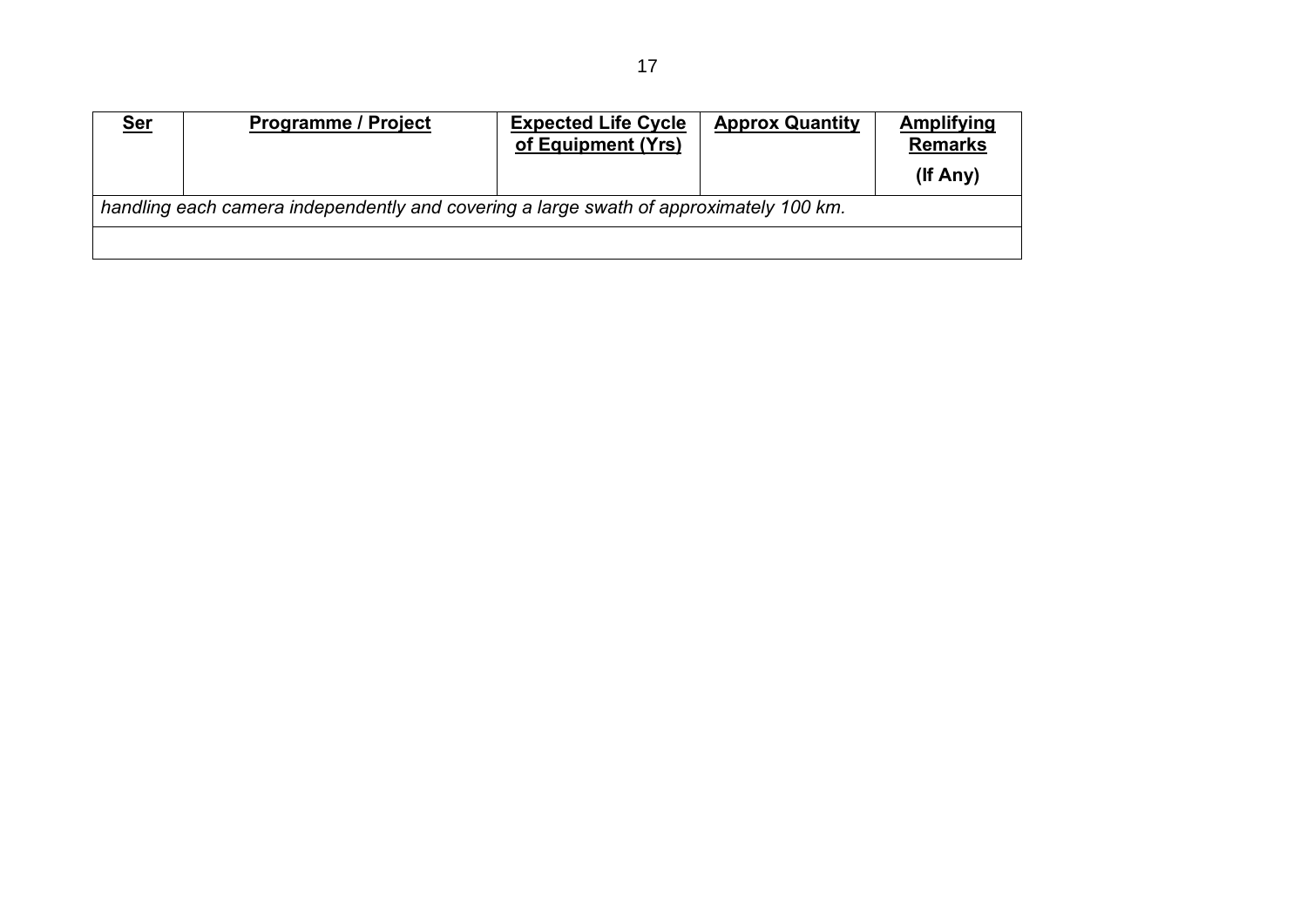| Ser | Programme / Project | Expected Life Cycle of Equipment (Yrs) | Approx Quantity | Amplifying Remarks (If Any) |
|---|---|---|---|---|
| *handling each camera independently and covering a large swath of approximately 100 km.* | | | | |
| | | | | |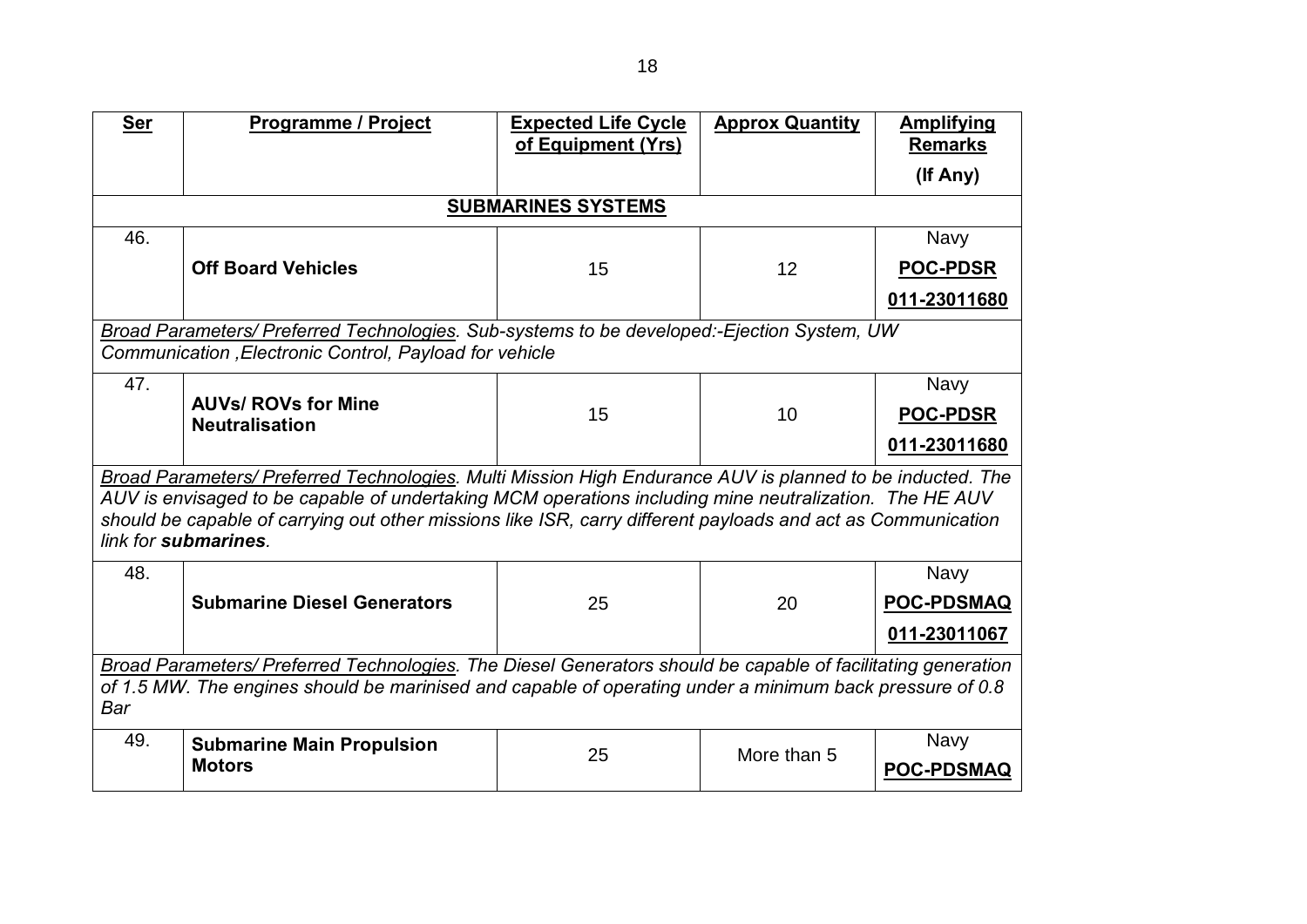| Ser | Programme / Project | Expected Life Cycle of Equipment (Yrs) | Approx Quantity | Amplifying Remarks (If Any) |
|---|---|---|---|---|
| **SUBMARINES SYSTEMS** | | | | |
| 46. | **Off Board Vehicles** | 15 | 12 | Navy **POC-PDSR** **011-23011680** |
| *Broad Parameters/ Preferred Technologies. Sub-systems to be developed:-Ejection System, UW Communication ,Electronic Control, Payload for vehicle* | | | | |
| 47. | **AUVs/ ROVs for Mine Neutralisation** | 15 | 10 | Navy **POC-PDSR** **011-23011680** |
| *Broad Parameters/ Preferred Technologies. Multi Mission High Endurance AUV is planned to be inducted. The AUV is envisaged to be capable of undertaking MCM operations including mine neutralization. The HE AUV should be capable of carrying out other missions like ISR, carry different payloads and act as Communication link for* ***submarines****.* | | | | |
| 48. | **Submarine Diesel Generators** | 25 | 20 | Navy **POC-PDSMAQ** **011-23011067** |
| *Broad Parameters/ Preferred Technologies. The Diesel Generators should be capable of facilitating generation of 1.5 MW. The engines should be marinised and capable of operating under a minimum back pressure of 0.8 Bar* | | | | |
| 49. | **Submarine Main Propulsion Motors** | 25 | More than 5 | Navy **POC-PDSMAQ** |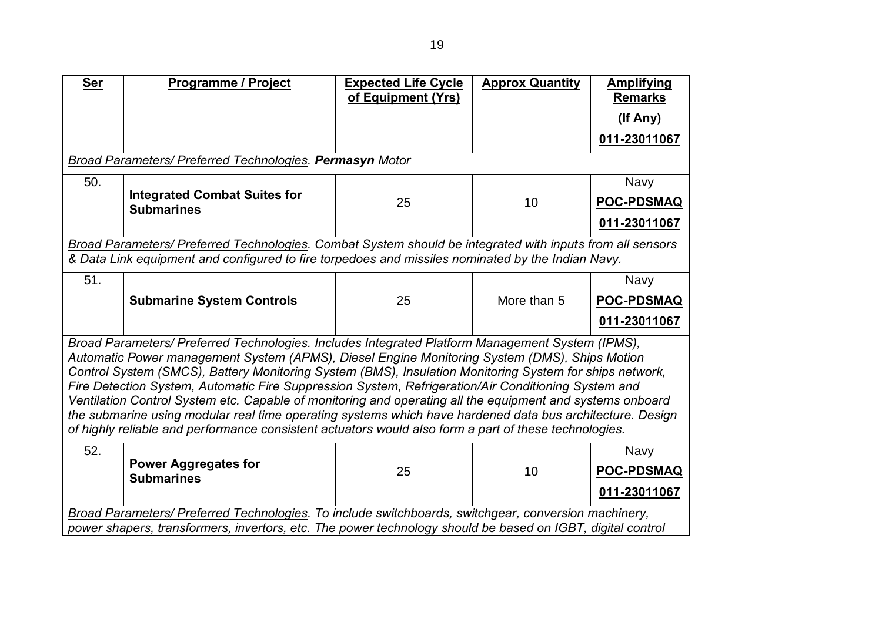| Ser | Programme / Project | Expected Life Cycle of Equipment (Yrs) | Approx Quantity | Amplifying Remarks (If Any) |
|---|---|---|---|---|
| | | | | 011-23011067 |
| *Broad Parameters/ Preferred Technologies. **Permasyn** Motor* | | | | |
| 50. | **Integrated Combat Suites for Submarines** | 25 | 10 | Navy **POC-PDSMAQ** **011-23011067** |
| *Broad Parameters/ Preferred Technologies. Combat System should be integrated with inputs from all sensors & Data Link equipment and configured to fire torpedoes and missiles nominated by the Indian Navy.* | | | | |
| 51. | **Submarine System Controls** | 25 | More than 5 | Navy **POC-PDSMAQ** **011-23011067** |
| *Broad Parameters/ Preferred Technologies. Includes Integrated Platform Management System (IPMS), Automatic Power management System (APMS), Diesel Engine Monitoring System (DMS), Ships Motion Control System (SMCS), Battery Monitoring System (BMS), Insulation Monitoring System for ships network, Fire Detection System, Automatic Fire Suppression System, Refrigeration/Air Conditioning System and Ventilation Control System etc. Capable of monitoring and operating all the equipment and systems onboard the submarine using modular real time operating systems which have hardened data bus architecture. Design of highly reliable and performance consistent actuators would also form a part of these technologies.* | | | | |
| 52. | **Power Aggregates for Submarines** | 25 | 10 | Navy **POC-PDSMAQ** **011-23011067** |
| *Broad Parameters/ Preferred Technologies. To include switchboards, switchgear, conversion machinery, power shapers, transformers, invertors, etc. The power technology should be based on IGBT, digital control* | | | | |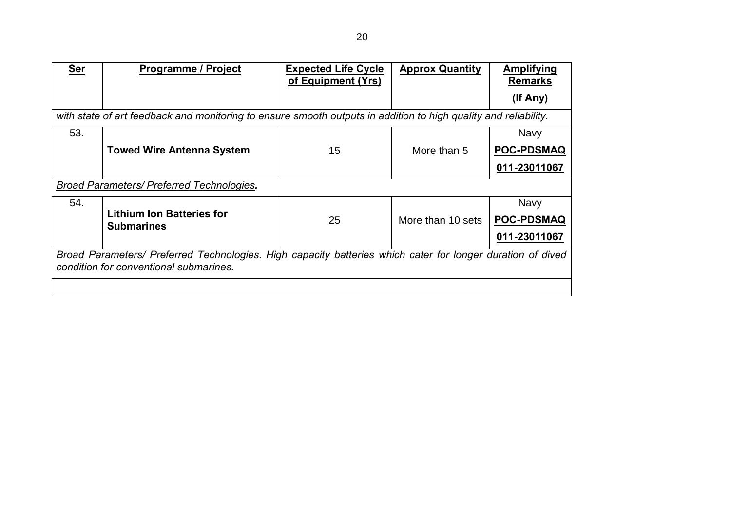| **Ser** | **Programme / Project** | **Expected Life Cycle of Equipment (Yrs)** | **Approx Quantity** | **Amplifying Remarks (If Any)** |
|---|---|---|---|---|
| *with state of art feedback and monitoring to ensure smooth outputs in addition to high quality and reliability.* | | | | |
| 53. | **Towed Wire Antenna System** | 15 | More than 5 | Navy **POC-PDSMAQ** **011-23011067** |
| *Broad Parameters/ Preferred Technologies.* | | | | |
| 54. | **Lithium Ion Batteries for Submarines** | 25 | More than 10 sets | Navy **POC-PDSMAQ** **011-23011067** |
| *Broad Parameters/ Preferred Technologies. High capacity batteries which cater for longer duration of dived condition for conventional submarines.* | | | | |
| | | | | |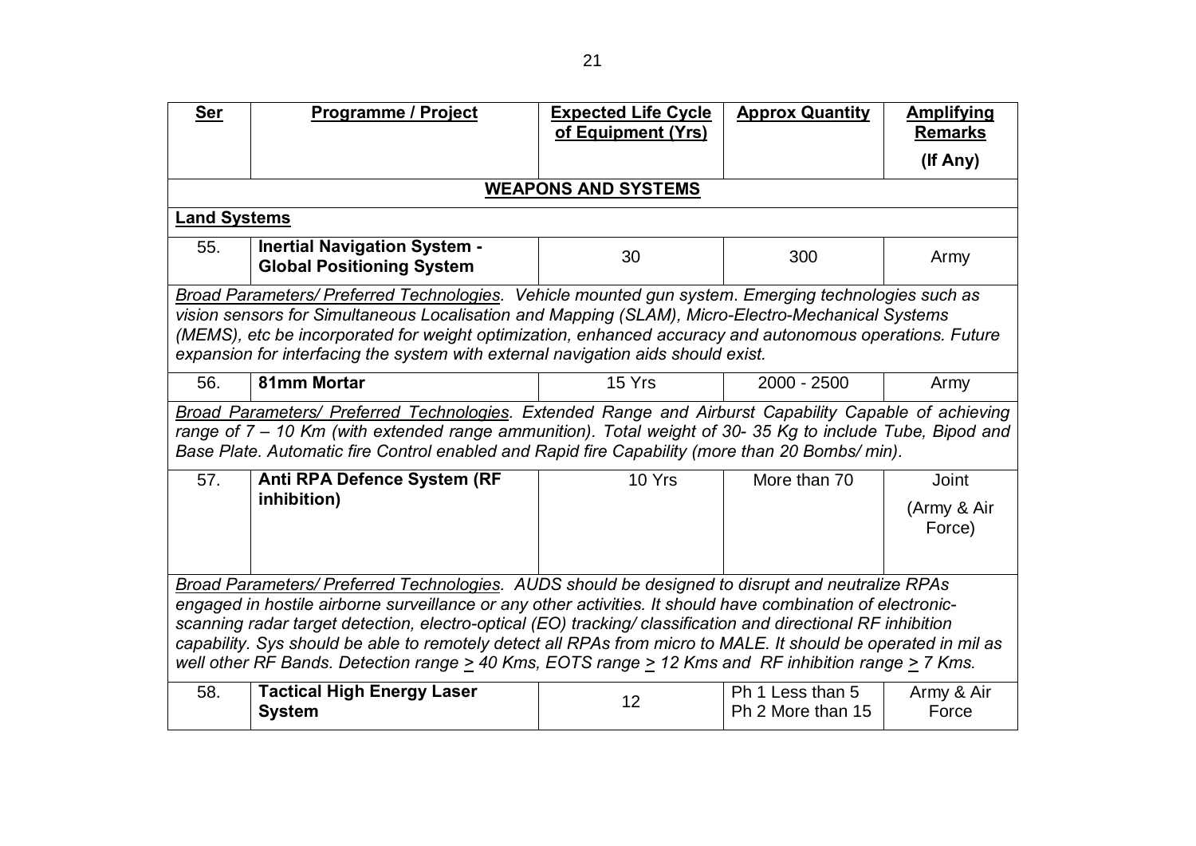| Ser | Programme / Project | Expected Life Cycle of Equipment (Yrs) | Approx Quantity | Amplifying Remarks (If Any) |
|---|---|---|---|---|
| **WEAPONS AND SYSTEMS** | | | | |
| **Land Systems** | | | | |
| 55. | **Inertial Navigation System - Global Positioning System** | 30 | 300 | Army |
| *Broad Parameters/ Preferred Technologies. Vehicle mounted gun system. Emerging technologies such as vision sensors for Simultaneous Localisation and Mapping (SLAM), Micro-Electro-Mechanical Systems (MEMS), etc be incorporated for weight optimization, enhanced accuracy and autonomous operations. Future expansion for interfacing the system with external navigation aids should exist.* | | | | |
| 56. | **81mm Mortar** | 15 Yrs | 2000 - 2500 | Army |
| *Broad Parameters/ Preferred Technologies. Extended Range and Airburst Capability Capable of achieving range of 7 – 10 Km (with extended range ammunition). Total weight of 30- 35 Kg to include Tube, Bipod and Base Plate. Automatic fire Control enabled and Rapid fire Capability (more than 20 Bombs/ min).* | | | | |
| 57. | **Anti RPA Defence System (RF inhibition)** | 10 Yrs | More than 70 | Joint (Army & Air Force) |
| *Broad Parameters/ Preferred Technologies. AUDS should be designed to disrupt and neutralize RPAs engaged in hostile airborne surveillance or any other activities. It should have combination of electronic-scanning radar target detection, electro-optical (EO) tracking/ classification and directional RF inhibition capability. Sys should be able to remotely detect all RPAs from micro to MALE. It should be operated in mil as well other RF Bands. Detection range $\geq$ 40 Kms, EOTS range $\geq$ 12 Kms and RF inhibition range $\geq$ 7 Kms.* | | | | |
| 58. | **Tactical High Energy Laser System** | 12 | Ph 1 Less than 5<br>Ph 2 More than 15 | Army & Air Force |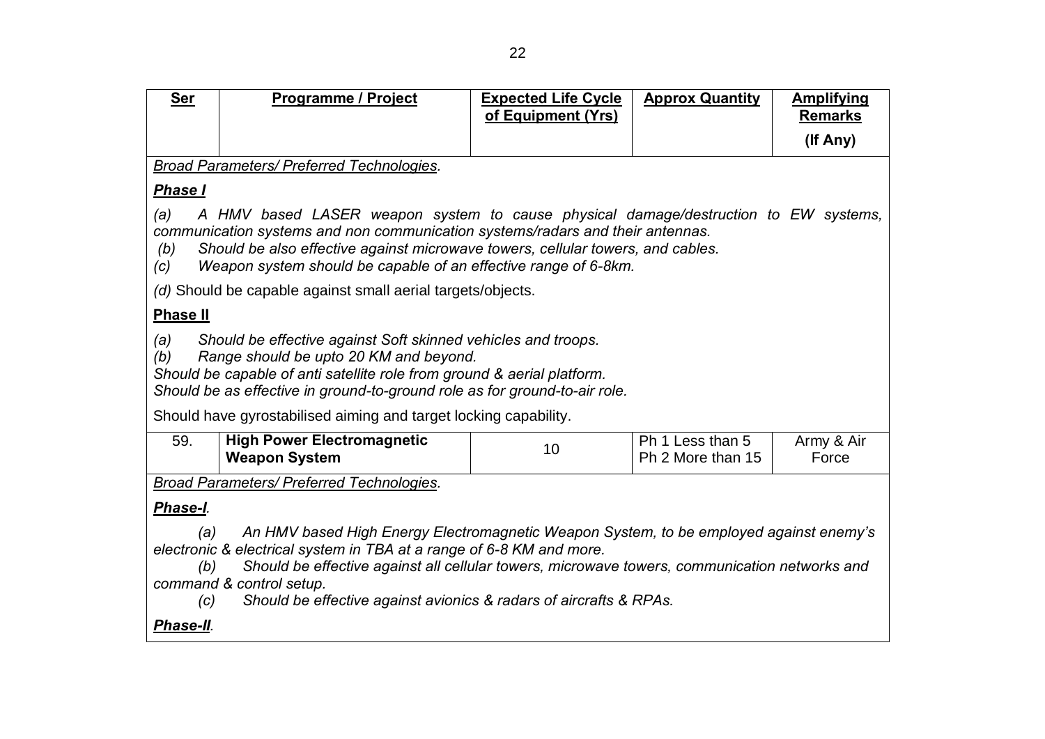| Ser | Programme / Project | Expected Life Cycle of Equipment (Yrs) | Approx Quantity | Amplifying Remarks (If Any) |
|---|---|---|---|---|

*Broad Parameters/ Preferred Technologies.*

***Phase I***

*(a) A HMV based LASER weapon system to cause physical damage/destruction to EW systems, communication systems and non communication systems/radars and their antennas.*

*(b) Should be also effective against microwave towers, cellular towers, and cables.*

*(c) Weapon system should be capable of an effective range of 6-8km.*

*(d)* Should be capable against small aerial targets/objects.

**Phase II**

*(a) Should be effective against Soft skinned vehicles and troops.*

*(b) Range should be upto 20 KM and beyond.*

*Should be capable of anti satellite role from ground & aerial platform.*

*Should be as effective in ground-to-ground role as for ground-to-air role.*

Should have gyrostabilised aiming and target locking capability.

| Ser | Programme / Project | Expected Life Cycle of Equipment (Yrs) | Approx Quantity | Amplifying Remarks (If Any) |
|---|---|---|---|---|
| 59. | **High Power Electromagnetic Weapon System** | 10 | Ph 1 Less than 5<br>Ph 2 More than 15 | Army & Air Force |

*Broad Parameters/ Preferred Technologies.*

***Phase-I.***

*(a) An HMV based High Energy Electromagnetic Weapon System, to be employed against enemy's electronic & electrical system in TBA at a range of 6-8 KM and more.*

*(b) Should be effective against all cellular towers, microwave towers, communication networks and command & control setup.*

*(c) Should be effective against avionics & radars of aircrafts & RPAs.*

***Phase-II.***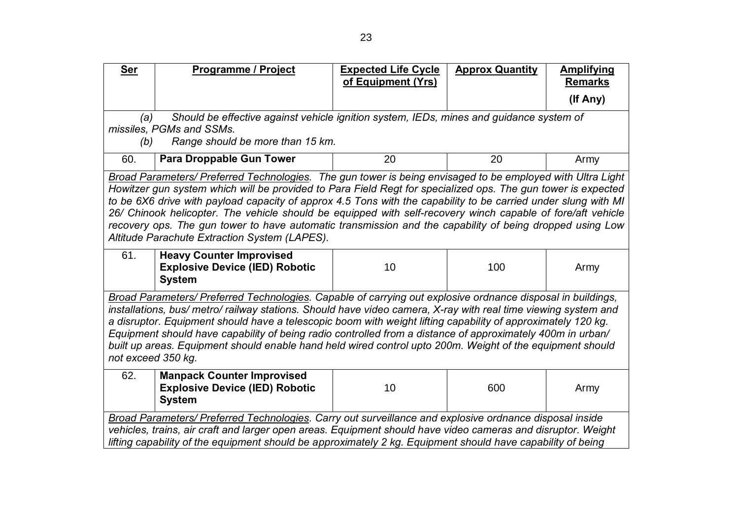| Ser | Programme / Project | Expected Life Cycle of Equipment (Yrs) | Approx Quantity | Amplifying Remarks (If Any) |
|---|---|---|---|---|
| *(a) Should be effective against vehicle ignition system, IEDs, mines and guidance system of missiles, PGMs and SSMs.* <br> *(b) Range should be more than 15 km.* | | | | |
| 60. | **Para Droppable Gun Tower** | 20 | 20 | Army |
| *Broad Parameters/ Preferred Technologies. The gun tower is being envisaged to be employed with Ultra Light Howitzer gun system which will be provided to Para Field Regt for specialized ops. The gun tower is expected to be 6X6 drive with payload capacity of approx 4.5 Tons with the capability to be carried under slung with MI 26/ Chinook helicopter. The vehicle should be equipped with self-recovery winch capable of fore/aft vehicle recovery ops. The gun tower to have automatic transmission and the capability of being dropped using Low Altitude Parachute Extraction System (LAPES).* | | | | |
| 61. | **Heavy Counter Improvised Explosive Device (IED) Robotic System** | 10 | 100 | Army |
| *Broad Parameters/ Preferred Technologies. Capable of carrying out explosive ordnance disposal in buildings, installations, bus/ metro/ railway stations. Should have video camera, X-ray with real time viewing system and a disruptor. Equipment should have a telescopic boom with weight lifting capability of approximately 120 kg. Equipment should have capability of being radio controlled from a distance of approximately 400m in urban/ built up areas. Equipment should enable hand held wired control upto 200m. Weight of the equipment should not exceed 350 kg.* | | | | |
| 62. | **Manpack Counter Improvised Explosive Device (IED) Robotic System** | 10 | 600 | Army |
| *Broad Parameters/ Preferred Technologies. Carry out surveillance and explosive ordnance disposal inside vehicles, trains, air craft and larger open areas. Equipment should have video cameras and disruptor. Weight lifting capability of the equipment should be approximately 2 kg. Equipment should have capability of being* | | | | |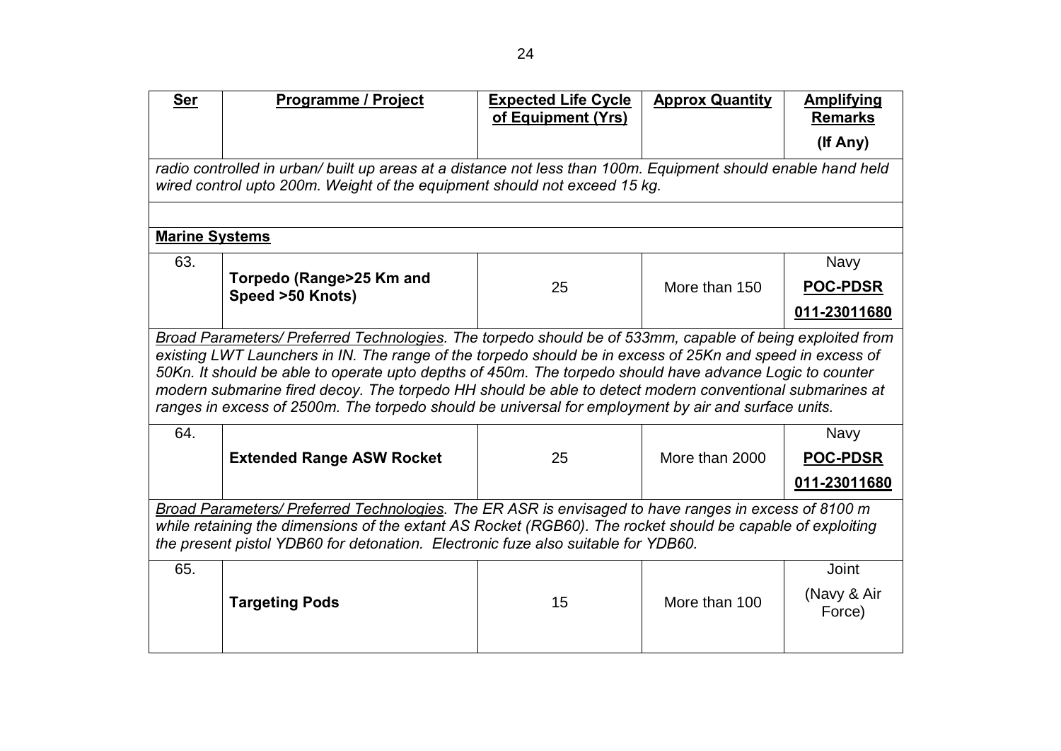| Ser | Programme / Project | Expected Life Cycle of Equipment (Yrs) | Approx Quantity | Amplifying Remarks (If Any) |
|---|---|---|---|---|
| *radio controlled in urban/ built up areas at a distance not less than 100m. Equipment should enable hand held wired control upto 200m. Weight of the equipment should not exceed 15 kg.* | | | | |
| | | | | |
| **Marine Systems** | | | | |
| 63. | **Torpedo (Range>25 Km and Speed >50 Knots)** | 25 | More than 150 | Navy **POC-PDSR** **011-23011680** |
| *Broad Parameters/ Preferred Technologies. The torpedo should be of 533mm, capable of being exploited from existing LWT Launchers in IN. The range of the torpedo should be in excess of 25Kn and speed in excess of 50Kn. It should be able to operate upto depths of 450m. The torpedo should have advance Logic to counter modern submarine fired decoy. The torpedo HH should be able to detect modern conventional submarines at ranges in excess of 2500m. The torpedo should be universal for employment by air and surface units.* | | | | |
| 64. | **Extended Range ASW Rocket** | 25 | More than 2000 | Navy **POC-PDSR** **011-23011680** |
| *Broad Parameters/ Preferred Technologies. The ER ASR is envisaged to have ranges in excess of 8100 m while retaining the dimensions of the extant AS Rocket (RGB60). The rocket should be capable of exploiting the present pistol YDB60 for detonation. Electronic fuze also suitable for YDB60.* | | | | |
| 65. | **Targeting Pods** | 15 | More than 100 | Joint (Navy & Air Force) |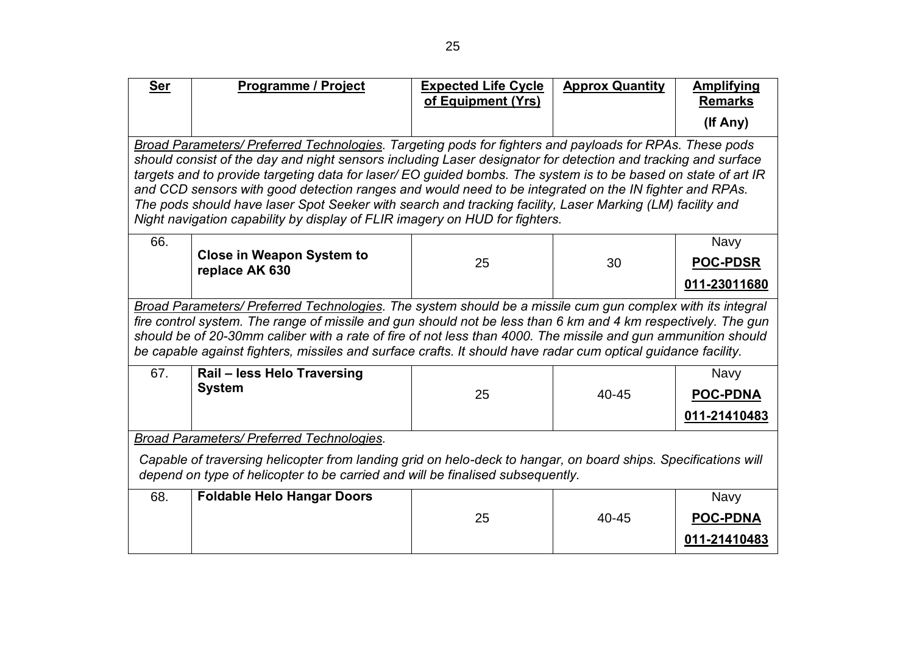| Ser | Programme / Project | Expected Life Cycle of Equipment (Yrs) | Approx Quantity | Amplifying Remarks (If Any) |
|---|---|---|---|---|
| *Broad Parameters/ Preferred Technologies. Targeting pods for fighters and payloads for RPAs. These pods should consist of the day and night sensors including Laser designator for detection and tracking and surface targets and to provide targeting data for laser/ EO guided bombs. The system is to be based on state of art IR and CCD sensors with good detection ranges and would need to be integrated on the IN fighter and RPAs. The pods should have laser Spot Seeker with search and tracking facility, Laser Marking (LM) facility and Night navigation capability by display of FLIR imagery on HUD for fighters.* | | | | |
| 66. | **Close in Weapon System to replace AK 630** | 25 | 30 | Navy **POC-PDSR** **011-23011680** |
| *Broad Parameters/ Preferred Technologies. The system should be a missile cum gun complex with its integral fire control system. The range of missile and gun should not be less than 6 km and 4 km respectively. The gun should be of 20-30mm caliber with a rate of fire of not less than 4000. The missile and gun ammunition should be capable against fighters, missiles and surface crafts. It should have radar cum optical guidance facility.* | | | | |
| 67. | **Rail – less Helo Traversing System** | 25 | 40-45 | Navy **POC-PDNA** **011-21410483** |
| *Broad Parameters/ Preferred Technologies.* *Capable of traversing helicopter from landing grid on helo-deck to hangar, on board ships. Specifications will depend on type of helicopter to be carried and will be finalised subsequently.* | | | | |
| 68. | **Foldable Helo Hangar Doors** | 25 | 40-45 | Navy **POC-PDNA** **011-21410483** |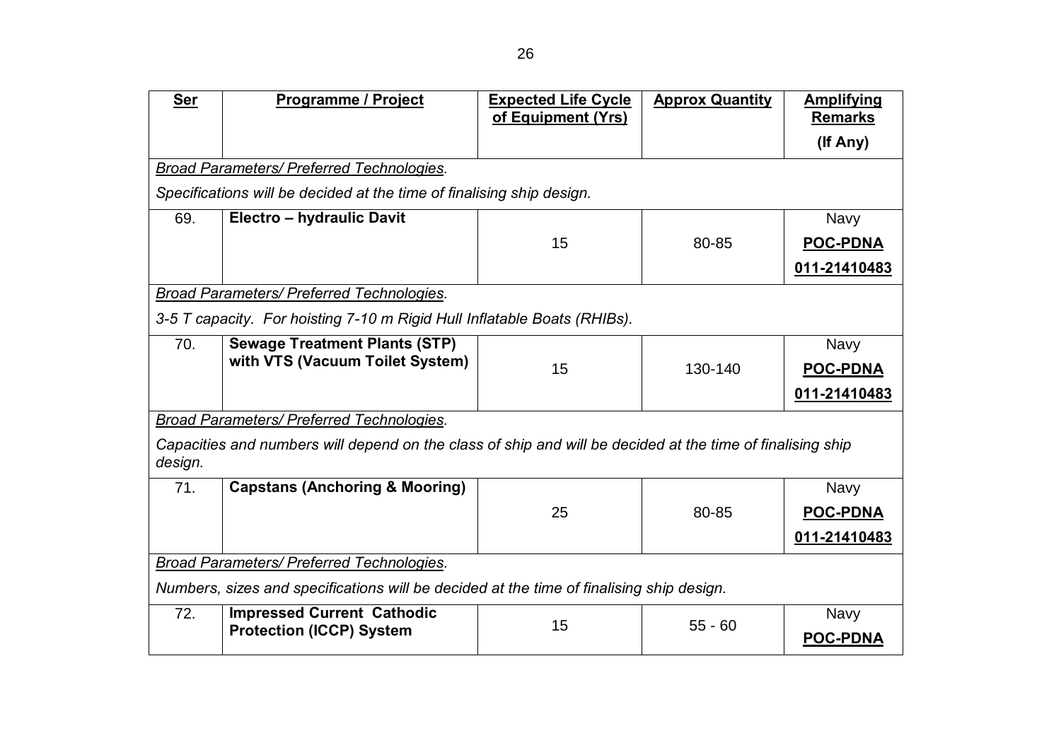| **Ser** | **Programme / Project** | **Expected Life Cycle of Equipment (Yrs)** | **Approx Quantity** | **Amplifying Remarks (If Any)** |
|---|---|---|---|---|
| *Broad Parameters/ Preferred Technologies.* Specifications will be decided at the time of finalising ship design. | | | | |
| 69. | **Electro – hydraulic Davit** | 15 | 80-85 | Navy **POC-PDNA** **011-21410483** |
| *Broad Parameters/ Preferred Technologies.* 3-5 T capacity. For hoisting 7-10 m Rigid Hull Inflatable Boats (RHIBs). | | | | |
| 70. | **Sewage Treatment Plants (STP) with VTS (Vacuum Toilet System)** | 15 | 130-140 | Navy **POC-PDNA** **011-21410483** |
| *Broad Parameters/ Preferred Technologies.* Capacities and numbers will depend on the class of ship and will be decided at the time of finalising ship design. | | | | |
| 71. | **Capstans (Anchoring & Mooring)** | 25 | 80-85 | Navy **POC-PDNA** **011-21410483** |
| *Broad Parameters/ Preferred Technologies.* Numbers, sizes and specifications will be decided at the time of finalising ship design. | | | | |
| 72. | **Impressed Current Cathodic Protection (ICCP) System** | 15 | 55 - 60 | Navy **POC-PDNA** |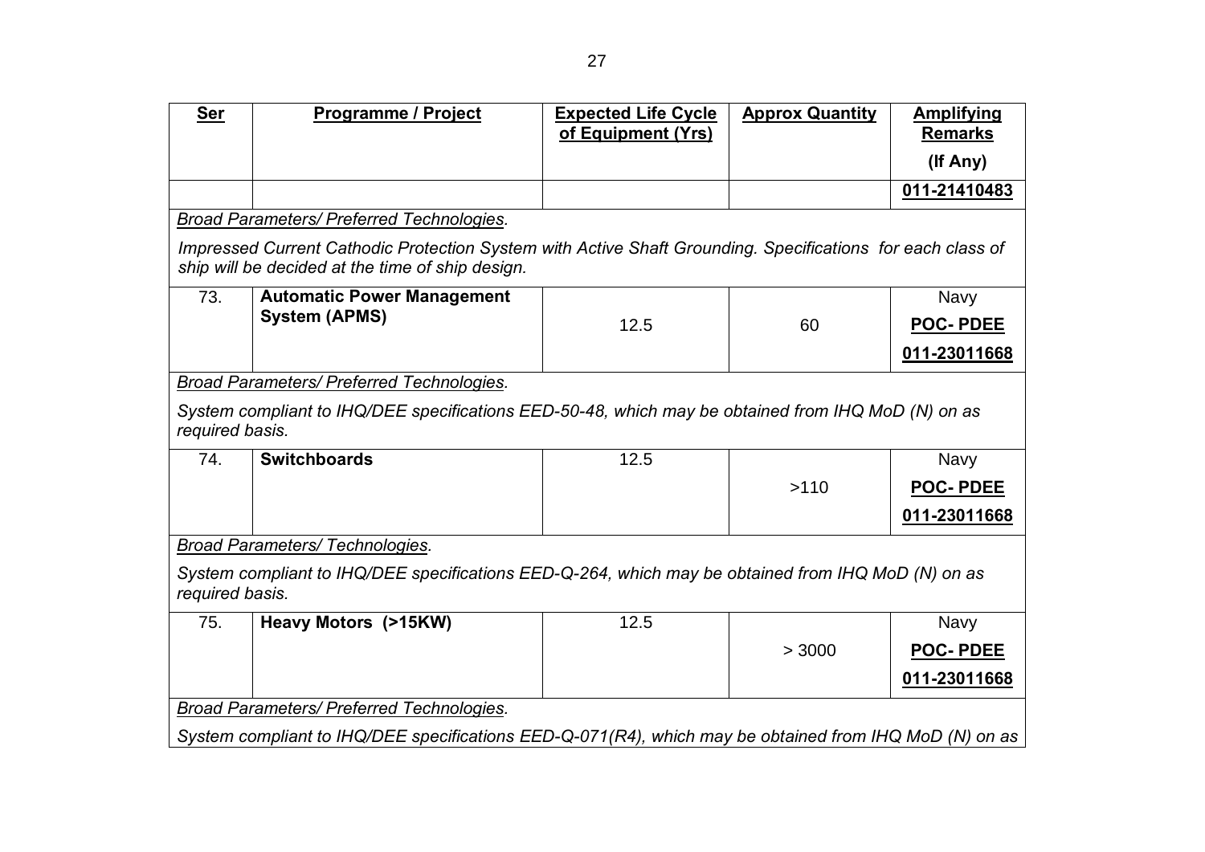| Ser | Programme / Project | Expected Life Cycle of Equipment (Yrs) | Approx Quantity | Amplifying Remarks (If Any) |
|---|---|---|---|---|
| | | | | 011-21410483 |
| *Broad Parameters/ Preferred Technologies.* *Impressed Current Cathodic Protection System with Active Shaft Grounding. Specifications for each class of ship will be decided at the time of ship design.* | | | | |
| 73. | **Automatic Power Management System (APMS)** | 12.5 | 60 | Navy **POC- PDEE** **011-23011668** |
| *Broad Parameters/ Preferred Technologies.* *System compliant to IHQ/DEE specifications EED-50-48, which may be obtained from IHQ MoD (N) on as required basis.* | | | | |
| 74. | **Switchboards** | 12.5 | >110 | Navy **POC- PDEE** **011-23011668** |
| *Broad Parameters/ Technologies.* *System compliant to IHQ/DEE specifications EED-Q-264, which may be obtained from IHQ MoD (N) on as required basis.* | | | | |
| 75. | **Heavy Motors (>15KW)** | 12.5 | > 3000 | Navy **POC- PDEE** **011-23011668** |
| *Broad Parameters/ Preferred Technologies.* *System compliant to IHQ/DEE specifications EED-Q-071(R4), which may be obtained from IHQ MoD (N) on as* | | | | |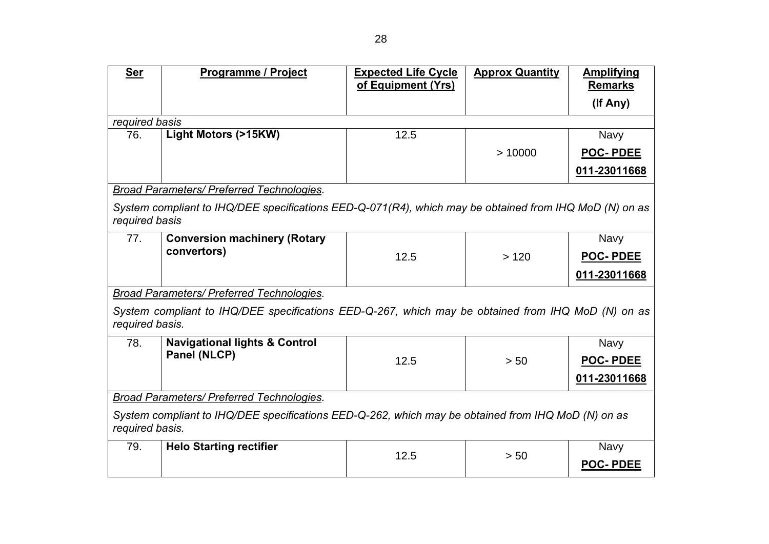| Ser | Programme / Project | Expected Life Cycle of Equipment (Yrs) | Approx Quantity | Amplifying Remarks (If Any) |
|---|---|---|---|---|
| *required basis* | | | | |
| 76. | **Light Motors (>15KW)** | 12.5 | > 10000 | Navy **POC- PDEE** **011-23011668** |
| *Broad Parameters/ Preferred Technologies.* *System compliant to IHQ/DEE specifications EED-Q-071(R4), which may be obtained from IHQ MoD (N) on as required basis* | | | | |
| 77. | **Conversion machinery (Rotary convertors)** | 12.5 | > 120 | Navy **POC- PDEE** **011-23011668** |
| *Broad Parameters/ Preferred Technologies.* *System compliant to IHQ/DEE specifications EED-Q-267, which may be obtained from IHQ MoD (N) on as required basis.* | | | | |
| 78. | **Navigational lights & Control Panel (NLCP)** | 12.5 | > 50 | Navy **POC- PDEE** **011-23011668** |
| *Broad Parameters/ Preferred Technologies.* *System compliant to IHQ/DEE specifications EED-Q-262, which may be obtained from IHQ MoD (N) on as required basis.* | | | | |
| 79. | **Helo Starting rectifier** | 12.5 | > 50 | Navy **POC- PDEE** |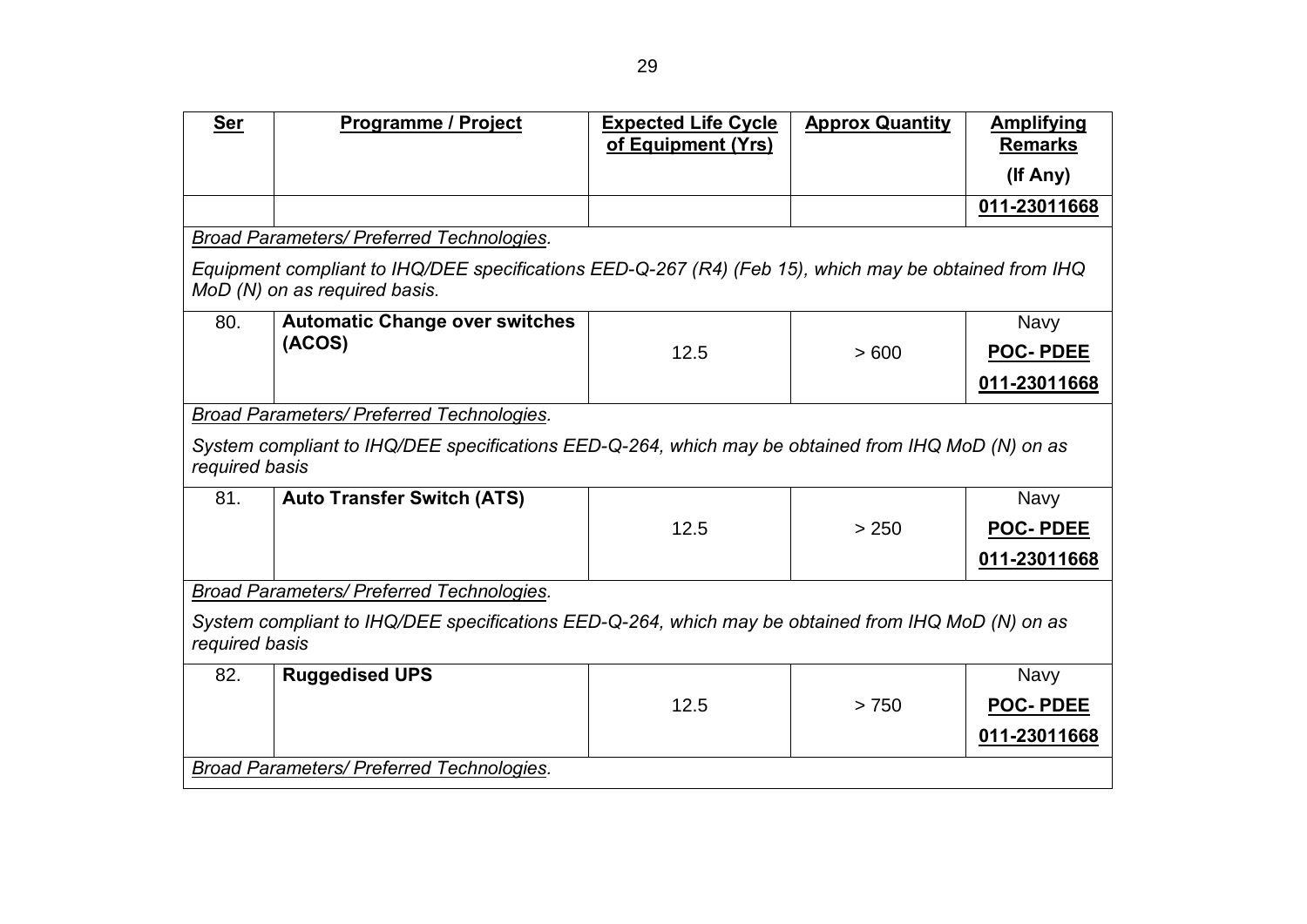| Ser | Programme / Project | Expected Life Cycle of Equipment (Yrs) | Approx Quantity | Amplifying Remarks (If Any) |
|---|---|---|---|---|
| | | | | **011-23011668** |
| *Broad Parameters/ Preferred Technologies.* <br> *Equipment compliant to IHQ/DEE specifications EED-Q-267 (R4) (Feb 15), which may be obtained from IHQ MoD (N) on as required basis.* | | | | |
| 80. | **Automatic Change over switches (ACOS)** | 12.5 | > 600 | Navy <br> **POC- PDEE** <br> **011-23011668** |
| *Broad Parameters/ Preferred Technologies.* <br> *System compliant to IHQ/DEE specifications EED-Q-264, which may be obtained from IHQ MoD (N) on as required basis* | | | | |
| 81. | **Auto Transfer Switch (ATS)** | 12.5 | > 250 | Navy <br> **POC- PDEE** <br> **011-23011668** |
| *Broad Parameters/ Preferred Technologies.* <br> *System compliant to IHQ/DEE specifications EED-Q-264, which may be obtained from IHQ MoD (N) on as required basis* | | | | |
| 82. | **Ruggedised UPS** | 12.5 | > 750 | Navy <br> **POC- PDEE** <br> **011-23011668** |
| *Broad Parameters/ Preferred Technologies.* | | | | |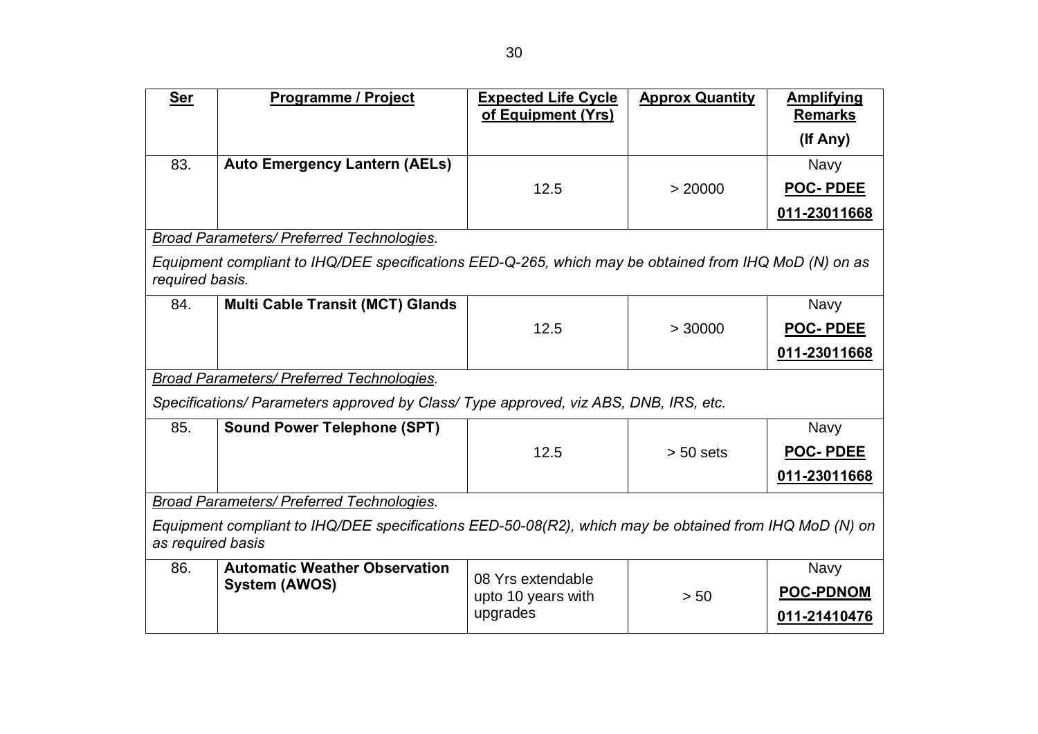| **Ser** | **Programme / Project** | **Expected Life Cycle of Equipment (Yrs)** | **Approx Quantity** | **Amplifying Remarks (If Any)** |
|---|---|---|---|---|
| 83. | **Auto Emergency Lantern (AELs)** | 12.5 | > 20000 | Navy **POC- PDEE** **011-23011668** |
| *Broad Parameters/ Preferred Technologies.* *Equipment compliant to IHQ/DEE specifications EED-Q-265, which may be obtained from IHQ MoD (N) on as required basis.* | | | | |
| 84. | **Multi Cable Transit (MCT) Glands** | 12.5 | > 30000 | Navy **POC- PDEE** **011-23011668** |
| *Broad Parameters/ Preferred Technologies.* *Specifications/ Parameters approved by Class/ Type approved, viz ABS, DNB, IRS, etc.* | | | | |
| 85. | **Sound Power Telephone (SPT)** | 12.5 | > 50 sets | Navy **POC- PDEE** **011-23011668** |
| *Broad Parameters/ Preferred Technologies.* *Equipment compliant to IHQ/DEE specifications EED-50-08(R2), which may be obtained from IHQ MoD (N) on as required basis* | | | | |
| 86. | **Automatic Weather Observation System (AWOS)** | 08 Yrs extendable upto 10 years with upgrades | > 50 | Navy **POC-PDNOM** **011-21410476** |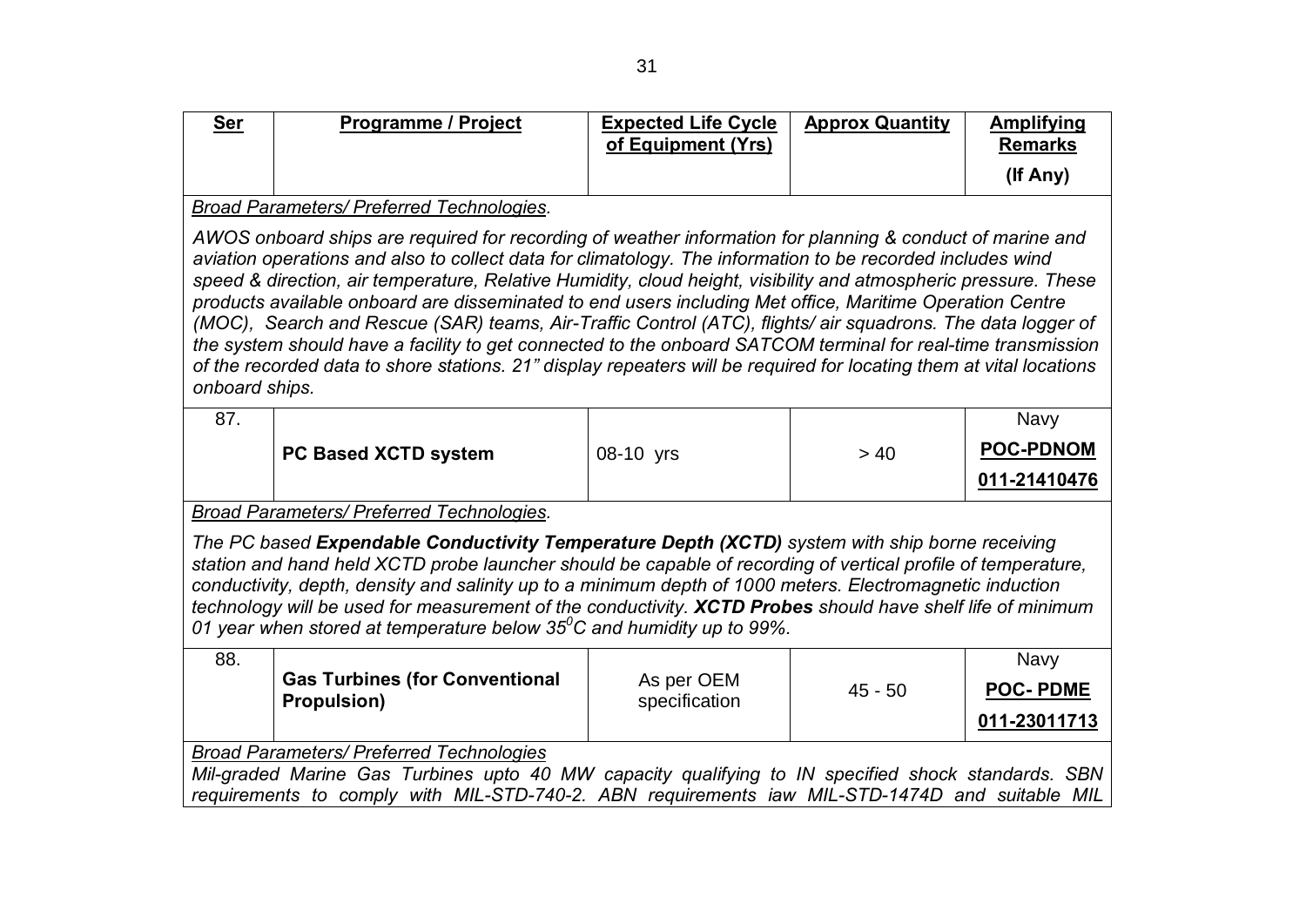| Ser | Programme / Project | Expected Life Cycle of Equipment (Yrs) | Approx Quantity | Amplifying Remarks (If Any) |
|---|---|---|---|---|
| *Broad Parameters/ Preferred Technologies.* | | | | |
| *AWOS onboard ships are required for recording of weather information for planning & conduct of marine and aviation operations and also to collect data for climatology. The information to be recorded includes wind speed & direction, air temperature, Relative Humidity, cloud height, visibility and atmospheric pressure. These products available onboard are disseminated to end users including Met office, Maritime Operation Centre (MOC), Search and Rescue (SAR) teams, Air-Traffic Control (ATC), flights/ air squadrons. The data logger of the system should have a facility to get connected to the onboard SATCOM terminal for real-time transmission of the recorded data to shore stations. 21" display repeaters will be required for locating them at vital locations onboard ships.* | | | | |
| 87. | **PC Based XCTD system** | 08-10 yrs | > 40 | Navy **POC-PDNOM** **011-21410476** |
| *Broad Parameters/ Preferred Technologies.* | | | | |
| *The PC based **Expendable Conductivity Temperature Depth (XCTD)** system with ship borne receiving station and hand held XCTD probe launcher should be capable of recording of vertical profile of temperature, conductivity, depth, density and salinity up to a minimum depth of 1000 meters. Electromagnetic induction technology will be used for measurement of the conductivity. **XCTD Probes** should have shelf life of minimum 01 year when stored at temperature below 35$^0$C and humidity up to 99%.* | | | | |
| 88. | **Gas Turbines (for Conventional Propulsion)** | As per OEM specification | 45 - 50 | Navy **POC- PDME** **011-23011713** |
| *Broad Parameters/ Preferred Technologies* | | | | |
| *Mil-graded Marine Gas Turbines upto 40 MW capacity qualifying to IN specified shock standards. SBN requirements to comply with MIL-STD-740-2. ABN requirements iaw MIL-STD-1474D and suitable MIL* | | | | |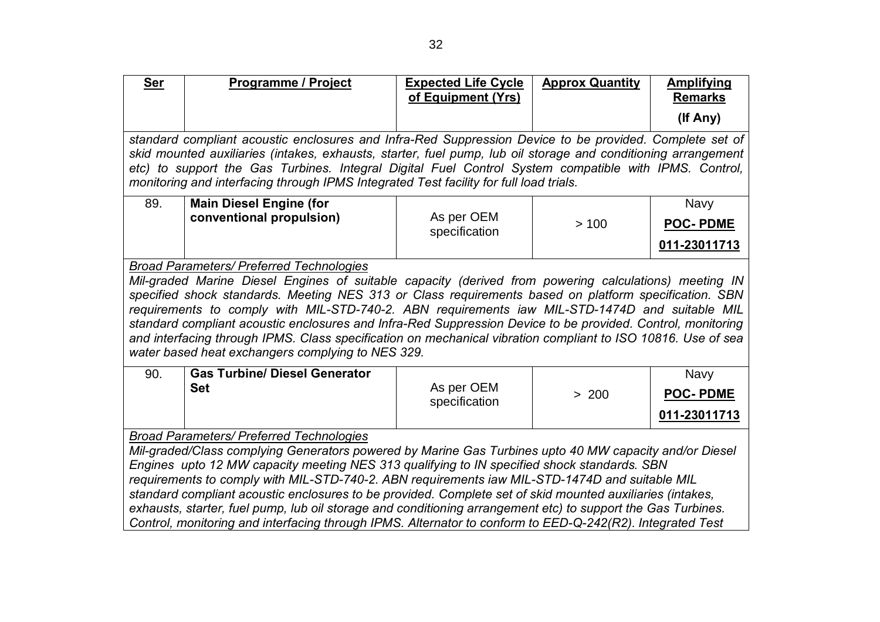| Ser | Programme / Project | Expected Life Cycle of Equipment (Yrs) | Approx Quantity | Amplifying Remarks (If Any) |
|---|---|---|---|---|
| *standard compliant acoustic enclosures and Infra-Red Suppression Device to be provided. Complete set of skid mounted auxiliaries (intakes, exhausts, starter, fuel pump, lub oil storage and conditioning arrangement etc) to support the Gas Turbines. Integral Digital Fuel Control System compatible with IPMS. Control, monitoring and interfacing through IPMS Integrated Test facility for full load trials.* | | | | |
| 89. | **Main Diesel Engine (for conventional propulsion)** | As per OEM specification | > 100 | Navy **POC- PDME** **011-23011713** |
| *Broad Parameters/ Preferred Technologies* *Mil-graded Marine Diesel Engines of suitable capacity (derived from powering calculations) meeting IN specified shock standards. Meeting NES 313 or Class requirements based on platform specification. SBN requirements to comply with MIL-STD-740-2. ABN requirements iaw MIL-STD-1474D and suitable MIL standard compliant acoustic enclosures and Infra-Red Suppression Device to be provided. Control, monitoring and interfacing through IPMS. Class specification on mechanical vibration compliant to ISO 10816. Use of sea water based heat exchangers complying to NES 329.* | | | | |
| 90. | **Gas Turbine/ Diesel Generator Set** | As per OEM specification | > 200 | Navy **POC- PDME** **011-23011713** |
| *Broad Parameters/ Preferred Technologies* *Mil-graded/Class complying Generators powered by Marine Gas Turbines upto 40 MW capacity and/or Diesel Engines upto 12 MW capacity meeting NES 313 qualifying to IN specified shock standards. SBN requirements to comply with MIL-STD-740-2. ABN requirements iaw MIL-STD-1474D and suitable MIL standard compliant acoustic enclosures to be provided. Complete set of skid mounted auxiliaries (intakes, exhausts, starter, fuel pump, lub oil storage and conditioning arrangement etc) to support the Gas Turbines. Control, monitoring and interfacing through IPMS. Alternator to conform to EED-Q-242(R2). Integrated Test* | | | | |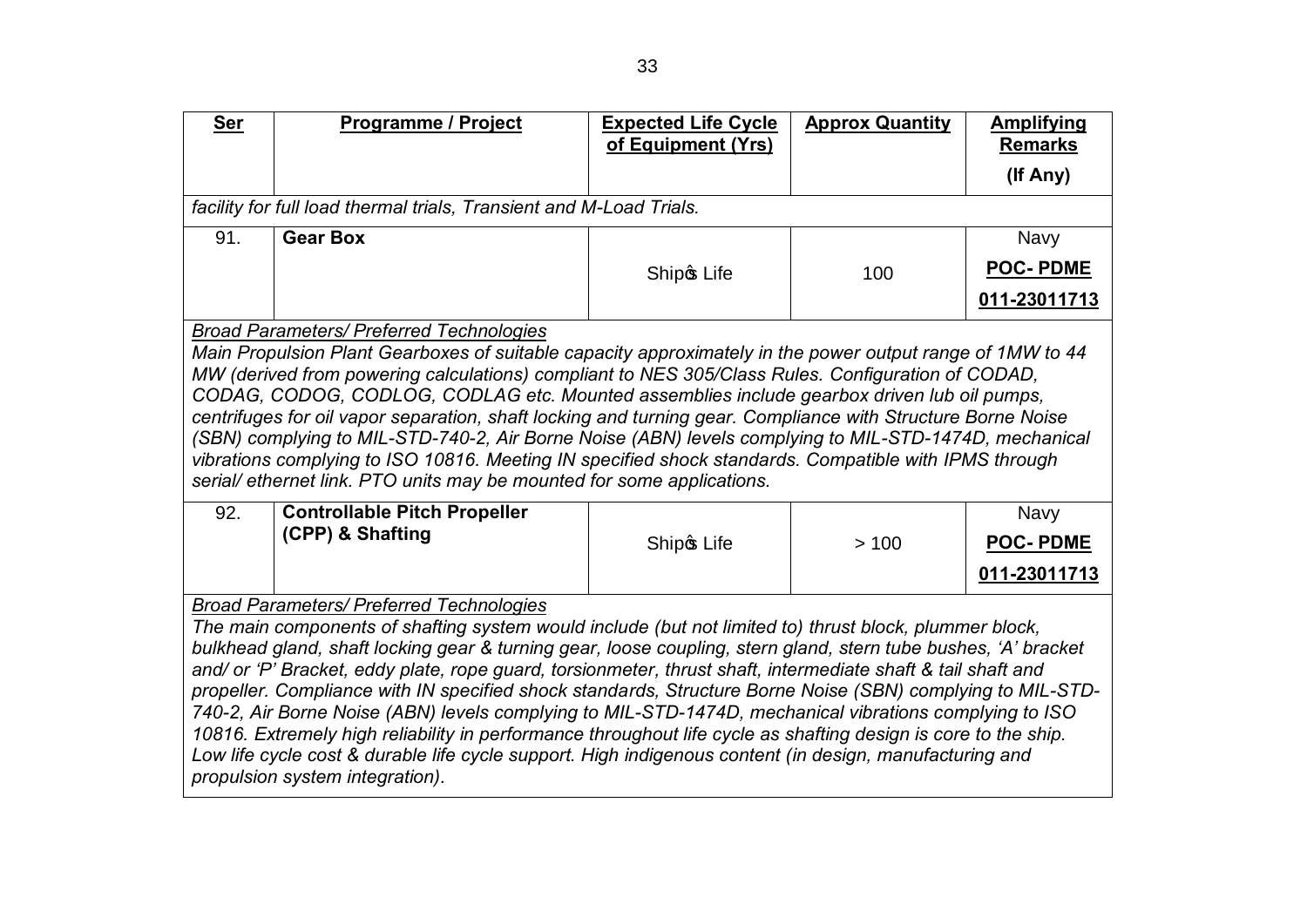| **Ser** | **Programme / Project** | **Expected Life Cycle of Equipment (Yrs)** | **Approx Quantity** | **Amplifying Remarks (If Any)** |
|---|---|---|---|---|
| *facility for full load thermal trials, Transient and M-Load Trials.* | | | | |
| 91. | **Gear Box** | Ship's Life | 100 | Navy **POC- PDME** **011-23011713** |
| *Broad Parameters/ Preferred Technologies* *Main Propulsion Plant Gearboxes of suitable capacity approximately in the power output range of 1MW to 44 MW (derived from powering calculations) compliant to NES 305/Class Rules. Configuration of CODAD, CODAG, CODOG, CODLOG, CODLAG etc. Mounted assemblies include gearbox driven lub oil pumps, centrifuges for oil vapor separation, shaft locking and turning gear. Compliance with Structure Borne Noise (SBN) complying to MIL-STD-740-2, Air Borne Noise (ABN) levels complying to MIL-STD-1474D, mechanical vibrations complying to ISO 10816. Meeting IN specified shock standards. Compatible with IPMS through serial/ ethernet link. PTO units may be mounted for some applications.* | | | | |
| 92. | **Controllable Pitch Propeller (CPP) & Shafting** | Ship's Life | > 100 | Navy **POC- PDME** **011-23011713** |
| *Broad Parameters/ Preferred Technologies* *The main components of shafting system would include (but not limited to) thrust block, plummer block, bulkhead gland, shaft locking gear & turning gear, loose coupling, stern gland, stern tube bushes, 'A' bracket and/ or 'P' Bracket, eddy plate, rope guard, torsionmeter, thrust shaft, intermediate shaft & tail shaft and propeller. Compliance with IN specified shock standards, Structure Borne Noise (SBN) complying to MIL-STD-740-2, Air Borne Noise (ABN) levels complying to MIL-STD-1474D, mechanical vibrations complying to ISO 10816. Extremely high reliability in performance throughout life cycle as shafting design is core to the ship. Low life cycle cost & durable life cycle support. High indigenous content (in design, manufacturing and propulsion system integration).* | | | | |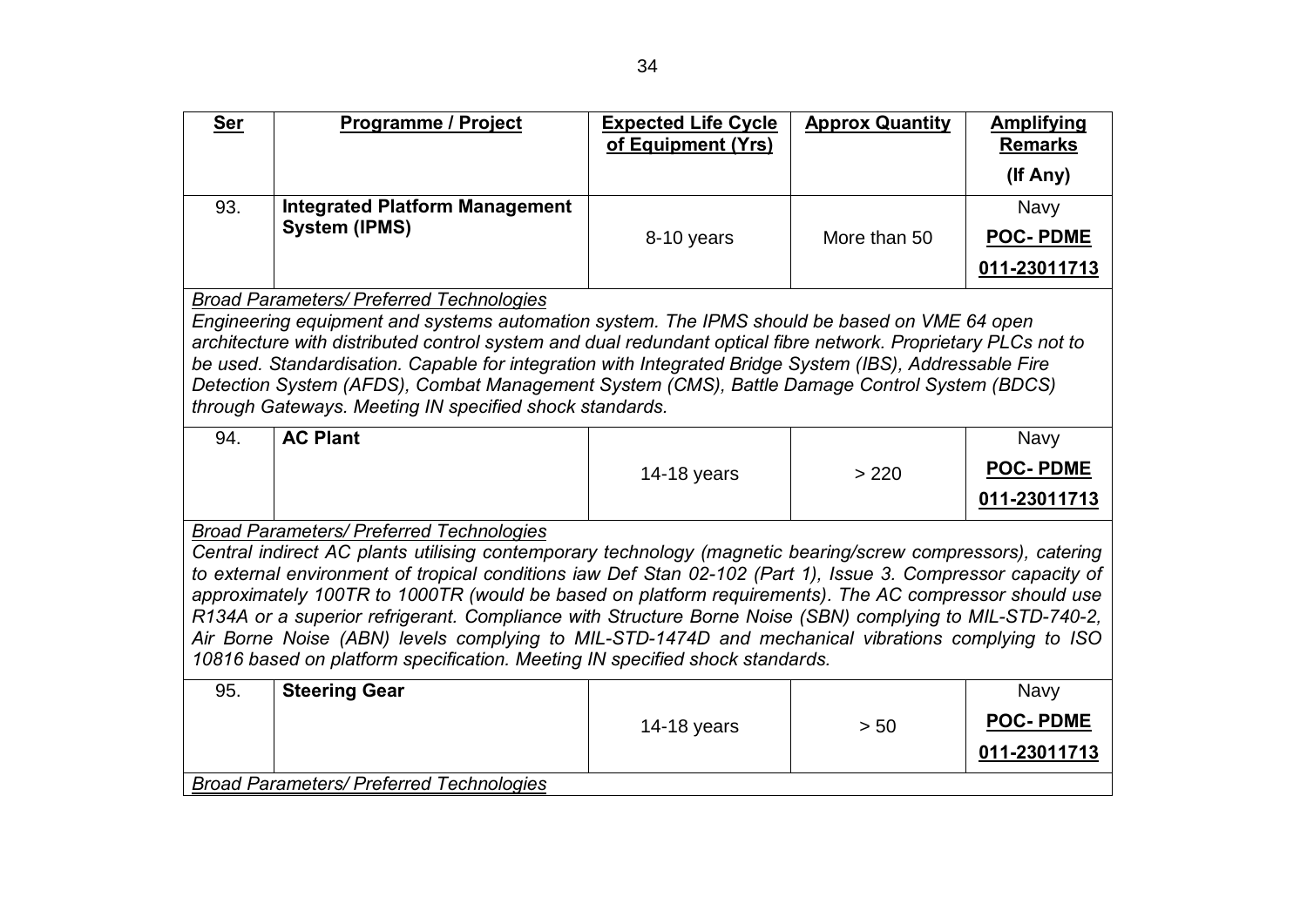| Ser | Programme / Project | Expected Life Cycle of Equipment (Yrs) | Approx Quantity | Amplifying Remarks (If Any) |
|---|---|---|---|---|
| 93. | **Integrated Platform Management System (IPMS)** | 8-10 years | More than 50 | Navy **POC- PDME** **011-23011713** |
| *Broad Parameters/ Preferred Technologies* *Engineering equipment and systems automation system. The IPMS should be based on VME 64 open architecture with distributed control system and dual redundant optical fibre network. Proprietary PLCs not to be used. Standardisation. Capable for integration with Integrated Bridge System (IBS), Addressable Fire Detection System (AFDS), Combat Management System (CMS), Battle Damage Control System (BDCS) through Gateways. Meeting IN specified shock standards.* | | | | |
| 94. | **AC Plant** | 14-18 years | > 220 | Navy **POC- PDME** **011-23011713** |
| *Broad Parameters/ Preferred Technologies* *Central indirect AC plants utilising contemporary technology (magnetic bearing/screw compressors), catering to external environment of tropical conditions iaw Def Stan 02-102 (Part 1), Issue 3. Compressor capacity of approximately 100TR to 1000TR (would be based on platform requirements). The AC compressor should use R134A or a superior refrigerant. Compliance with Structure Borne Noise (SBN) complying to MIL-STD-740-2, Air Borne Noise (ABN) levels complying to MIL-STD-1474D and mechanical vibrations complying to ISO 10816 based on platform specification. Meeting IN specified shock standards.* | | | | |
| 95. | **Steering Gear** | 14-18 years | > 50 | Navy **POC- PDME** **011-23011713** |
| *Broad Parameters/ Preferred Technologies* | | | | |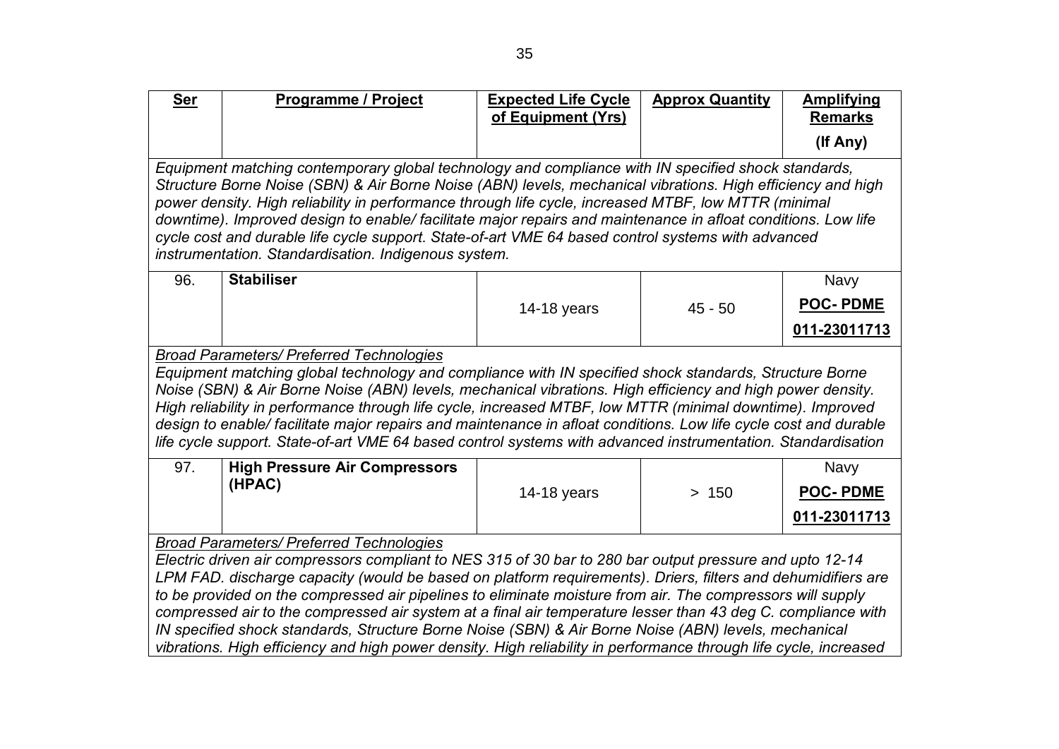| Ser | Programme / Project | Expected Life Cycle of Equipment (Yrs) | Approx Quantity | Amplifying Remarks (If Any) |
|---|---|---|---|---|
| *Equipment matching contemporary global technology and compliance with IN specified shock standards, Structure Borne Noise (SBN) & Air Borne Noise (ABN) levels, mechanical vibrations. High efficiency and high power density. High reliability in performance through life cycle, increased MTBF, low MTTR (minimal downtime). Improved design to enable/ facilitate major repairs and maintenance in afloat conditions. Low life cycle cost and durable life cycle support. State-of-art VME 64 based control systems with advanced instrumentation. Standardisation. Indigenous system.* | | | | |
| 96. | **Stabiliser** | 14-18 years | 45 - 50 | Navy<br>**POC- PDME**<br>**011-23011713** |
| *Broad Parameters/ Preferred Technologies*<br>*Equipment matching global technology and compliance with IN specified shock standards, Structure Borne Noise (SBN) & Air Borne Noise (ABN) levels, mechanical vibrations. High efficiency and high power density. High reliability in performance through life cycle, increased MTBF, low MTTR (minimal downtime). Improved design to enable/ facilitate major repairs and maintenance in afloat conditions. Low life cycle cost and durable life cycle support. State-of-art VME 64 based control systems with advanced instrumentation. Standardisation* | | | | |
| 97. | **High Pressure Air Compressors (HPAC)** | 14-18 years | > 150 | Navy<br>**POC- PDME**<br>**011-23011713** |
| *Broad Parameters/ Preferred Technologies*<br>*Electric driven air compressors compliant to NES 315 of 30 bar to 280 bar output pressure and upto 12-14 LPM FAD. discharge capacity (would be based on platform requirements). Driers, filters and dehumidifiers are to be provided on the compressed air pipelines to eliminate moisture from air. The compressors will supply compressed air to the compressed air system at a final air temperature lesser than 43 deg C. compliance with IN specified shock standards, Structure Borne Noise (SBN) & Air Borne Noise (ABN) levels, mechanical vibrations. High efficiency and high power density. High reliability in performance through life cycle, increased* | | | | |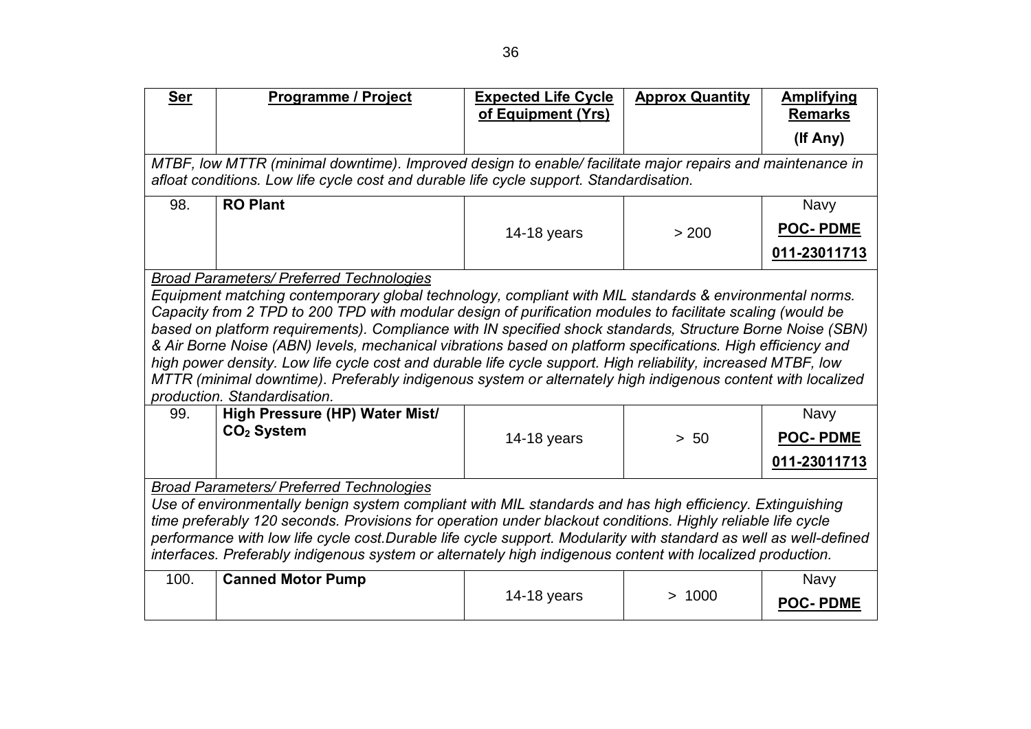| Ser | Programme / Project | Expected Life Cycle of Equipment (Yrs) | Approx Quantity | Amplifying Remarks (If Any) |
|---|---|---|---|---|
| *MTBF, low MTTR (minimal downtime). Improved design to enable/ facilitate major repairs and maintenance in afloat conditions. Low life cycle cost and durable life cycle support. Standardisation.* | | | | |
| 98. | **RO Plant** | 14-18 years | > 200 | Navy **POC- PDME** **011-23011713** |
| *Broad Parameters/ Preferred Technologies* *Equipment matching contemporary global technology, compliant with MIL standards & environmental norms. Capacity from 2 TPD to 200 TPD with modular design of purification modules to facilitate scaling (would be based on platform requirements). Compliance with IN specified shock standards, Structure Borne Noise (SBN) & Air Borne Noise (ABN) levels, mechanical vibrations based on platform specifications. High efficiency and high power density. Low life cycle cost and durable life cycle support. High reliability, increased MTBF, low MTTR (minimal downtime). Preferably indigenous system or alternately high indigenous content with localized production. Standardisation.* | | | | |
| 99. | **High Pressure (HP) Water Mist/ $CO_2$ System** | 14-18 years | > 50 | Navy **POC- PDME** **011-23011713** |
| *Broad Parameters/ Preferred Technologies* *Use of environmentally benign system compliant with MIL standards and has high efficiency. Extinguishing time preferably 120 seconds. Provisions for operation under blackout conditions. Highly reliable life cycle performance with low life cycle cost.Durable life cycle support. Modularity with standard as well as well-defined interfaces. Preferably indigenous system or alternately high indigenous content with localized production.* | | | | |
| 100. | **Canned Motor Pump** | 14-18 years | > 1000 | Navy **POC- PDME** |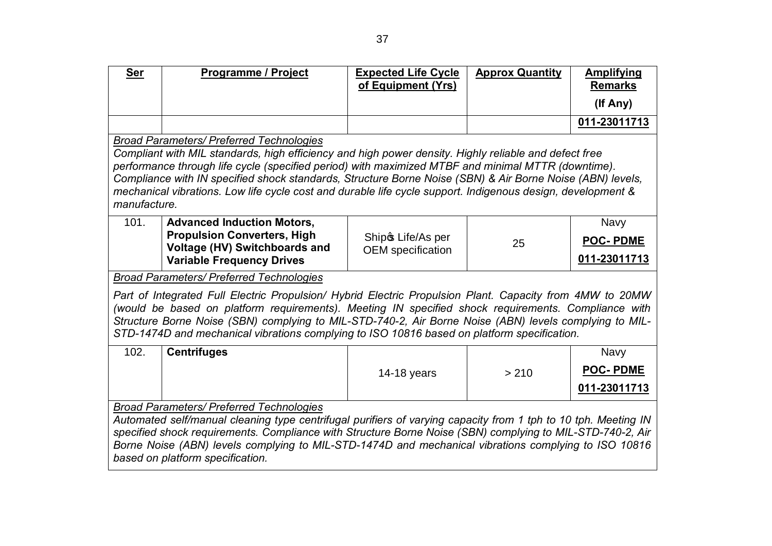| Ser | Programme / Project | Expected Life Cycle of Equipment (Yrs) | Approx Quantity | Amplifying Remarks (If Any) |
|---|---|---|---|---|
| | | | | 011-23011713 |
| *Broad Parameters/ Preferred Technologies* Compliant with MIL standards, high efficiency and high power density. Highly reliable and defect free performance through life cycle (specified period) with maximized MTBF and minimal MTTR (downtime). Compliance with IN specified shock standards, Structure Borne Noise (SBN) & Air Borne Noise (ABN) levels, mechanical vibrations. Low life cycle cost and durable life cycle support. Indigenous design, development & manufacture. | | | | |
| 101. | **Advanced Induction Motors, Propulsion Converters, High Voltage (HV) Switchboards and Variable Frequency Drives** | Ship's Life/As per OEM specification | 25 | Navy **POC- PDME** **011-23011713** |
| *Broad Parameters/ Preferred Technologies* Part of Integrated Full Electric Propulsion/ Hybrid Electric Propulsion Plant. Capacity from 4MW to 20MW (would be based on platform requirements). Meeting IN specified shock requirements. Compliance with Structure Borne Noise (SBN) complying to MIL-STD-740-2, Air Borne Noise (ABN) levels complying to MIL-STD-1474D and mechanical vibrations complying to ISO 10816 based on platform specification. | | | | |
| 102. | **Centrifuges** | 14-18 years | > 210 | Navy **POC- PDME** **011-23011713** |
| *Broad Parameters/ Preferred Technologies* Automated self/manual cleaning type centrifugal purifiers of varying capacity from 1 tph to 10 tph. Meeting IN specified shock requirements. Compliance with Structure Borne Noise (SBN) complying to MIL-STD-740-2, Air Borne Noise (ABN) levels complying to MIL-STD-1474D and mechanical vibrations complying to ISO 10816 based on platform specification. | | | | |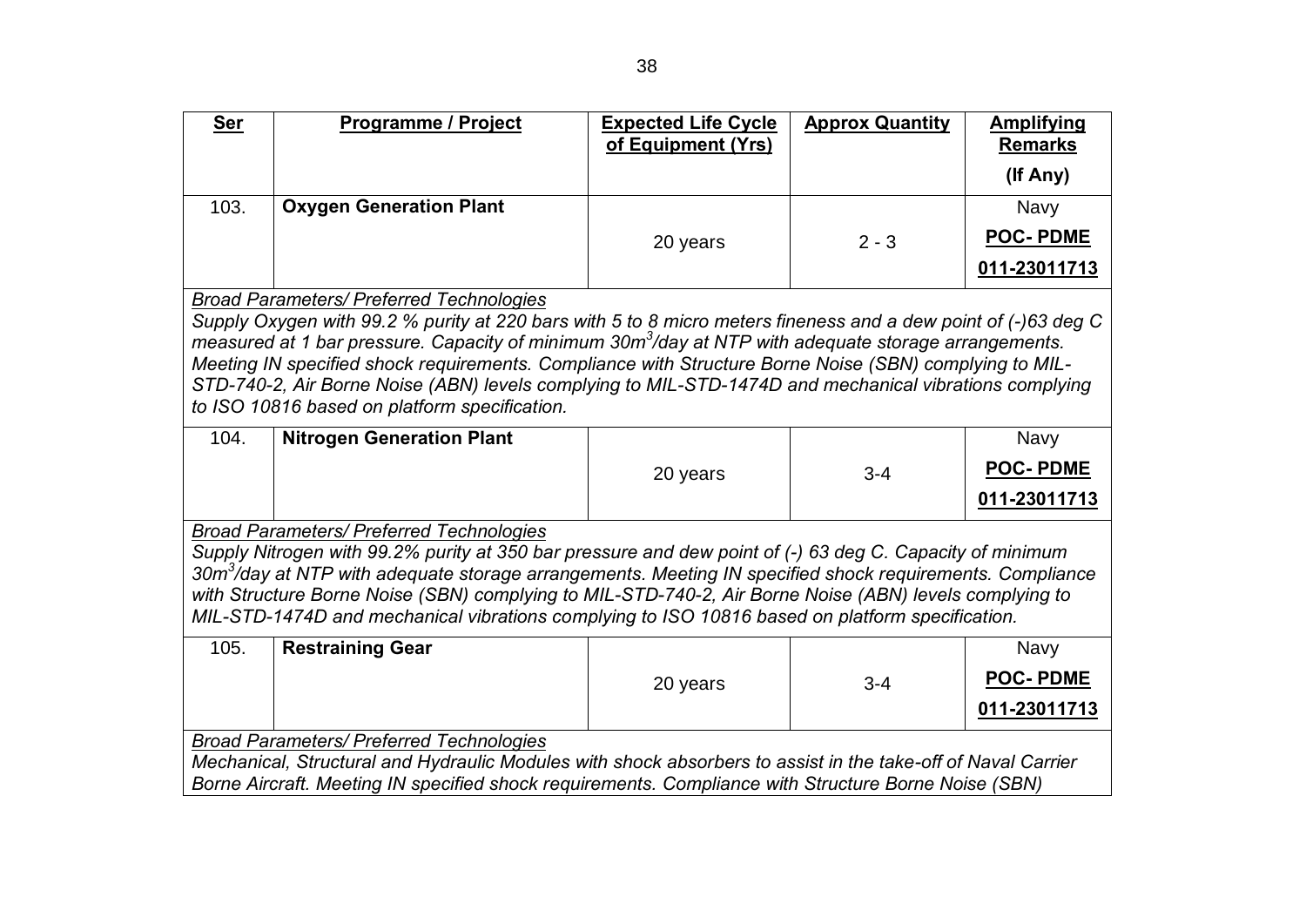| **Ser** | **Programme / Project** | **Expected Life Cycle of Equipment (Yrs)** | **Approx Quantity** | **Amplifying Remarks (If Any)** |
|---|---|---|---|---|
| 103. | **Oxygen Generation Plant** | 20 years | 2 - 3 | Navy **POC- PDME** **011-23011713** |
| *Broad Parameters/ Preferred Technologies* *Supply Oxygen with 99.2 % purity at 220 bars with 5 to 8 micro meters fineness and a dew point of (-)63 deg C measured at 1 bar pressure. Capacity of minimum 30m$^3$/day at NTP with adequate storage arrangements. Meeting IN specified shock requirements. Compliance with Structure Borne Noise (SBN) complying to MIL-STD-740-2, Air Borne Noise (ABN) levels complying to MIL-STD-1474D and mechanical vibrations complying to ISO 10816 based on platform specification.* | | | | |
| 104. | **Nitrogen Generation Plant** | 20 years | 3-4 | Navy **POC- PDME** **011-23011713** |
| *Broad Parameters/ Preferred Technologies* *Supply Nitrogen with 99.2% purity at 350 bar pressure and dew point of (-) 63 deg C. Capacity of minimum 30m$^3$/day at NTP with adequate storage arrangements. Meeting IN specified shock requirements. Compliance with Structure Borne Noise (SBN) complying to MIL-STD-740-2, Air Borne Noise (ABN) levels complying to MIL-STD-1474D and mechanical vibrations complying to ISO 10816 based on platform specification.* | | | | |
| 105. | **Restraining Gear** | 20 years | 3-4 | Navy **POC- PDME** **011-23011713** |
| *Broad Parameters/ Preferred Technologies* *Mechanical, Structural and Hydraulic Modules with shock absorbers to assist in the take-off of Naval Carrier Borne Aircraft. Meeting IN specified shock requirements. Compliance with Structure Borne Noise (SBN)* | | | | |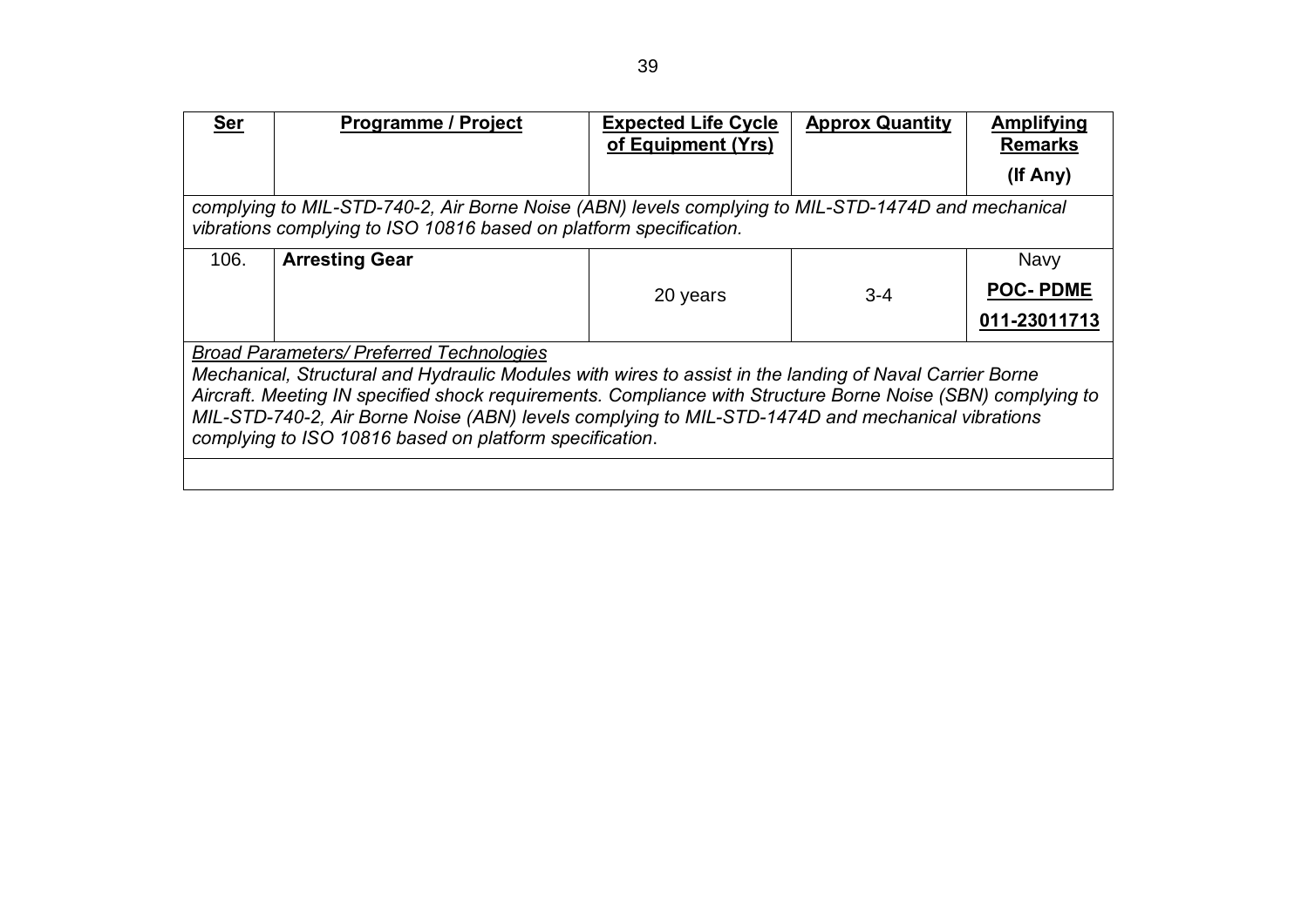| Ser | Programme / Project | Expected Life Cycle of Equipment (Yrs) | Approx Quantity | Amplifying Remarks (If Any) |
|---|---|---|---|---|
| *complying to MIL-STD-740-2, Air Borne Noise (ABN) levels complying to MIL-STD-1474D and mechanical vibrations complying to ISO 10816 based on platform specification.* | | | | |
| 106. | **Arresting Gear** | 20 years | 3-4 | Navy **POC- PDME** **011-23011713** |
| *Broad Parameters/ Preferred Technologies* *Mechanical, Structural and Hydraulic Modules with wires to assist in the landing of Naval Carrier Borne Aircraft. Meeting IN specified shock requirements. Compliance with Structure Borne Noise (SBN) complying to MIL-STD-740-2, Air Borne Noise (ABN) levels complying to MIL-STD-1474D and mechanical vibrations complying to ISO 10816 based on platform specification*. | | | | |
| | | | | |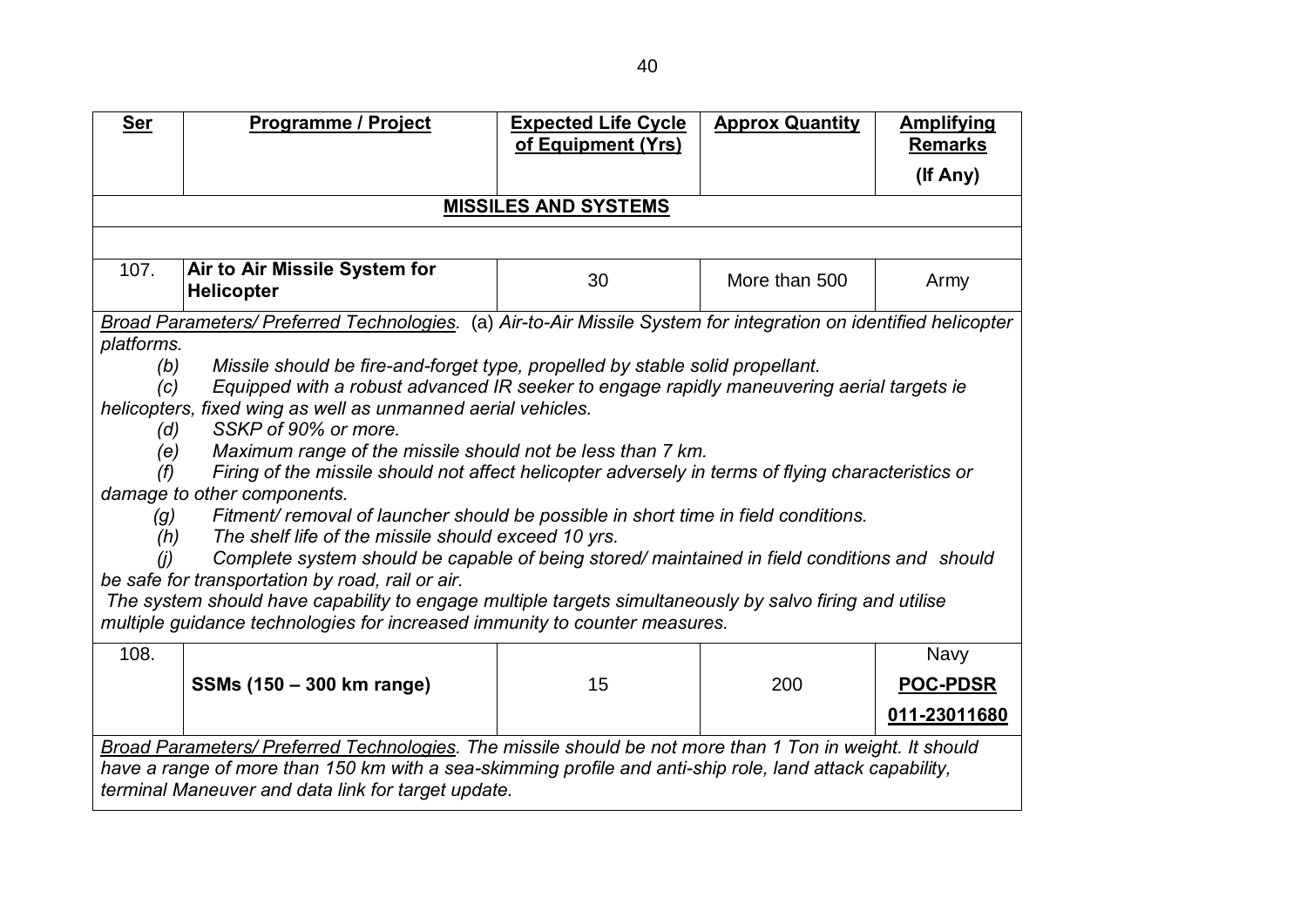| Ser | Programme / Project | Expected Life Cycle of Equipment (Yrs) | Approx Quantity | Amplifying Remarks (If Any) |
|---|---|---|---|---|
| | **MISSILES AND SYSTEMS** | | | |
| 107. | **Air to Air Missile System for Helicopter** | 30 | More than 500 | Army |
| | *Broad Parameters/ Preferred Technologies.* (a) *Air-to-Air Missile System for integration on identified helicopter platforms.* (b) *Missile should be fire-and-forget type, propelled by stable solid propellant.* (c) *Equipped with a robust advanced IR seeker to engage rapidly maneuvering aerial targets ie helicopters, fixed wing as well as unmanned aerial vehicles.* (d) *SSKP of 90% or more.* (e) *Maximum range of the missile should not be less than 7 km.* (f) *Firing of the missile should not affect helicopter adversely in terms of flying characteristics or damage to other components.* (g) *Fitment/ removal of launcher should be possible in short time in field conditions.* (h) *The shelf life of the missile should exceed 10 yrs.* (j) *Complete system should be capable of being stored/ maintained in field conditions and should be safe for transportation by road, rail or air.* *The system should have capability to engage multiple targets simultaneously by salvo firing and utilise multiple guidance technologies for increased immunity to counter measures.* | | | |
| 108. | **SSMs (150 – 300 km range)** | 15 | 200 | Navy **POC-PDSR** **011-23011680** |
| | *Broad Parameters/ Preferred Technologies. The missile should be not more than 1 Ton in weight. It should have a range of more than 150 km with a sea-skimming profile and anti-ship role, land attack capability, terminal Maneuver and data link for target update.* | | | |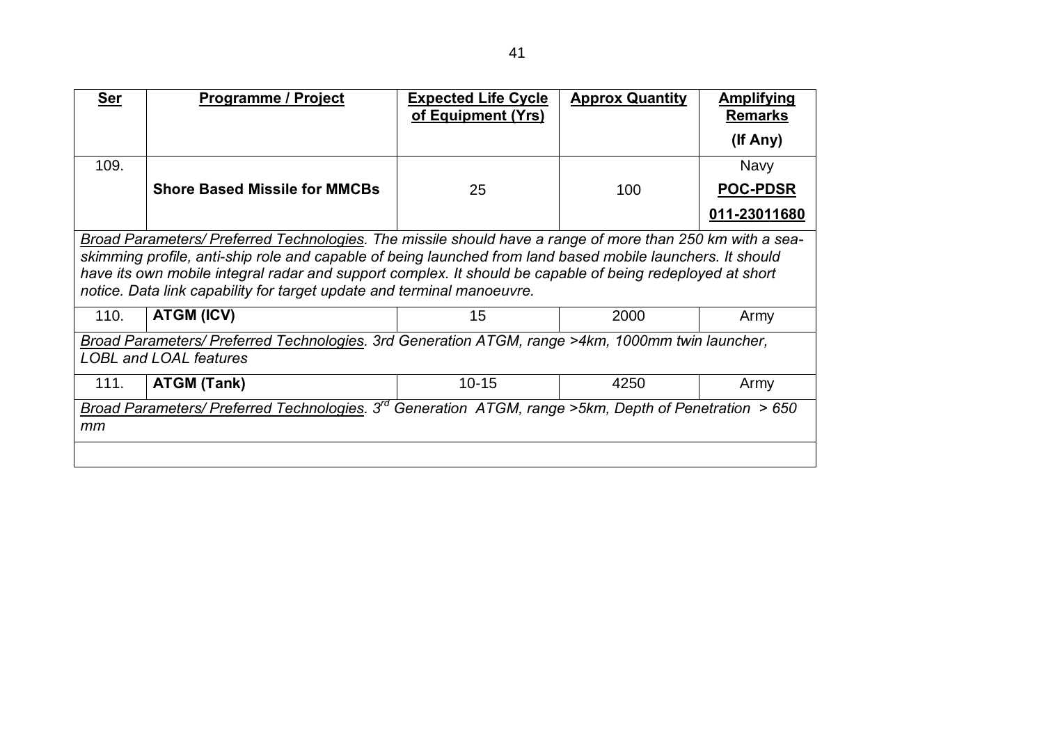| **Ser** | **Programme / Project** | **Expected Life Cycle of Equipment (Yrs)** | **Approx Quantity** | **Amplifying Remarks (If Any)** |
|---|---|---|---|---|
| 109. | **Shore Based Missile for MMCBs** | 25 | 100 | Navy **POC-PDSR** **011-23011680** |
| *Broad Parameters/ Preferred Technologies. The missile should have a range of more than 250 km with a sea-skimming profile, anti-ship role and capable of being launched from land based mobile launchers. It should have its own mobile integral radar and support complex. It should be capable of being redeployed at short notice. Data link capability for target update and terminal manoeuvre.* | | | | |
| 110. | **ATGM (ICV)** | 15 | 2000 | Army |
| *Broad Parameters/ Preferred Technologies. 3rd Generation ATGM, range >4km, 1000mm twin launcher, LOBL and LOAL features* | | | | |
| 111. | **ATGM (Tank)** | 10-15 | 4250 | Army |
| *Broad Parameters/ Preferred Technologies. 3rd Generation ATGM, range >5km, Depth of Penetration > 650 mm* | | | | |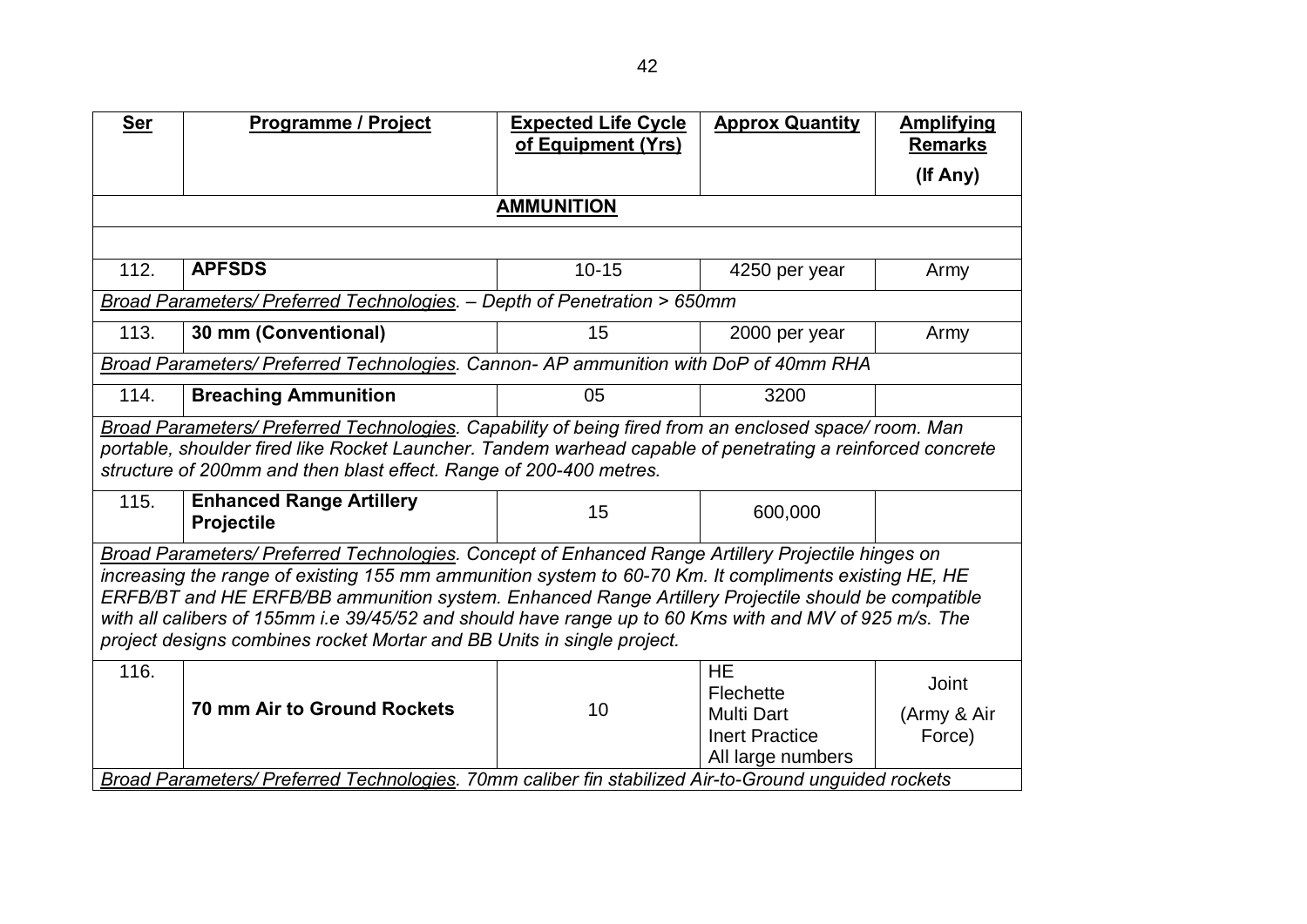| Ser | Programme / Project | Expected Life Cycle of Equipment (Yrs) | Approx Quantity | Amplifying Remarks (If Any) |
|---|---|---|---|---|
| | | **AMMUNITION** | | |
| 112. | **APFSDS** | 10-15 | 4250 per year | Army |
| *Broad Parameters/ Preferred Technologies. – Depth of Penetration > 650mm* | | | | |
| 113. | **30 mm (Conventional)** | 15 | 2000 per year | Army |
| *Broad Parameters/ Preferred Technologies. Cannon- AP ammunition with DoP of 40mm RHA* | | | | |
| 114. | **Breaching Ammunition** | 05 | 3200 | |
| *Broad Parameters/ Preferred Technologies. Capability of being fired from an enclosed space/ room. Man portable, shoulder fired like Rocket Launcher. Tandem warhead capable of penetrating a reinforced concrete structure of 200mm and then blast effect. Range of 200-400 metres.* | | | | |
| 115. | **Enhanced Range Artillery Projectile** | 15 | 600,000 | |
| *Broad Parameters/ Preferred Technologies. Concept of Enhanced Range Artillery Projectile hinges on increasing the range of existing 155 mm ammunition system to 60-70 Km. It compliments existing HE, HE ERFB/BT and HE ERFB/BB ammunition system. Enhanced Range Artillery Projectile should be compatible with all calibers of 155mm i.e 39/45/52 and should have range up to 60 Kms with and MV of 925 m/s. The project designs combines rocket Mortar and BB Units in single project.* | | | | |
| 116. | **70 mm Air to Ground Rockets** | 10 | HE<br>Flechette<br>Multi Dart<br>Inert Practice<br>All large numbers | Joint (Army & Air Force) |
| *Broad Parameters/ Preferred Technologies. 70mm caliber fin stabilized Air-to-Ground unguided rockets* | | | | |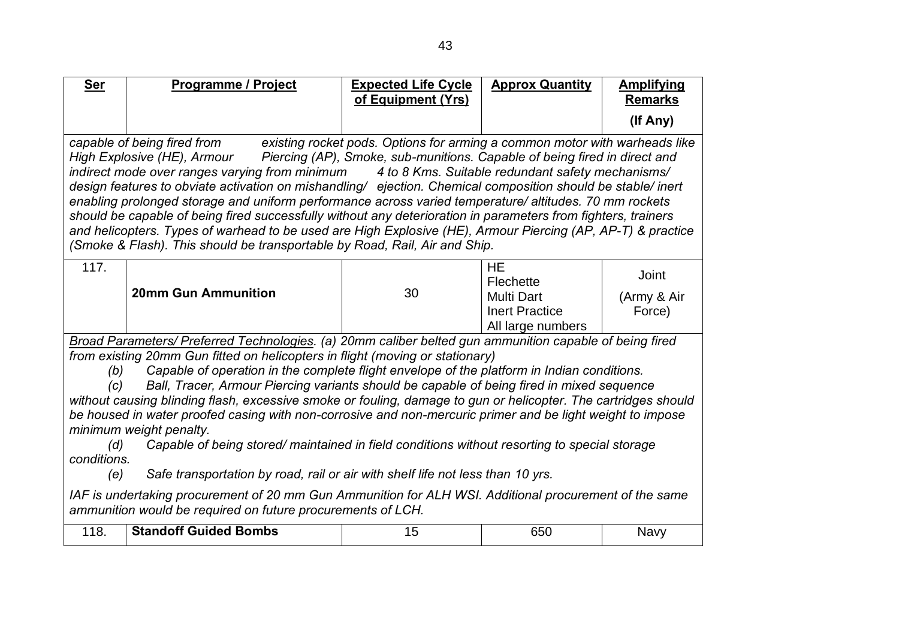| Ser | Programme / Project | Expected Life Cycle of Equipment (Yrs) | Approx Quantity | Amplifying Remarks (If Any) |
|---|---|---|---|---|
| *capable of being fired from existing rocket pods. Options for arming a common motor with warheads like High Explosive (HE), Armour Piercing (AP), Smoke, sub-munitions. Capable of being fired in direct and indirect mode over ranges varying from minimum 4 to 8 Kms. Suitable redundant safety mechanisms/ design features to obviate activation on mishandling/ ejection. Chemical composition should be stable/ inert enabling prolonged storage and uniform performance across varied temperature/ altitudes. 70 mm rockets should be capable of being fired successfully without any deterioration in parameters from fighters, trainers and helicopters. Types of warhead to be used are High Explosive (HE), Armour Piercing (AP, AP-T) & practice (Smoke & Flash). This should be transportable by Road, Rail, Air and Ship.* | | | | |
| 117. | **20mm Gun Ammunition** | 30 | HE<br>Flechette<br>Multi Dart<br>Inert Practice<br>All large numbers | Joint<br>(Army & Air Force) |
| *<u>Broad Parameters/ Preferred Technologies</u>. (a) 20mm caliber belted gun ammunition capable of being fired from existing 20mm Gun fitted on helicopters in flight (moving or stationary)*<br>*(b) Capable of operation in the complete flight envelope of the platform in Indian conditions.*<br>*(c) Ball, Tracer, Armour Piercing variants should be capable of being fired in mixed sequence without causing blinding flash, excessive smoke or fouling, damage to gun or helicopter. The cartridges should be housed in water proofed casing with non-corrosive and non-mercuric primer and be light weight to impose minimum weight penalty.*<br>*(d) Capable of being stored/ maintained in field conditions without resorting to special storage conditions.*<br>*(e) Safe transportation by road, rail or air with shelf life not less than 10 yrs.*<br>*IAF is undertaking procurement of 20 mm Gun Ammunition for ALH WSI. Additional procurement of the same ammunition would be required on future procurements of LCH.* | | | | |
| 118. | **Standoff Guided Bombs** | 15 | 650 | Navy |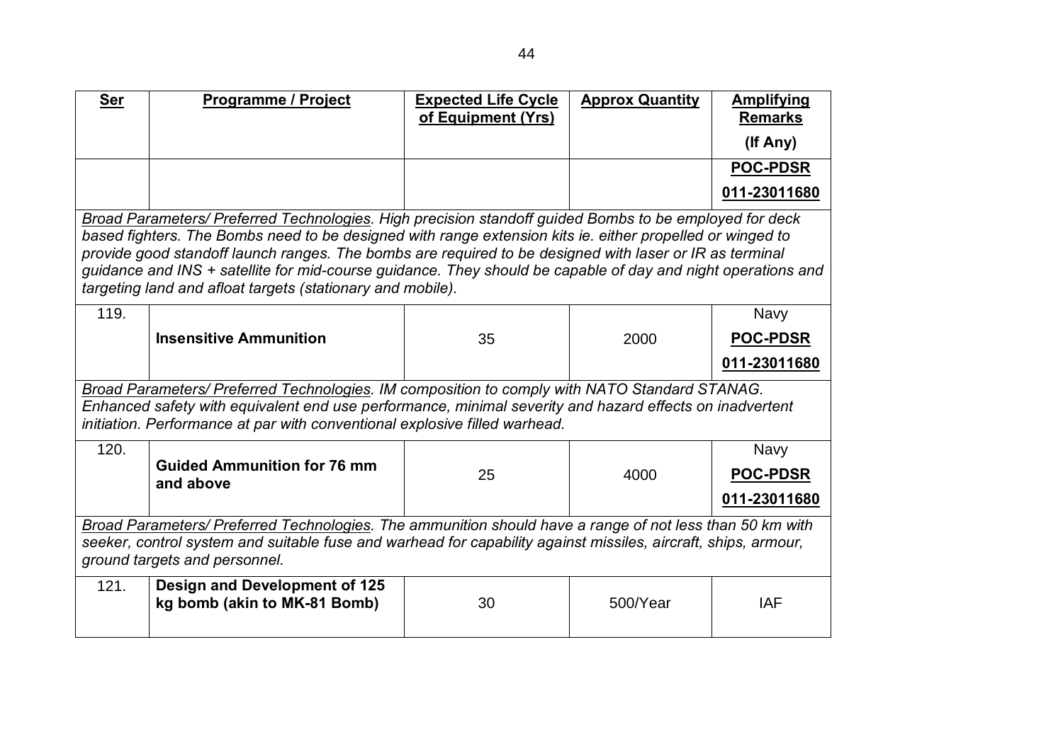| Ser | Programme / Project | Expected Life Cycle of Equipment (Yrs) | Approx Quantity | Amplifying Remarks (If Any) |
|---|---|---|---|---|
| | | | | POC-PDSR 011-23011680 |
| *Broad Parameters/ Preferred Technologies. High precision standoff guided Bombs to be employed for deck based fighters. The Bombs need to be designed with range extension kits ie. either propelled or winged to provide good standoff launch ranges. The bombs are required to be designed with laser or IR as terminal guidance and INS + satellite for mid-course guidance. They should be capable of day and night operations and targeting land and afloat targets (stationary and mobile).* | | | | |
| 119. | **Insensitive Ammunition** | 35 | 2000 | Navy POC-PDSR 011-23011680 |
| *Broad Parameters/ Preferred Technologies. IM composition to comply with NATO Standard STANAG. Enhanced safety with equivalent end use performance, minimal severity and hazard effects on inadvertent initiation. Performance at par with conventional explosive filled warhead.* | | | | |
| 120. | **Guided Ammunition for 76 mm and above** | 25 | 4000 | Navy POC-PDSR 011-23011680 |
| *Broad Parameters/ Preferred Technologies. The ammunition should have a range of not less than 50 km with seeker, control system and suitable fuse and warhead for capability against missiles, aircraft, ships, armour, ground targets and personnel.* | | | | |
| 121. | **Design and Development of 125 kg bomb (akin to MK-81 Bomb)** | 30 | 500/Year | IAF |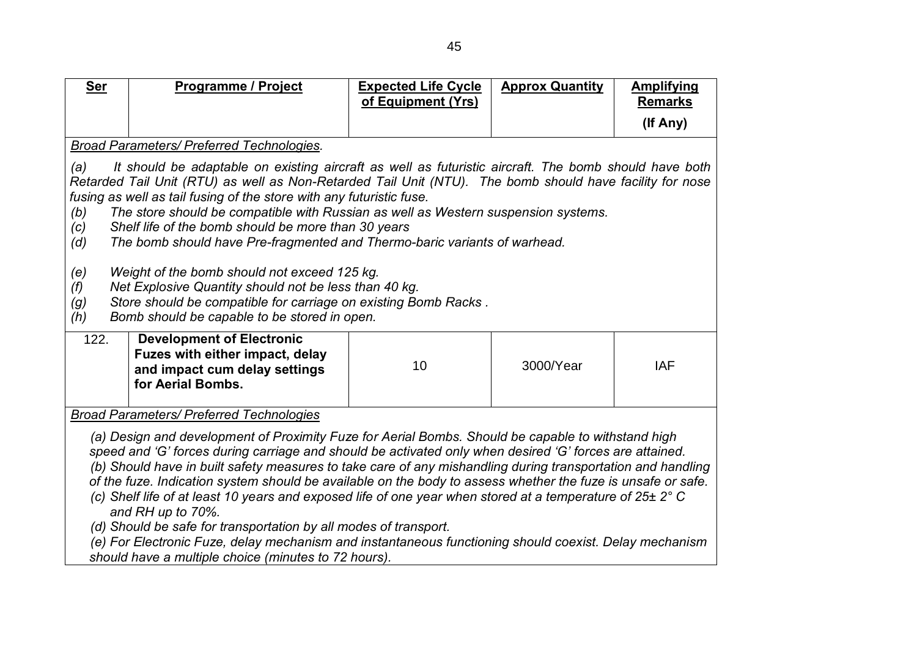| Ser | Programme / Project | Expected Life Cycle of Equipment (Yrs) | Approx Quantity | Amplifying Remarks (If Any) |
|---|---|---|---|---|

*Broad Parameters/ Preferred Technologies.*

*(a) It should be adaptable on existing aircraft as well as futuristic aircraft. The bomb should have both Retarded Tail Unit (RTU) as well as Non-Retarded Tail Unit (NTU). The bomb should have facility for nose fusing as well as tail fusing of the store with any futuristic fuse.*

*(b) The store should be compatible with Russian as well as Western suspension systems.*

*(c) Shelf life of the bomb should be more than 30 years*

*(d) The bomb should have Pre-fragmented and Thermo-baric variants of warhead.*

*(e) Weight of the bomb should not exceed 125 kg.*

*(f) Net Explosive Quantity should not be less than 40 kg.*

*(g) Store should be compatible for carriage on existing Bomb Racks .*

*(h) Bomb should be capable to be stored in open.*

| Ser | Programme / Project | Expected Life Cycle of Equipment (Yrs) | Approx Quantity | Amplifying Remarks (If Any) |
|---|---|---|---|---|
| 122. | **Development of Electronic Fuzes with either impact, delay and impact cum delay settings for Aerial Bombs.** | 10 | 3000/Year | IAF |

*Broad Parameters/ Preferred Technologies*

*(a) Design and development of Proximity Fuze for Aerial Bombs. Should be capable to withstand high speed and 'G' forces during carriage and should be activated only when desired 'G' forces are attained.*

*(b) Should have in built safety measures to take care of any mishandling during transportation and handling of the fuze. Indication system should be available on the body to assess whether the fuze is unsafe or safe.*

*(c) Shelf life of at least 10 years and exposed life of one year when stored at a temperature of 25± 2° C and RH up to 70%.*

*(d) Should be safe for transportation by all modes of transport.*

*(e) For Electronic Fuze, delay mechanism and instantaneous functioning should coexist. Delay mechanism should have a multiple choice (minutes to 72 hours).*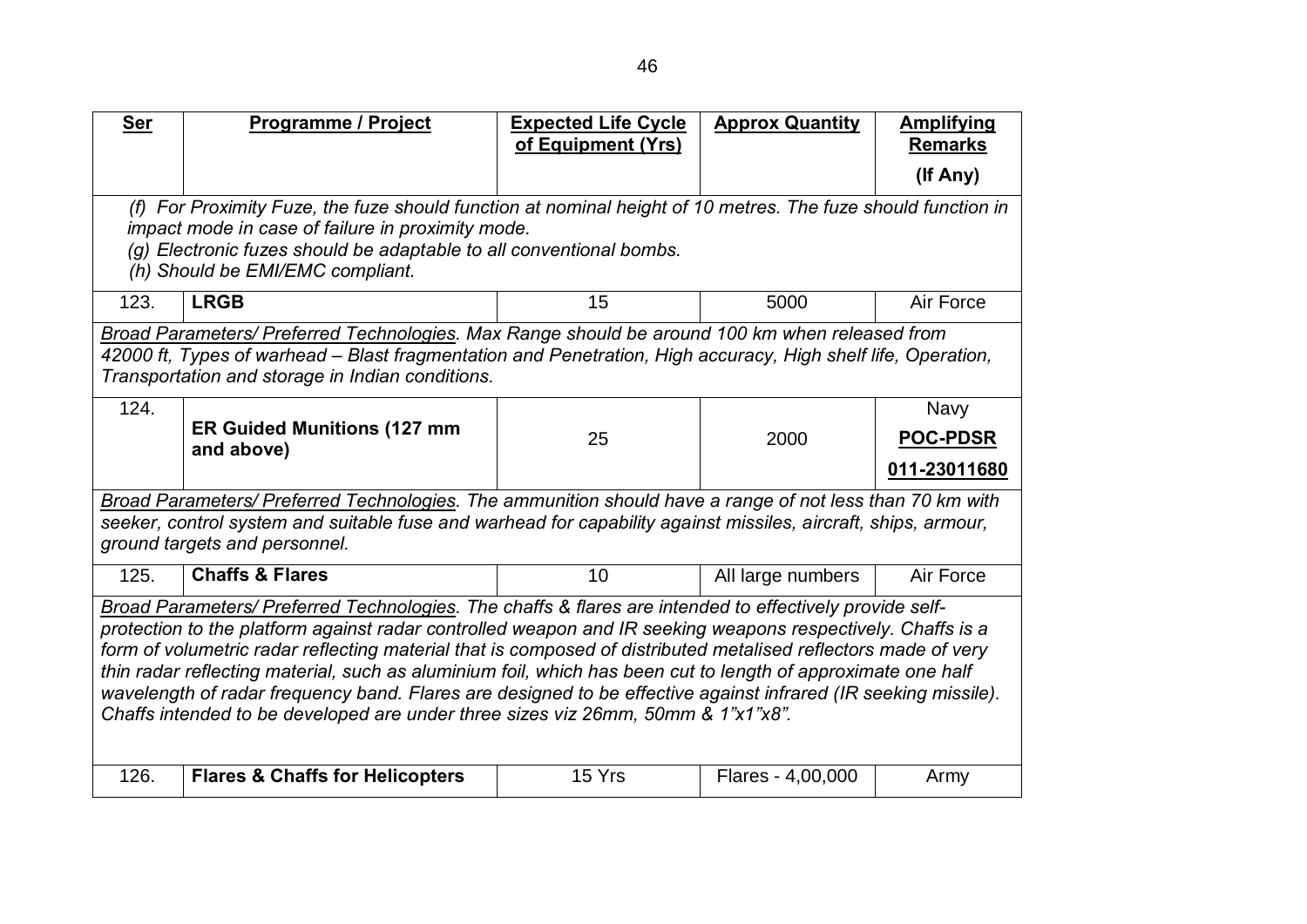| Ser | Programme / Project | Expected Life Cycle of Equipment (Yrs) | Approx Quantity | Amplifying Remarks (If Any) |
|---|---|---|---|---|
| *(f) For Proximity Fuze, the fuze should function at nominal height of 10 metres. The fuze should function in impact mode in case of failure in proximity mode. (g) Electronic fuzes should be adaptable to all conventional bombs. (h) Should be EMI/EMC compliant.* | | | | |
| 123. | **LRGB** | 15 | 5000 | Air Force |
| *Broad Parameters/ Preferred Technologies. Max Range should be around 100 km when released from 42000 ft, Types of warhead – Blast fragmentation and Penetration, High accuracy, High shelf life, Operation, Transportation and storage in Indian conditions.* | | | | |
| 124. | **ER Guided Munitions (127 mm and above)** | 25 | 2000 | Navy **POC-PDSR** **011-23011680** |
| *Broad Parameters/ Preferred Technologies. The ammunition should have a range of not less than 70 km with seeker, control system and suitable fuse and warhead for capability against missiles, aircraft, ships, armour, ground targets and personnel.* | | | | |
| 125. | **Chaffs & Flares** | 10 | All large numbers | Air Force |
| *Broad Parameters/ Preferred Technologies. The chaffs & flares are intended to effectively provide self-protection to the platform against radar controlled weapon and IR seeking weapons respectively. Chaffs is a form of volumetric radar reflecting material that is composed of distributed metalised reflectors made of very thin radar reflecting material, such as aluminium foil, which has been cut to length of approximate one half wavelength of radar frequency band. Flares are designed to be effective against infrared (IR seeking missile). Chaffs intended to be developed are under three sizes viz 26mm, 50mm & 1"x1"x8".* | | | | |
| 126. | **Flares & Chaffs for Helicopters** | 15 Yrs | Flares - 4,00,000 | Army |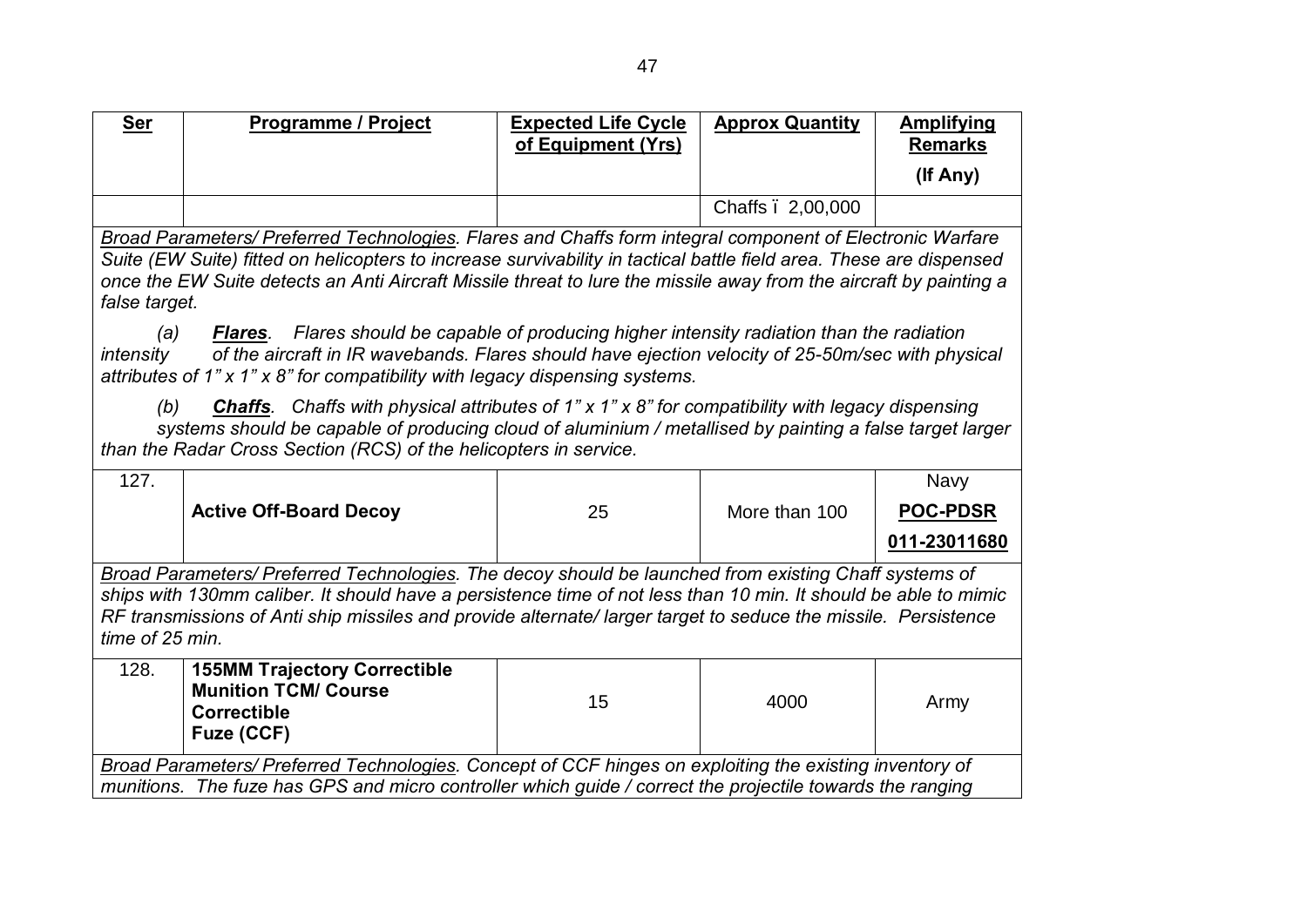| Ser | Programme / Project | Expected Life Cycle of Equipment (Yrs) | Approx Quantity | Amplifying Remarks (If Any) |
|---|---|---|---|---|
| | | | Chaffs ï 2,00,000 | |

*Broad Parameters/ Preferred Technologies. Flares and Chaffs form integral component of Electronic Warfare Suite (EW Suite) fitted on helicopters to increase survivability in tactical battle field area. These are dispensed once the EW Suite detects an Anti Aircraft Missile threat to lure the missile away from the aircraft by painting a false target.*

*(a) **Flares**. Flares should be capable of producing higher intensity radiation than the radiation intensity of the aircraft in IR wavebands. Flares should have ejection velocity of 25-50m/sec with physical attributes of 1" x 1" x 8" for compatibility with legacy dispensing systems.*

*(b) **Chaffs**. Chaffs with physical attributes of 1" x 1" x 8" for compatibility with legacy dispensing systems should be capable of producing cloud of aluminium / metallised by painting a false target larger than the Radar Cross Section (RCS) of the helicopters in service.*

| Ser | Programme / Project | Expected Life Cycle of Equipment (Yrs) | Approx Quantity | Amplifying Remarks (If Any) |
|---|---|---|---|---|
| 127. | **Active Off-Board Decoy** | 25 | More than 100 | Navy **POC-PDSR** **011-23011680** |

*Broad Parameters/ Preferred Technologies. The decoy should be launched from existing Chaff systems of ships with 130mm caliber. It should have a persistence time of not less than 10 min. It should be able to mimic RF transmissions of Anti ship missiles and provide alternate/ larger target to seduce the missile. Persistence time of 25 min.*

| Ser | Programme / Project | Expected Life Cycle of Equipment (Yrs) | Approx Quantity | Amplifying Remarks (If Any) |
|---|---|---|---|---|
| 128. | **155MM Trajectory Correctible Munition TCM/ Course Correctible Fuze (CCF)** | 15 | 4000 | Army |

*Broad Parameters/ Preferred Technologies. Concept of CCF hinges on exploiting the existing inventory of munitions. The fuze has GPS and micro controller which guide / correct the projectile towards the ranging*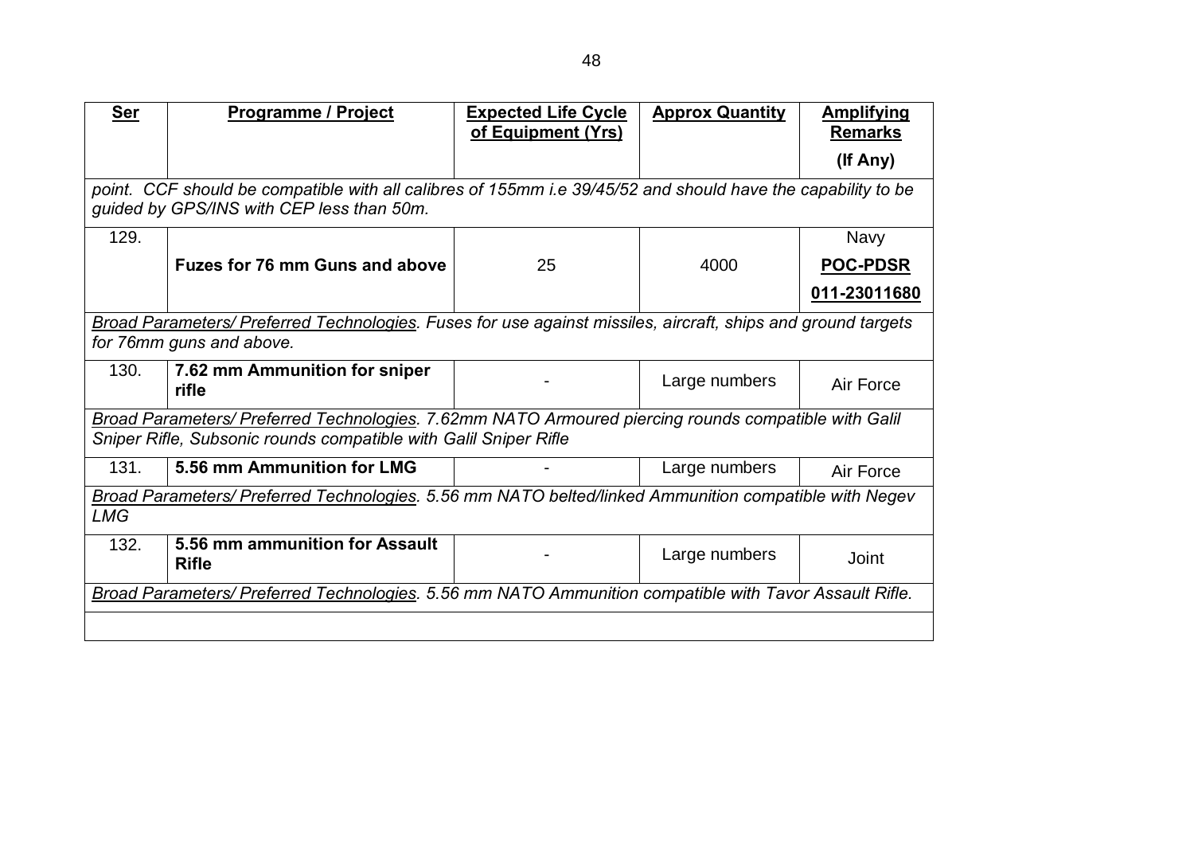| Ser | Programme / Project | Expected Life Cycle of Equipment (Yrs) | Approx Quantity | Amplifying Remarks (If Any) |
|---|---|---|---|---|
| *point. CCF should be compatible with all calibres of 155mm i.e 39/45/52 and should have the capability to be guided by GPS/INS with CEP less than 50m.* | | | | |
| 129. | **Fuzes for 76 mm Guns and above** | 25 | 4000 | Navy **POC-PDSR** **011-23011680** |
| *Broad Parameters/ Preferred Technologies. Fuses for use against missiles, aircraft, ships and ground targets for 76mm guns and above.* | | | | |
| 130. | **7.62 mm Ammunition for sniper rifle** | - | Large numbers | Air Force |
| *Broad Parameters/ Preferred Technologies. 7.62mm NATO Armoured piercing rounds compatible with Galil Sniper Rifle, Subsonic rounds compatible with Galil Sniper Rifle* | | | | |
| 131. | **5.56 mm Ammunition for LMG** | - | Large numbers | Air Force |
| *Broad Parameters/ Preferred Technologies. 5.56 mm NATO belted/linked Ammunition compatible with Negev LMG* | | | | |
| 132. | **5.56 mm ammunition for Assault Rifle** | - | Large numbers | Joint |
| *Broad Parameters/ Preferred Technologies. 5.56 mm NATO Ammunition compatible with Tavor Assault Rifle.* | | | | |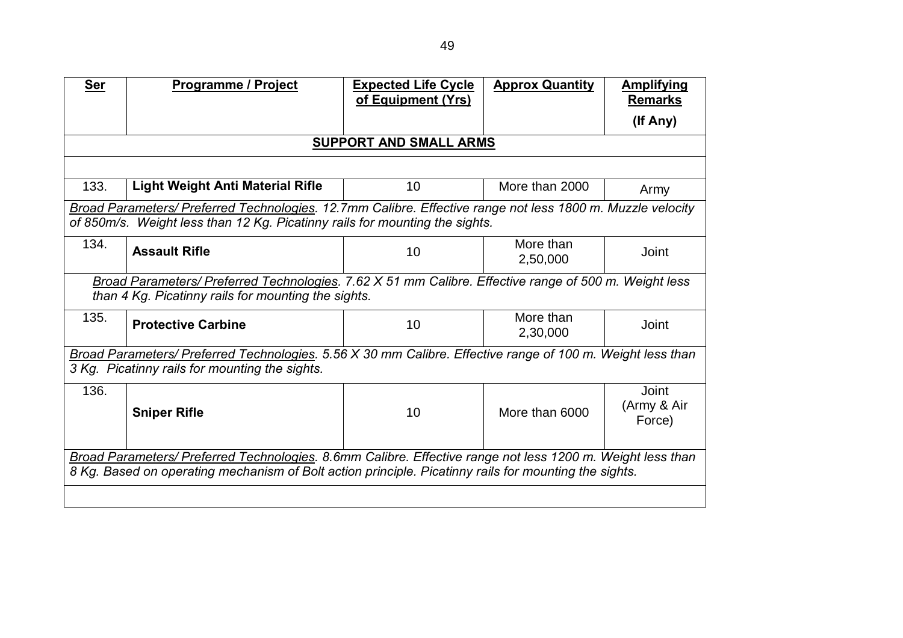| **Ser** | **Programme / Project** | **Expected Life Cycle of Equipment (Yrs)** | **Approx Quantity** | **Amplifying Remarks (If Any)** |
|---|---|---|---|---|
| | | **SUPPORT AND SMALL ARMS** | | |
| | | | | |
| 133. | **Light Weight Anti Material Rifle** | 10 | More than 2000 | Army |
| *Broad Parameters/ Preferred Technologies. 12.7mm Calibre. Effective range not less 1800 m. Muzzle velocity of 850m/s. Weight less than 12 Kg. Picatinny rails for mounting the sights.* | | | | |
| 134. | **Assault Rifle** | 10 | More than 2,50,000 | Joint |
| *Broad Parameters/ Preferred Technologies. 7.62 X 51 mm Calibre. Effective range of 500 m. Weight less than 4 Kg. Picatinny rails for mounting the sights.* | | | | |
| 135. | **Protective Carbine** | 10 | More than 2,30,000 | Joint |
| *Broad Parameters/ Preferred Technologies. 5.56 X 30 mm Calibre. Effective range of 100 m. Weight less than 3 Kg. Picatinny rails for mounting the sights.* | | | | |
| 136. | **Sniper Rifle** | 10 | More than 6000 | Joint (Army & Air Force) |
| *Broad Parameters/ Preferred Technologies. 8.6mm Calibre. Effective range not less 1200 m. Weight less than 8 Kg. Based on operating mechanism of Bolt action principle. Picatinny rails for mounting the sights.* | | | | |
| | | | | |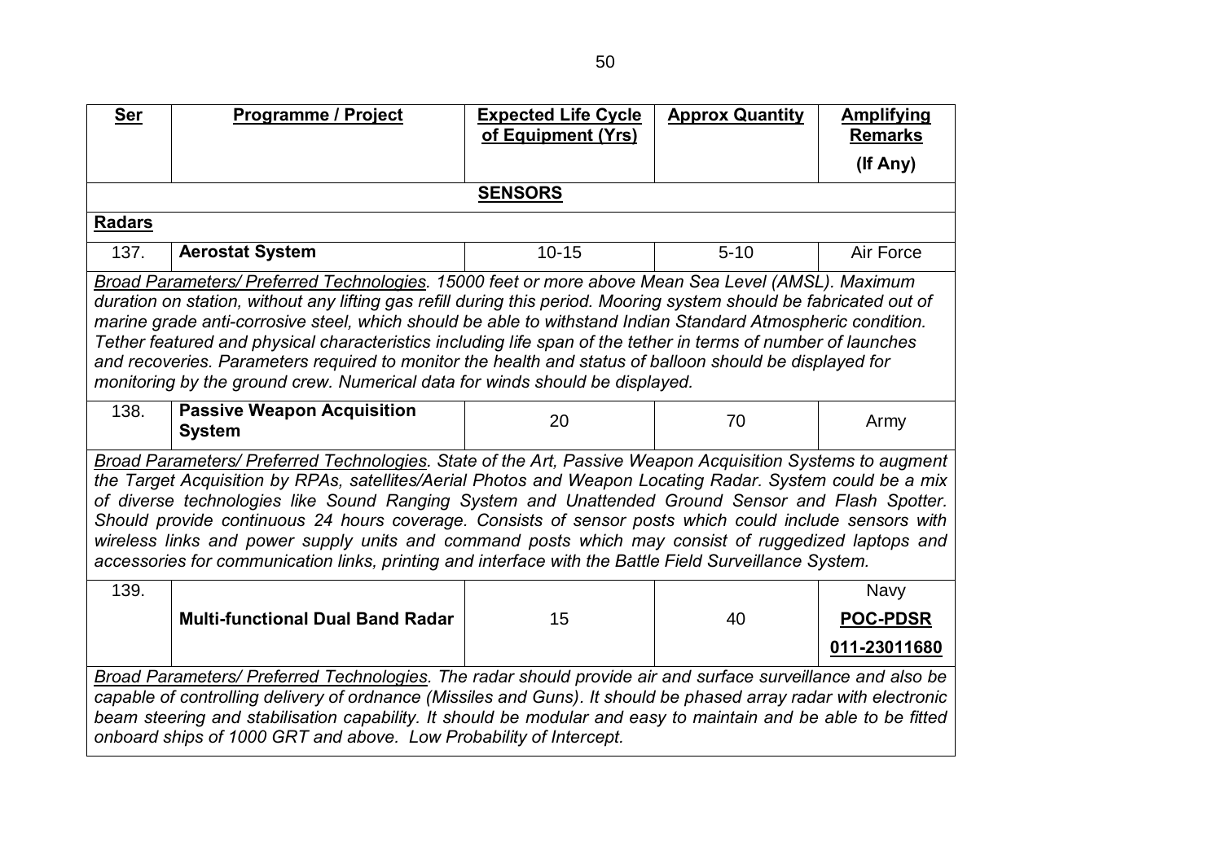| Ser | Programme / Project | Expected Life Cycle of Equipment (Yrs) | Approx Quantity | Amplifying Remarks (If Any) |
|---|---|---|---|---|
| | | **SENSORS** | | |
| **Radars** | | | | |
| 137. | **Aerostat System** | 10-15 | 5-10 | Air Force |
| *Broad Parameters/ Preferred Technologies. 15000 feet or more above Mean Sea Level (AMSL). Maximum duration on station, without any lifting gas refill during this period. Mooring system should be fabricated out of marine grade anti-corrosive steel, which should be able to withstand Indian Standard Atmospheric condition. Tether featured and physical characteristics including life span of the tether in terms of number of launches and recoveries. Parameters required to monitor the health and status of balloon should be displayed for monitoring by the ground crew. Numerical data for winds should be displayed.* | | | | |
| 138. | **Passive Weapon Acquisition System** | 20 | 70 | Army |
| *Broad Parameters/ Preferred Technologies. State of the Art, Passive Weapon Acquisition Systems to augment the Target Acquisition by RPAs, satellites/Aerial Photos and Weapon Locating Radar. System could be a mix of diverse technologies like Sound Ranging System and Unattended Ground Sensor and Flash Spotter. Should provide continuous 24 hours coverage. Consists of sensor posts which could include sensors with wireless links and power supply units and command posts which may consist of ruggedized laptops and accessories for communication links, printing and interface with the Battle Field Surveillance System.* | | | | |
| 139. | **Multi-functional Dual Band Radar** | 15 | 40 | Navy **POC-PDSR** **011-23011680** |
| *Broad Parameters/ Preferred Technologies. The radar should provide air and surface surveillance and also be capable of controlling delivery of ordnance (Missiles and Guns). It should be phased array radar with electronic beam steering and stabilisation capability. It should be modular and easy to maintain and be able to be fitted onboard ships of 1000 GRT and above. Low Probability of Intercept.* | | | | |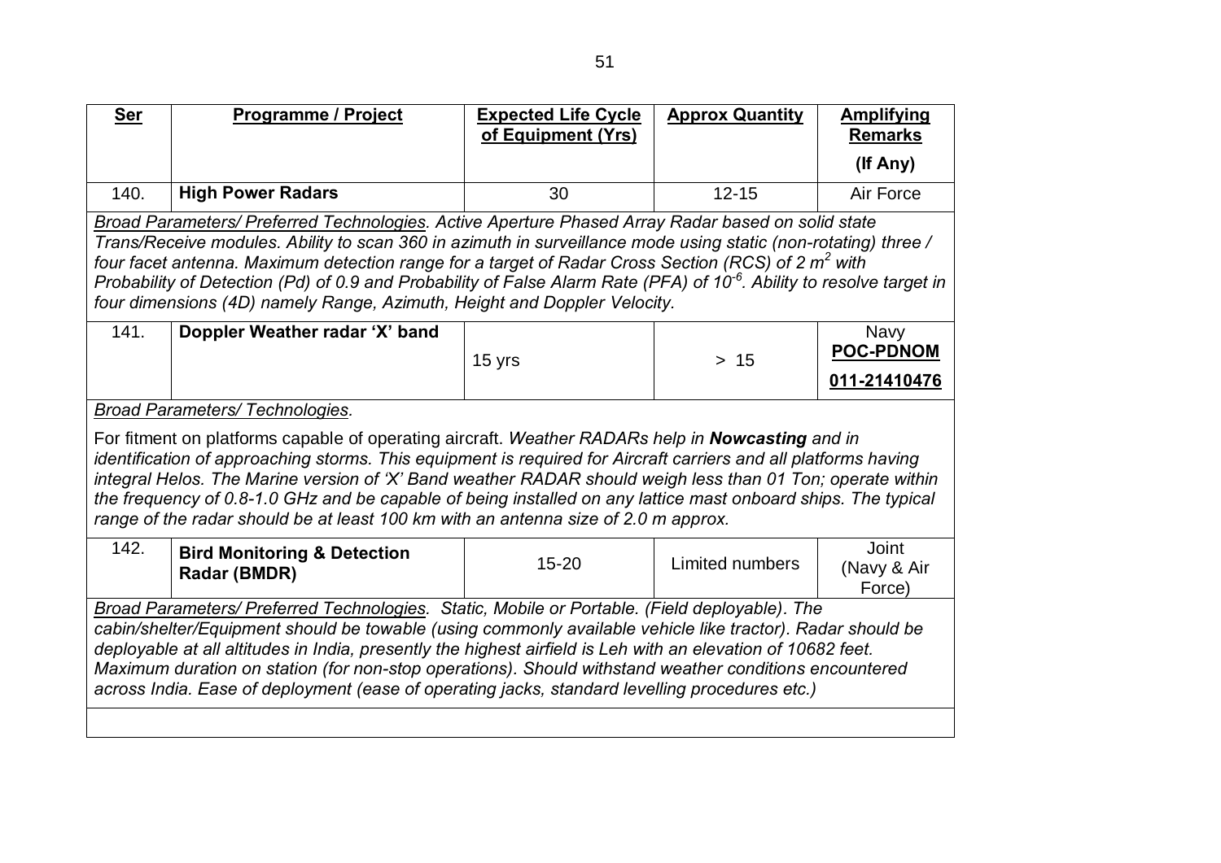| Ser | Programme / Project | Expected Life Cycle of Equipment (Yrs) | Approx Quantity | Amplifying Remarks (If Any) |
|---|---|---|---|---|
| 140. | **High Power Radars** | 30 | 12-15 | Air Force |
| *Broad Parameters/ Preferred Technologies. Active Aperture Phased Array Radar based on solid state Trans/Receive modules. Ability to scan 360 in azimuth in surveillance mode using static (non-rotating) three / four facet antenna. Maximum detection range for a target of Radar Cross Section (RCS) of 2 $m^2$ with Probability of Detection (Pd) of 0.9 and Probability of False Alarm Rate (PFA) of $10^{-6}$. Ability to resolve target in four dimensions (4D) namely Range, Azimuth, Height and Doppler Velocity.* | | | | |
| 141. | **Doppler Weather radar 'X' band** | 15 yrs | > 15 | Navy **POC-PDNOM** **011-21410476** |
| *Broad Parameters/ Technologies.* For fitment on platforms capable of operating aircraft. *Weather RADARs help in **Nowcasting** and in identification of approaching storms. This equipment is required for Aircraft carriers and all platforms having integral Helos. The Marine version of 'X' Band weather RADAR should weigh less than 01 Ton; operate within the frequency of 0.8-1.0 GHz and be capable of being installed on any lattice mast onboard ships. The typical range of the radar should be at least 100 km with an antenna size of 2.0 m approx.* | | | | |
| 142. | **Bird Monitoring & Detection Radar (BMDR)** | 15-20 | Limited numbers | Joint (Navy & Air Force) |
| *Broad Parameters/ Preferred Technologies. Static, Mobile or Portable. (Field deployable). The cabin/shelter/Equipment should be towable (using commonly available vehicle like tractor). Radar should be deployable at all altitudes in India, presently the highest airfield is Leh with an elevation of 10682 feet. Maximum duration on station (for non-stop operations). Should withstand weather conditions encountered across India. Ease of deployment (ease of operating jacks, standard levelling procedures etc.)* | | | | |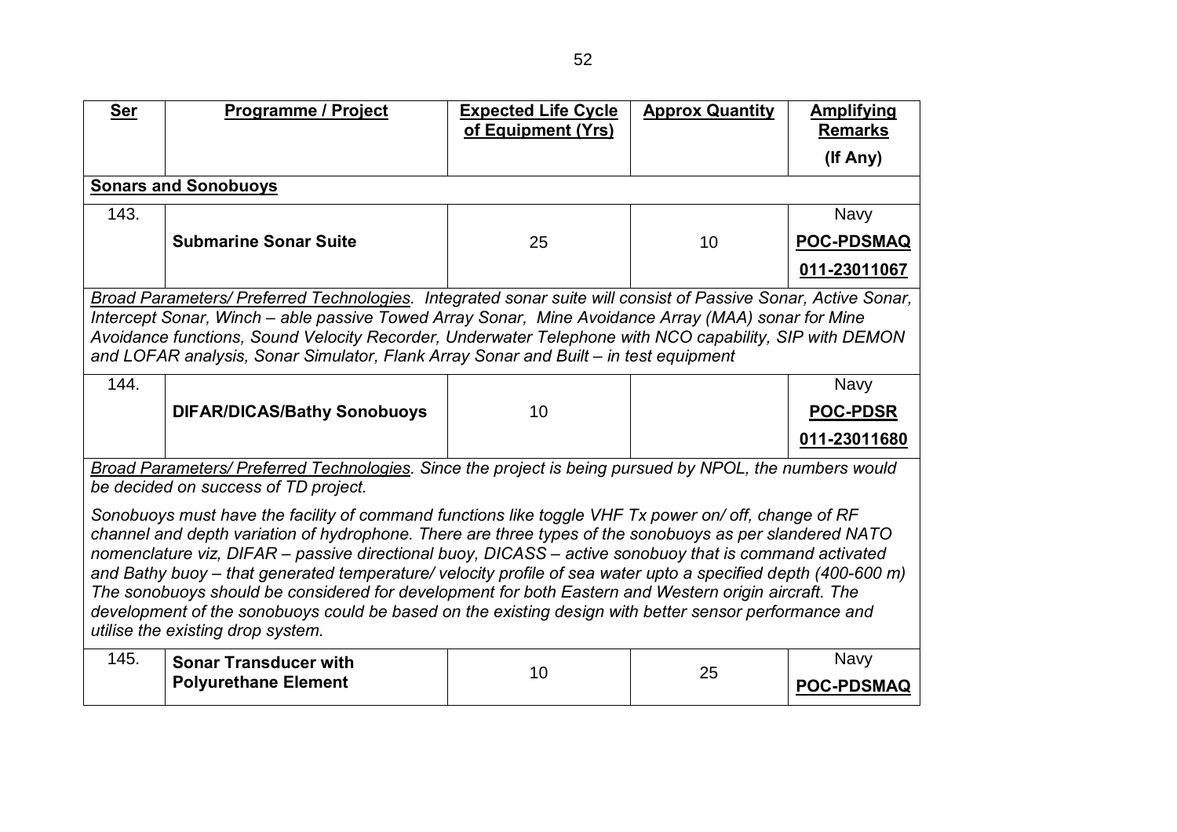| Ser | Programme / Project | Expected Life Cycle of Equipment (Yrs) | Approx Quantity | Amplifying Remarks (If Any) |
|---|---|---|---|---|
| **Sonars and Sonobuoys** | | | | |
| 143. | **Submarine Sonar Suite** | 25 | 10 | Navy **POC-PDSMAQ** **011-23011067** |
| *Broad Parameters/ Preferred Technologies. Integrated sonar suite will consist of Passive Sonar, Active Sonar, Intercept Sonar, Winch – able passive Towed Array Sonar, Mine Avoidance Array (MAA) sonar for Mine Avoidance functions, Sound Velocity Recorder, Underwater Telephone with NCO capability, SIP with DEMON and LOFAR analysis, Sonar Simulator, Flank Array Sonar and Built – in test equipment* | | | | |
| 144. | **DIFAR/DICAS/Bathy Sonobuoys** | 10 | | Navy **POC-PDSR** **011-23011680** |
| *Broad Parameters/ Preferred Technologies. Since the project is being pursued by NPOL, the numbers would be decided on success of TD project.* *Sonobuoys must have the facility of command functions like toggle VHF Tx power on/ off, change of RF channel and depth variation of hydrophone. There are three types of the sonobuoys as per slandered NATO nomenclature viz, DIFAR – passive directional buoy, DICASS – active sonobuoy that is command activated and Bathy buoy – that generated temperature/ velocity profile of sea water upto a specified depth (400-600 m) The sonobuoys should be considered for development for both Eastern and Western origin aircraft. The development of the sonobuoys could be based on the existing design with better sensor performance and utilise the existing drop system.* | | | | |
| 145. | **Sonar Transducer with Polyurethane Element** | 10 | 25 | Navy **POC-PDSMAQ** |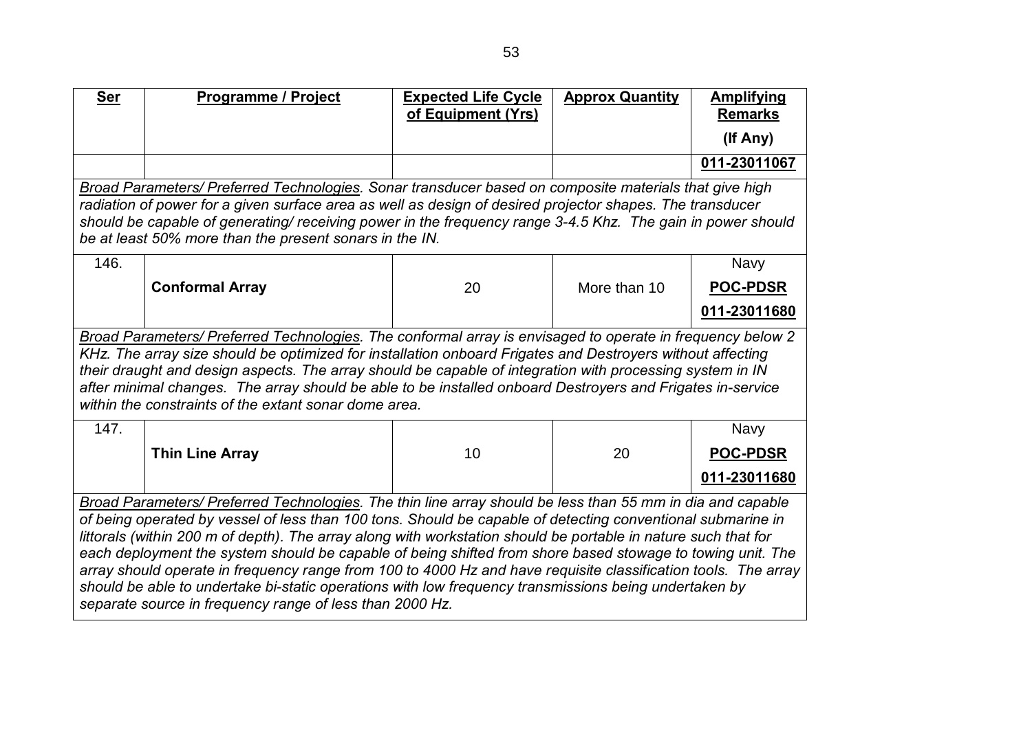| Ser | Programme / Project | Expected Life Cycle of Equipment (Yrs) | Approx Quantity | Amplifying Remarks (If Any) |
|---|---|---|---|---|
| | | | | 011-23011067 |
| *Broad Parameters/ Preferred Technologies. Sonar transducer based on composite materials that give high radiation of power for a given surface area as well as design of desired projector shapes. The transducer should be capable of generating/ receiving power in the frequency range 3-4.5 Khz. The gain in power should be at least 50% more than the present sonars in the IN.* | | | | |
| 146. | **Conformal Array** | 20 | More than 10 | Navy **POC-PDSR** **011-23011680** |
| *Broad Parameters/ Preferred Technologies. The conformal array is envisaged to operate in frequency below 2 KHz. The array size should be optimized for installation onboard Frigates and Destroyers without affecting their draught and design aspects. The array should be capable of integration with processing system in IN after minimal changes. The array should be able to be installed onboard Destroyers and Frigates in-service within the constraints of the extant sonar dome area.* | | | | |
| 147. | **Thin Line Array** | 10 | 20 | Navy **POC-PDSR** **011-23011680** |
| *Broad Parameters/ Preferred Technologies. The thin line array should be less than 55 mm in dia and capable of being operated by vessel of less than 100 tons. Should be capable of detecting conventional submarine in littorals (within 200 m of depth). The array along with workstation should be portable in nature such that for each deployment the system should be capable of being shifted from shore based stowage to towing unit. The array should operate in frequency range from 100 to 4000 Hz and have requisite classification tools. The array should be able to undertake bi-static operations with low frequency transmissions being undertaken by separate source in frequency range of less than 2000 Hz.* | | | | |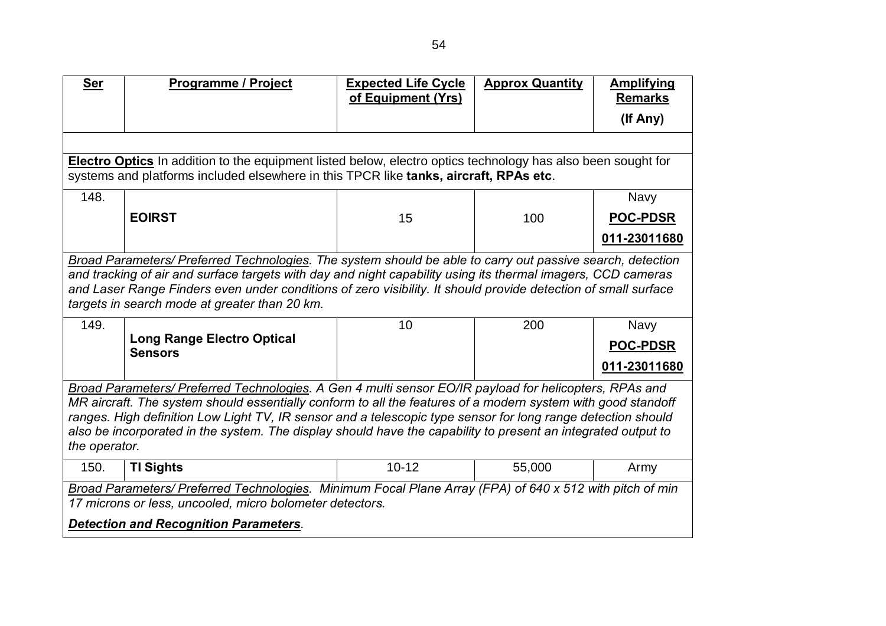| Ser | Programme / Project | Expected Life Cycle of Equipment (Yrs) | Approx Quantity | Amplifying Remarks (If Any) |
|---|---|---|---|---|
| **Electro Optics** In addition to the equipment listed below, electro optics technology has also been sought for systems and platforms included elsewhere in this TPCR like **tanks, aircraft, RPAs etc**. | | | | |
| 148. | **EOIRST** | 15 | 100 | Navy **POC-PDSR** **011-23011680** |
| *Broad Parameters/ Preferred Technologies. The system should be able to carry out passive search, detection and tracking of air and surface targets with day and night capability using its thermal imagers, CCD cameras and Laser Range Finders even under conditions of zero visibility. It should provide detection of small surface targets in search mode at greater than 20 km.* | | | | |
| 149. | **Long Range Electro Optical Sensors** | 10 | 200 | Navy **POC-PDSR** **011-23011680** |
| *Broad Parameters/ Preferred Technologies. A Gen 4 multi sensor EO/IR payload for helicopters, RPAs and MR aircraft. The system should essentially conform to all the features of a modern system with good standoff ranges. High definition Low Light TV, IR sensor and a telescopic type sensor for long range detection should also be incorporated in the system. The display should have the capability to present an integrated output to the operator.* | | | | |
| 150. | **TI Sights** | 10-12 | 55,000 | Army |
| *Broad Parameters/ Preferred Technologies. Minimum Focal Plane Array (FPA) of 640 x 512 with pitch of min 17 microns or less, uncooled, micro bolometer detectors.* ***Detection and Recognition Parameters.*** | | | | |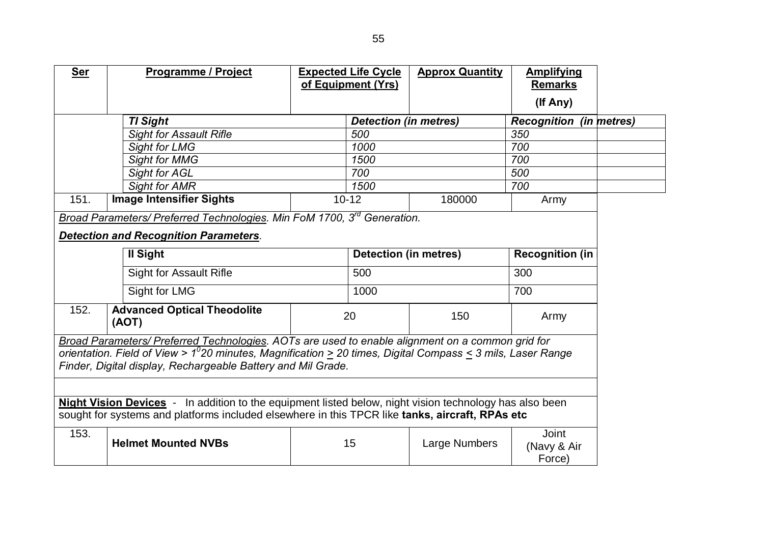| Ser | Programme / Project | Expected Life Cycle of Equipment (Yrs) | Approx Quantity | Amplifying Remarks (If Any) |
|---|---|---|---|---|
| | ***TI Sight*** | ***Detection (in metres)*** | | ***Recognition (in metres)*** |
| | *Sight for Assault Rifle* | *500* | | *350* |
| | *Sight for LMG* | *1000* | | *700* |
| | *Sight for MMG* | *1500* | | *700* |
| | *Sight for AGL* | *700* | | *500* |
| | *Sight for AMR* | *1500* | | *700* |
| 151. | **Image Intensifier Sights** | 10-12 | 180000 | Army |

*Broad Parameters/ Preferred Technologies. Min FoM 1700, 3rd Generation.*

***Detection and Recognition Parameters.***

| II Sight | Detection (in metres) | Recognition (in |
|---|---|---|
| Sight for Assault Rifle | 500 | 300 |
| Sight for LMG | 1000 | 700 |

| Ser | Programme / Project | Expected Life Cycle of Equipment (Yrs) | Approx Quantity | Amplifying Remarks (If Any) |
|---|---|---|---|---|
| 152. | **Advanced Optical Theodolite (AOT)** | 20 | 150 | Army |

*Broad Parameters/ Preferred Technologies. AOTs are used to enable alignment on a common grid for orientation. Field of View > 1°20 minutes, Magnification ≥ 20 times, Digital Compass ≤ 3 mils, Laser Range Finder, Digital display, Rechargeable Battery and Mil Grade.*

**Night Vision Devices** - In addition to the equipment listed below, night vision technology has also been sought for systems and platforms included elsewhere in this TPCR like **tanks, aircraft, RPAs etc**

| Ser | Programme / Project | Expected Life Cycle of Equipment (Yrs) | Approx Quantity | Amplifying Remarks (If Any) |
|---|---|---|---|---|
| 153. | **Helmet Mounted NVBs** | 15 | Large Numbers | Joint (Navy & Air Force) |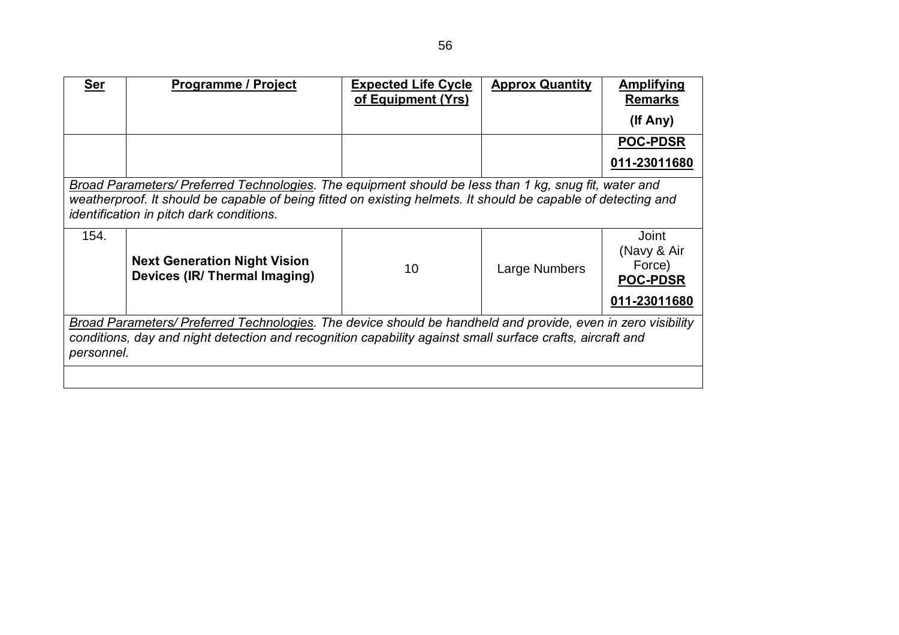| Ser | Programme / Project | Expected Life Cycle of Equipment (Yrs) | Approx Quantity | Amplifying Remarks (If Any) |
|---|---|---|---|---|
| | | | | **POC-PDSR** 011-23011680 |
| *Broad Parameters/ Preferred Technologies. The equipment should be less than 1 kg, snug fit, water and weatherproof. It should be capable of being fitted on existing helmets. It should be capable of detecting and identification in pitch dark conditions.* | | | | |
| 154. | **Next Generation Night Vision Devices (IR/ Thermal Imaging)** | 10 | Large Numbers | Joint (Navy & Air Force) **POC-PDSR** 011-23011680 |
| *Broad Parameters/ Preferred Technologies. The device should be handheld and provide, even in zero visibility conditions, day and night detection and recognition capability against small surface crafts, aircraft and personnel.* | | | | |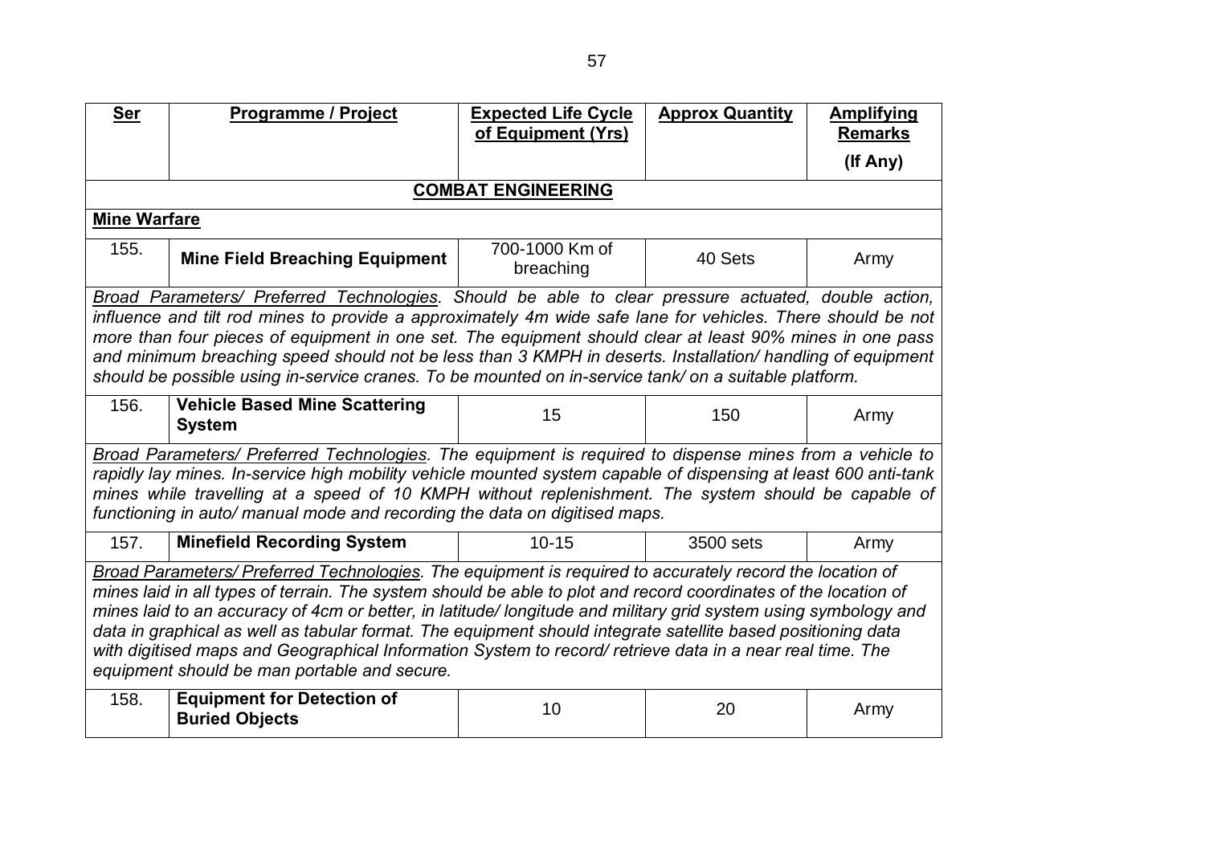| Ser | Programme / Project | Expected Life Cycle of Equipment (Yrs) | Approx Quantity | Amplifying Remarks (If Any) |
|---|---|---|---|---|
| **COMBAT ENGINEERING** | | | | |
| **Mine Warfare** | | | | |
| 155. | **Mine Field Breaching Equipment** | 700-1000 Km of breaching | 40 Sets | Army |
| *Broad Parameters/ Preferred Technologies. Should be able to clear pressure actuated, double action, influence and tilt rod mines to provide a approximately 4m wide safe lane for vehicles. There should be not more than four pieces of equipment in one set. The equipment should clear at least 90% mines in one pass and minimum breaching speed should not be less than 3 KMPH in deserts. Installation/ handling of equipment should be possible using in-service cranes. To be mounted on in-service tank/ on a suitable platform.* | | | | |
| 156. | **Vehicle Based Mine Scattering System** | 15 | 150 | Army |
| *Broad Parameters/ Preferred Technologies. The equipment is required to dispense mines from a vehicle to rapidly lay mines. In-service high mobility vehicle mounted system capable of dispensing at least 600 anti-tank mines while travelling at a speed of 10 KMPH without replenishment. The system should be capable of functioning in auto/ manual mode and recording the data on digitised maps.* | | | | |
| 157. | **Minefield Recording System** | 10-15 | 3500 sets | Army |
| *Broad Parameters/ Preferred Technologies. The equipment is required to accurately record the location of mines laid in all types of terrain. The system should be able to plot and record coordinates of the location of mines laid to an accuracy of 4cm or better, in latitude/ longitude and military grid system using symbology and data in graphical as well as tabular format. The equipment should integrate satellite based positioning data with digitised maps and Geographical Information System to record/ retrieve data in a near real time. The equipment should be man portable and secure.* | | | | |
| 158. | **Equipment for Detection of Buried Objects** | 10 | 20 | Army |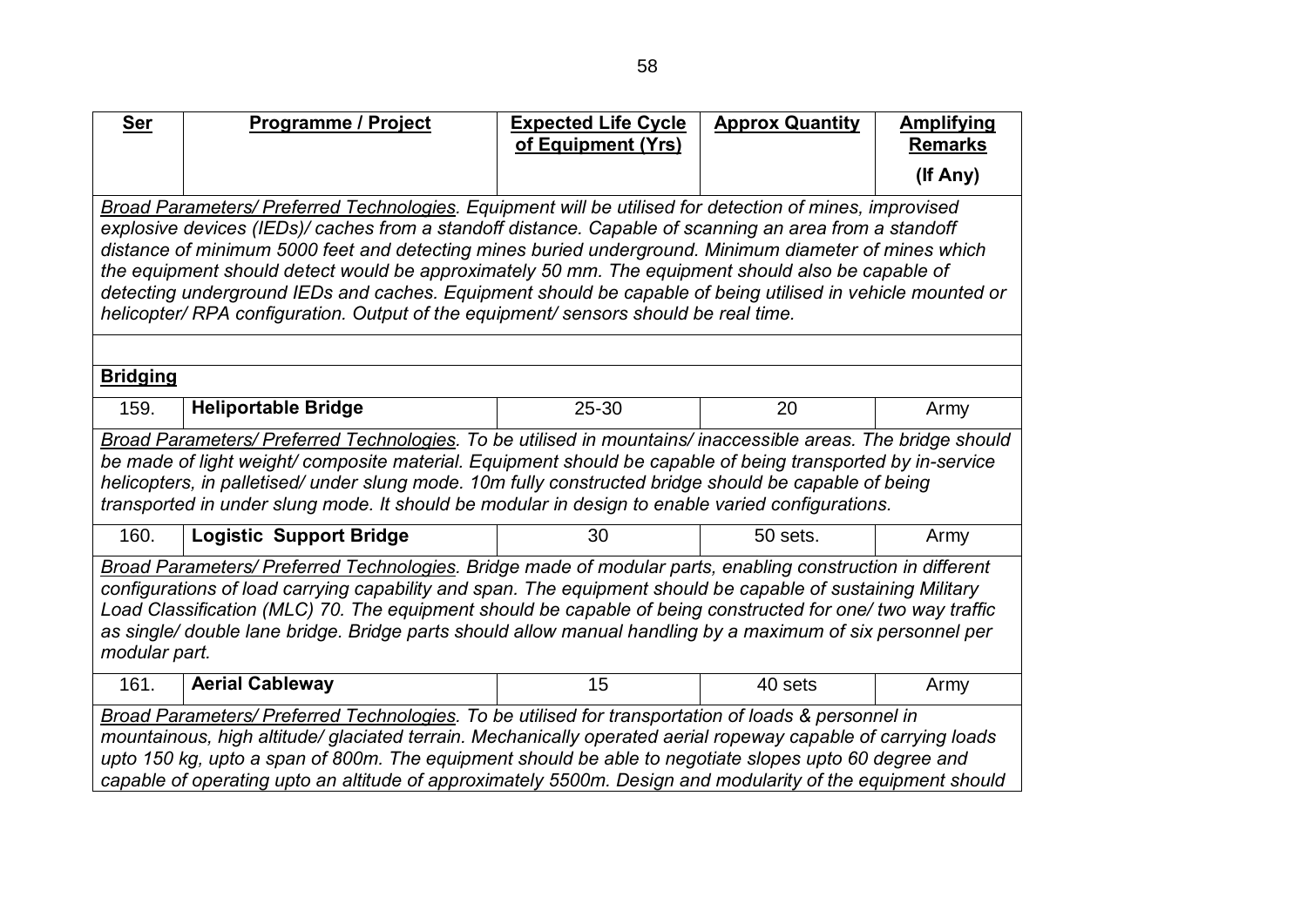| Ser | Programme / Project | Expected Life Cycle of Equipment (Yrs) | Approx Quantity | Amplifying Remarks (If Any) |
|---|---|---|---|---|
| *Broad Parameters/ Preferred Technologies. Equipment will be utilised for detection of mines, improvised explosive devices (IEDs)/ caches from a standoff distance. Capable of scanning an area from a standoff distance of minimum 5000 feet and detecting mines buried underground. Minimum diameter of mines which the equipment should detect would be approximately 50 mm. The equipment should also be capable of detecting underground IEDs and caches. Equipment should be capable of being utilised in vehicle mounted or helicopter/ RPA configuration. Output of the equipment/ sensors should be real time.* | | | | |
| | | | | |
| **Bridging** | | | | |
| 159. | **Heliportable Bridge** | 25-30 | 20 | Army |
| *Broad Parameters/ Preferred Technologies. To be utilised in mountains/ inaccessible areas. The bridge should be made of light weight/ composite material. Equipment should be capable of being transported by in-service helicopters, in palletised/ under slung mode. 10m fully constructed bridge should be capable of being transported in under slung mode. It should be modular in design to enable varied configurations.* | | | | |
| 160. | **Logistic Support Bridge** | 30 | 50 sets. | Army |
| *Broad Parameters/ Preferred Technologies. Bridge made of modular parts, enabling construction in different configurations of load carrying capability and span. The equipment should be capable of sustaining Military Load Classification (MLC) 70. The equipment should be capable of being constructed for one/ two way traffic as single/ double lane bridge. Bridge parts should allow manual handling by a maximum of six personnel per modular part.* | | | | |
| 161. | **Aerial Cableway** | 15 | 40 sets | Army |
| *Broad Parameters/ Preferred Technologies. To be utilised for transportation of loads & personnel in mountainous, high altitude/ glaciated terrain. Mechanically operated aerial ropeway capable of carrying loads upto 150 kg, upto a span of 800m. The equipment should be able to negotiate slopes upto 60 degree and capable of operating upto an altitude of approximately 5500m. Design and modularity of the equipment should* | | | | |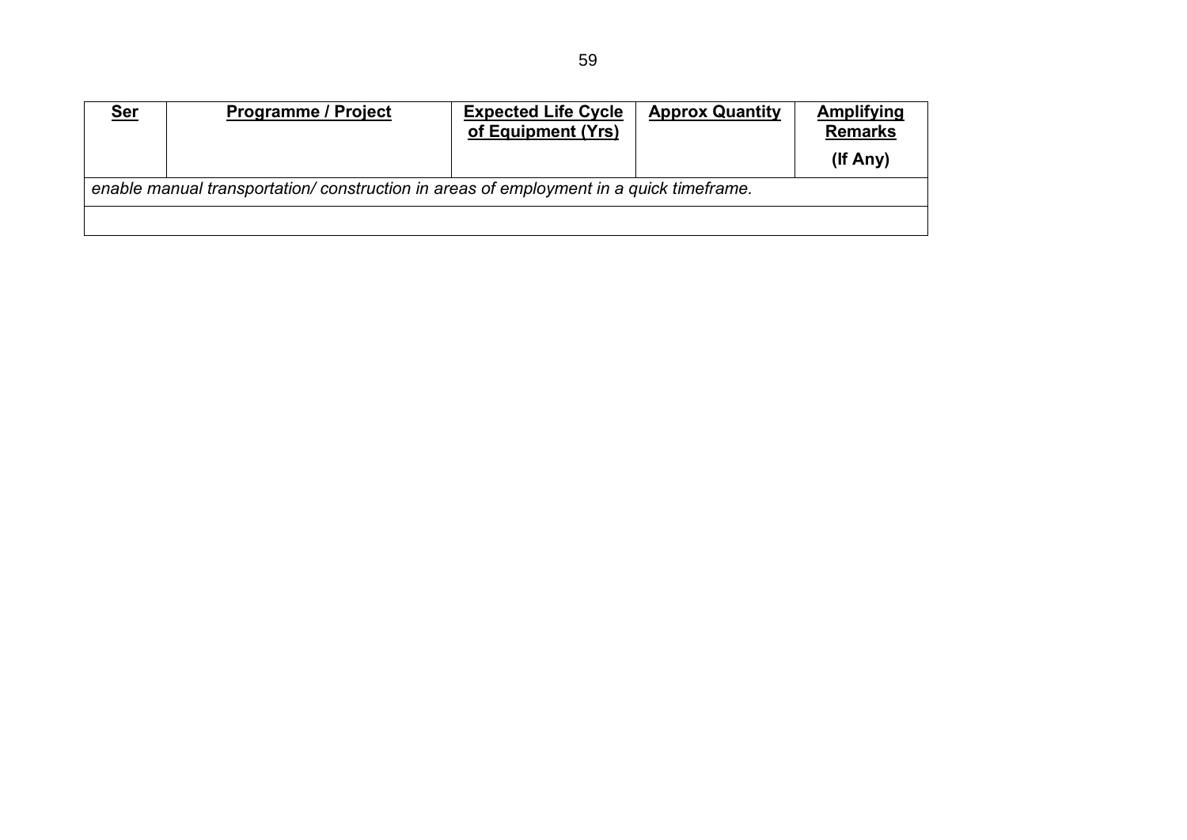| **Ser** | **Programme / Project** | **Expected Life Cycle of Equipment (Yrs)** | **Approx Quantity** | **Amplifying Remarks (If Any)** |
|---|---|---|---|---|
| *enable manual transportation/ construction in areas of employment in a quick timeframe.* | | | | |
| | | | | |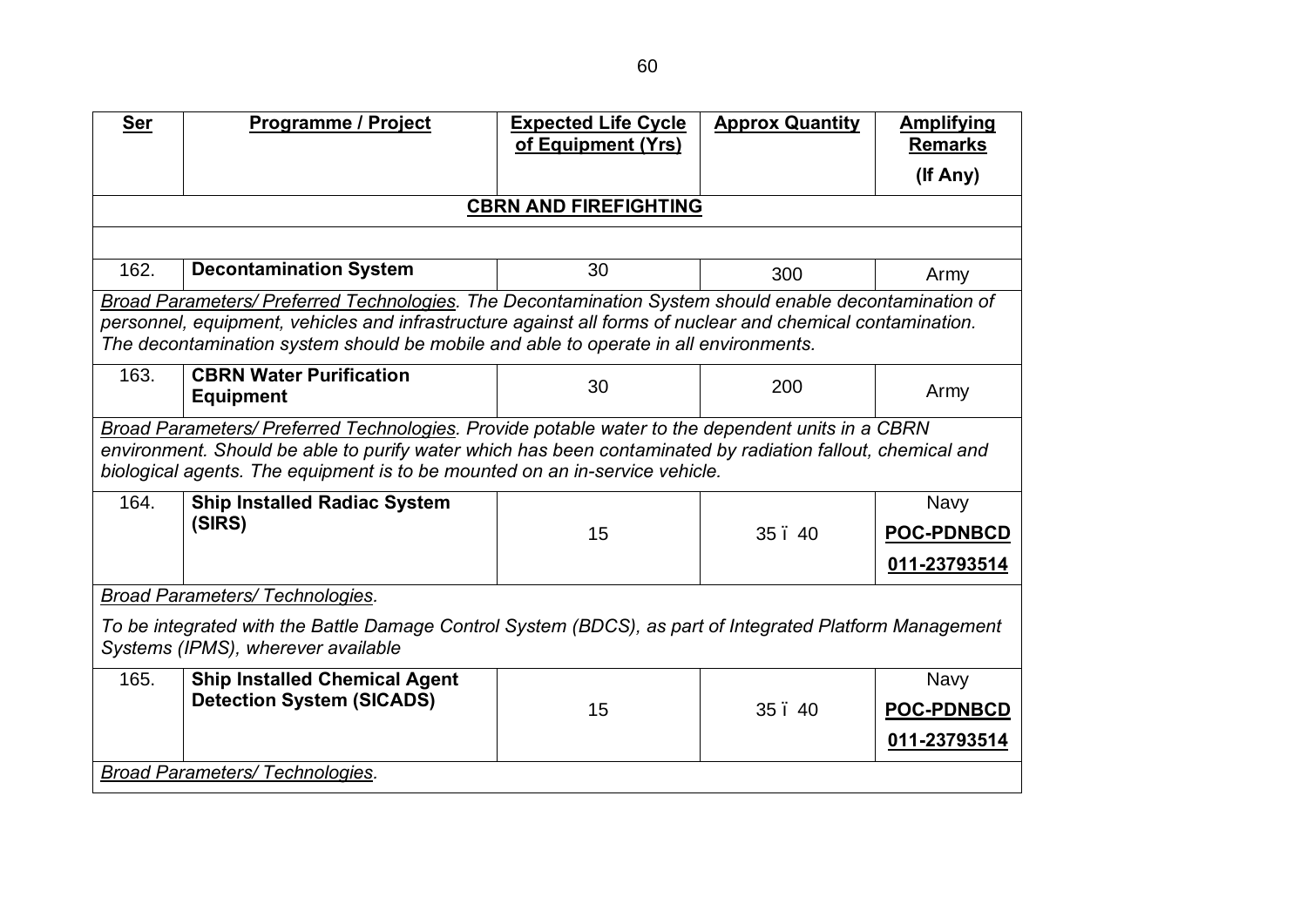| Ser | Programme / Project | Expected Life Cycle of Equipment (Yrs) | Approx Quantity | Amplifying Remarks (If Any) |
|---|---|---|---|---|
| **CBRN AND FIREFIGHTING** | | | | |
| 162. | **Decontamination System** | 30 | 300 | Army |
| *Broad Parameters/ Preferred Technologies. The Decontamination System should enable decontamination of personnel, equipment, vehicles and infrastructure against all forms of nuclear and chemical contamination. The decontamination system should be mobile and able to operate in all environments.* | | | | |
| 163. | **CBRN Water Purification Equipment** | 30 | 200 | Army |
| *Broad Parameters/ Preferred Technologies. Provide potable water to the dependent units in a CBRN environment. Should be able to purify water which has been contaminated by radiation fallout, chemical and biological agents. The equipment is to be mounted on an in-service vehicle.* | | | | |
| 164. | **Ship Installed Radiac System (SIRS)** | 15 | 35 ï 40 | Navy **POC-PDNBCD** **011-23793514** |
| *Broad Parameters/ Technologies.* To be integrated with the Battle Damage Control System (BDCS), as part of Integrated Platform Management Systems (IPMS), wherever available | | | | |
| 165. | **Ship Installed Chemical Agent Detection System (SICADS)** | 15 | 35 ï 40 | Navy **POC-PDNBCD** **011-23793514** |
| *Broad Parameters/ Technologies.* | | | | |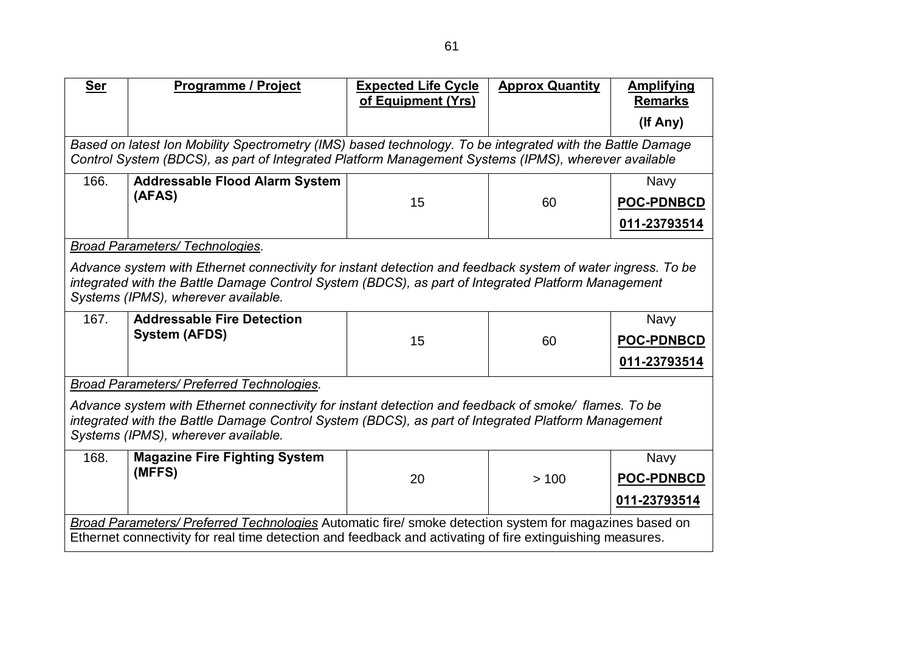| Ser | Programme / Project | Expected Life Cycle of Equipment (Yrs) | Approx Quantity | Amplifying Remarks (If Any) |
|---|---|---|---|---|
| *Based on latest Ion Mobility Spectrometry (IMS) based technology. To be integrated with the Battle Damage Control System (BDCS), as part of Integrated Platform Management Systems (IPMS), wherever available* | | | | |
| 166. | **Addressable Flood Alarm System (AFAS)** | 15 | 60 | Navy **POC-PDNBCD** **011-23793514** |
| *Broad Parameters/ Technologies.* *Advance system with Ethernet connectivity for instant detection and feedback system of water ingress. To be integrated with the Battle Damage Control System (BDCS), as part of Integrated Platform Management Systems (IPMS), wherever available.* | | | | |
| 167. | **Addressable Fire Detection System (AFDS)** | 15 | 60 | Navy **POC-PDNBCD** **011-23793514** |
| *Broad Parameters/ Preferred Technologies.* *Advance system with Ethernet connectivity for instant detection and feedback of smoke/ flames. To be integrated with the Battle Damage Control System (BDCS), as part of Integrated Platform Management Systems (IPMS), wherever available.* | | | | |
| 168. | **Magazine Fire Fighting System (MFFS)** | 20 | > 100 | Navy **POC-PDNBCD** **011-23793514** |
| *Broad Parameters/ Preferred Technologies* Automatic fire/ smoke detection system for magazines based on Ethernet connectivity for real time detection and feedback and activating of fire extinguishing measures. | | | | |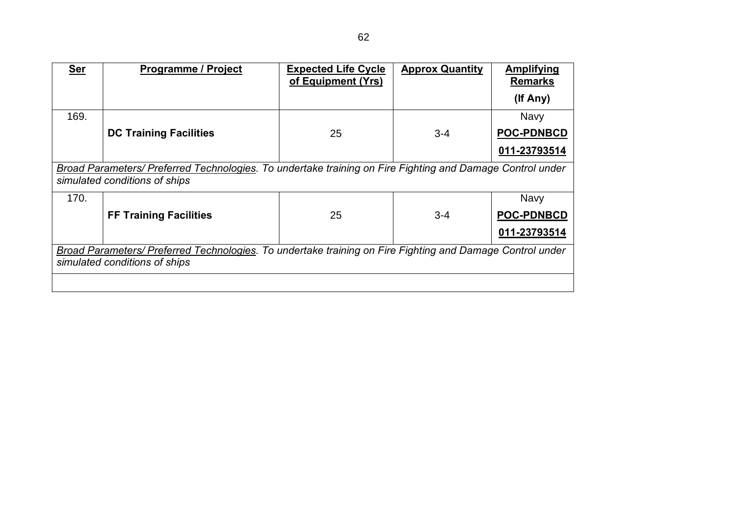| Ser | Programme / Project | Expected Life Cycle of Equipment (Yrs) | Approx Quantity | Amplifying Remarks (If Any) |
|---|---|---|---|---|
| 169. | **DC Training Facilities** | 25 | 3-4 | Navy **POC-PDNBCD** **011-23793514** |
| *Broad Parameters/ Preferred Technologies. To undertake training on Fire Fighting and Damage Control under simulated conditions of ships* | | | | |
| 170. | **FF Training Facilities** | 25 | 3-4 | Navy **POC-PDNBCD** **011-23793514** |
| *Broad Parameters/ Preferred Technologies. To undertake training on Fire Fighting and Damage Control under simulated conditions of ships* | | | | |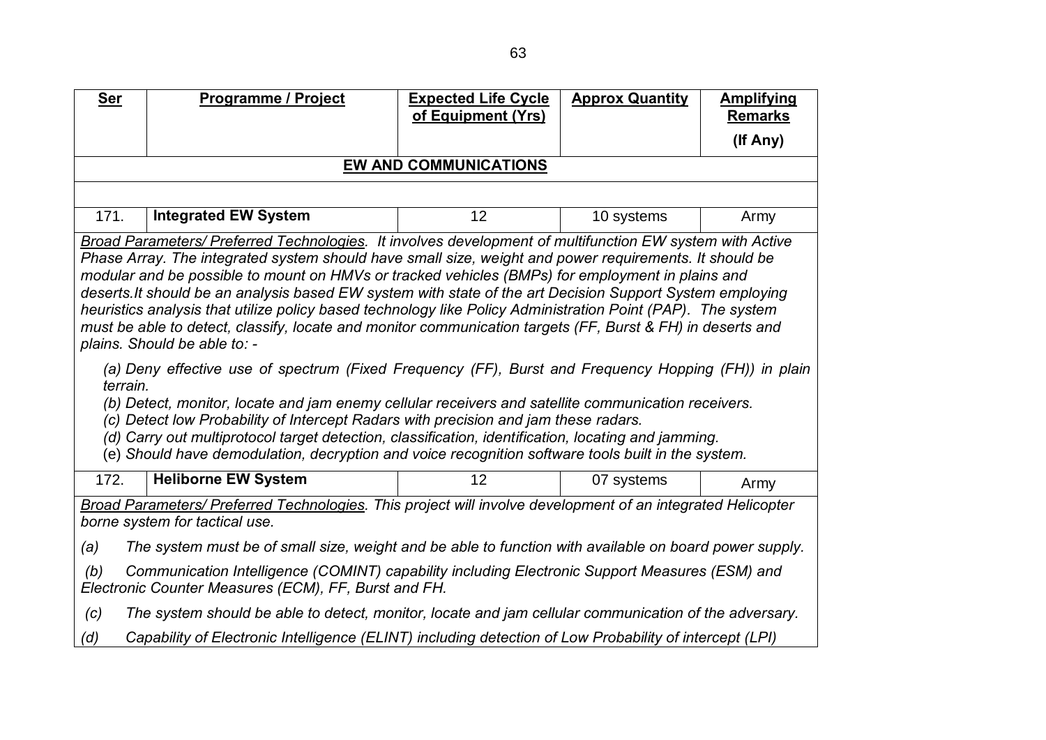| Ser | Programme / Project | Expected Life Cycle of Equipment (Yrs) | Approx Quantity | Amplifying Remarks (If Any) |
|---|---|---|---|---|
| | | **EW AND COMMUNICATIONS** | | |
| 171. | **Integrated EW System** | 12 | 10 systems | Army |

*Broad Parameters/ Preferred Technologies. It involves development of multifunction EW system with Active Phase Array. The integrated system should have small size, weight and power requirements. It should be modular and be possible to mount on HMVs or tracked vehicles (BMPs) for employment in plains and deserts.It should be an analysis based EW system with state of the art Decision Support System employing heuristics analysis that utilize policy based technology like Policy Administration Point (PAP). The system must be able to detect, classify, locate and monitor communication targets (FF, Burst & FH) in deserts and plains. Should be able to: -*

*(a) Deny effective use of spectrum (Fixed Frequency (FF), Burst and Frequency Hopping (FH)) in plain terrain.*

*(b) Detect, monitor, locate and jam enemy cellular receivers and satellite communication receivers.*

*(c) Detect low Probability of Intercept Radars with precision and jam these radars.*

*(d) Carry out multiprotocol target detection, classification, identification, locating and jamming.*

*(e) Should have demodulation, decryption and voice recognition software tools built in the system.*

| Ser | Programme / Project | Expected Life Cycle of Equipment (Yrs) | Approx Quantity | Amplifying Remarks (If Any) |
|---|---|---|---|---|
| 172. | **Heliborne EW System** | 12 | 07 systems | Army |

*Broad Parameters/ Preferred Technologies. This project will involve development of an integrated Helicopter borne system for tactical use.*

*(a) The system must be of small size, weight and be able to function with available on board power supply.*

*(b) Communication Intelligence (COMINT) capability including Electronic Support Measures (ESM) and Electronic Counter Measures (ECM), FF, Burst and FH.*

*(c) The system should be able to detect, monitor, locate and jam cellular communication of the adversary.*

*(d) Capability of Electronic Intelligence (ELINT) including detection of Low Probability of intercept (LPI)*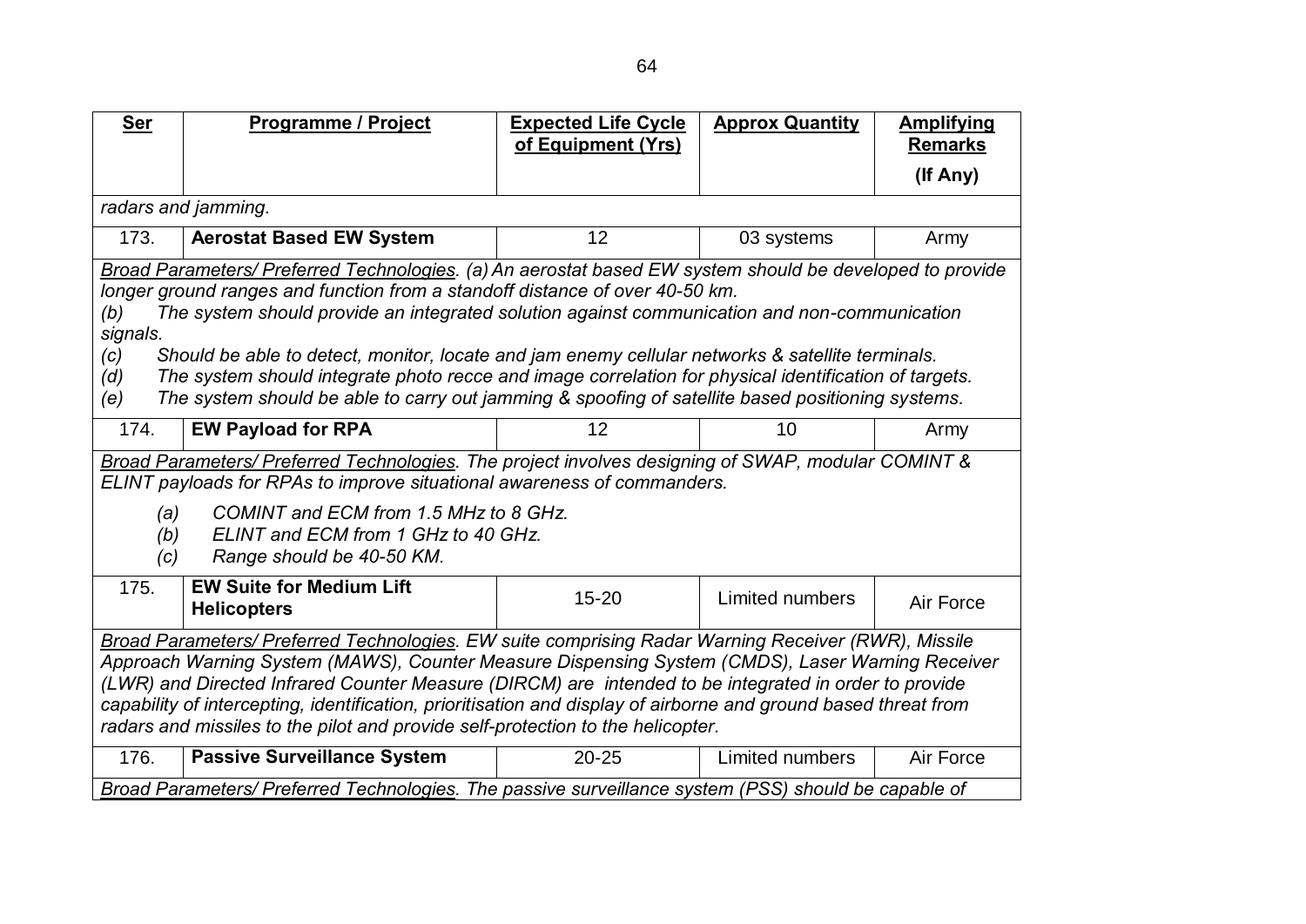| Ser | Programme / Project | Expected Life Cycle of Equipment (Yrs) | Approx Quantity | Amplifying Remarks (If Any) |
|---|---|---|---|---|
| *radars and jamming.* | | | | |
| 173. | **Aerostat Based EW System** | 12 | 03 systems | Army |
| *Broad Parameters/ Preferred Technologies. (a) An aerostat based EW system should be developed to provide longer ground ranges and function from a standoff distance of over 40-50 km.* <br> *(b) The system should provide an integrated solution against communication and non-communication signals.* <br> *(c) Should be able to detect, monitor, locate and jam enemy cellular networks & satellite terminals.* <br> *(d) The system should integrate photo recce and image correlation for physical identification of targets.* <br> *(e) The system should be able to carry out jamming & spoofing of satellite based positioning systems.* | | | | |
| 174. | **EW Payload for RPA** | 12 | 10 | Army |
| *Broad Parameters/ Preferred Technologies. The project involves designing of SWAP, modular COMINT & ELINT payloads for RPAs to improve situational awareness of commanders.* <br> *(a) COMINT and ECM from 1.5 MHz to 8 GHz.* <br> *(b) ELINT and ECM from 1 GHz to 40 GHz.* <br> *(c) Range should be 40-50 KM.* | | | | |
| 175. | **EW Suite for Medium Lift Helicopters** | 15-20 | Limited numbers | Air Force |
| *Broad Parameters/ Preferred Technologies. EW suite comprising Radar Warning Receiver (RWR), Missile Approach Warning System (MAWS), Counter Measure Dispensing System (CMDS), Laser Warning Receiver (LWR) and Directed Infrared Counter Measure (DIRCM) are intended to be integrated in order to provide capability of intercepting, identification, prioritisation and display of airborne and ground based threat from radars and missiles to the pilot and provide self-protection to the helicopter.* | | | | |
| 176. | **Passive Surveillance System** | 20-25 | Limited numbers | Air Force |
| *Broad Parameters/ Preferred Technologies. The passive surveillance system (PSS) should be capable of* | | | | |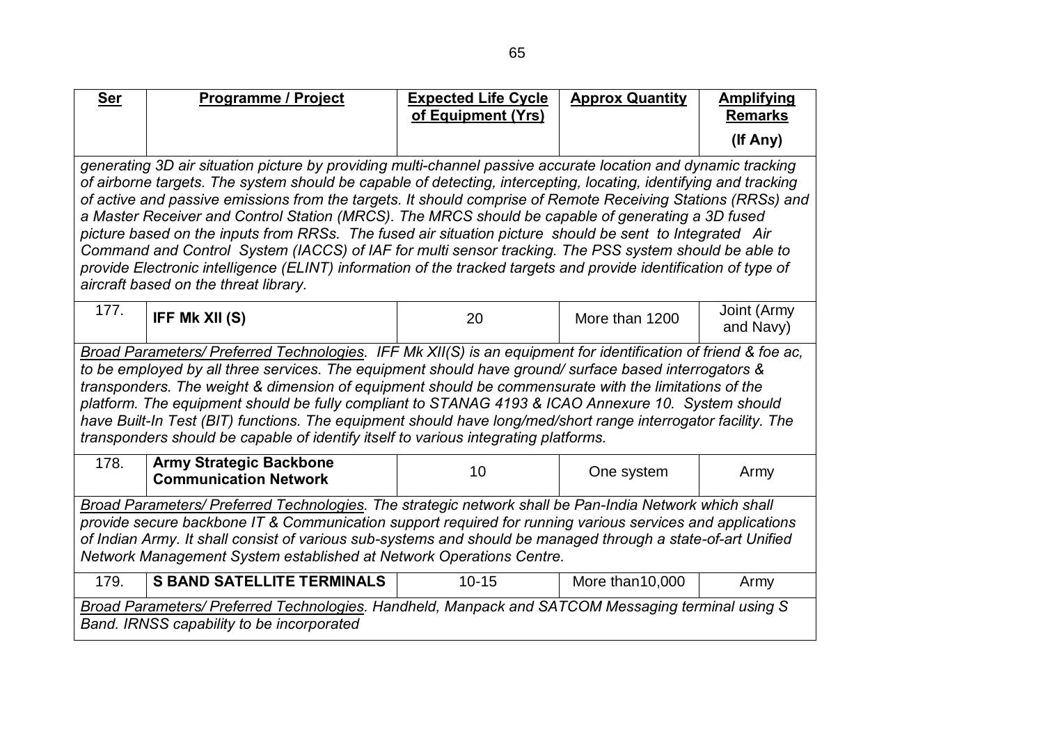| Ser | Programme / Project | Expected Life Cycle of Equipment (Yrs) | Approx Quantity | Amplifying Remarks (If Any) |
|---|---|---|---|---|
| *generating 3D air situation picture by providing multi-channel passive accurate location and dynamic tracking of airborne targets. The system should be capable of detecting, intercepting, locating, identifying and tracking of active and passive emissions from the targets. It should comprise of Remote Receiving Stations (RRSs) and a Master Receiver and Control Station (MRCS). The MRCS should be capable of generating a 3D fused picture based on the inputs from RRSs. The fused air situation picture should be sent to Integrated Air Command and Control System (IACCS) of IAF for multi sensor tracking. The PSS system should be able to provide Electronic intelligence (ELINT) information of the tracked targets and provide identification of type of aircraft based on the threat library.* | | | | |
| 177. | **IFF Mk XII (S)** | 20 | More than 1200 | Joint (Army and Navy) |
| *Broad Parameters/ Preferred Technologies. IFF Mk XII(S) is an equipment for identification of friend & foe ac, to be employed by all three services. The equipment should have ground/ surface based interrogators & transponders. The weight & dimension of equipment should be commensurate with the limitations of the platform. The equipment should be fully compliant to STANAG 4193 & ICAO Annexure 10. System should have Built-In Test (BIT) functions. The equipment should have long/med/short range interrogator facility. The transponders should be capable of identify itself to various integrating platforms.* | | | | |
| 178. | **Army Strategic Backbone Communication Network** | 10 | One system | Army |
| *Broad Parameters/ Preferred Technologies. The strategic network shall be Pan-India Network which shall provide secure backbone IT & Communication support required for running various services and applications of Indian Army. It shall consist of various sub-systems and should be managed through a state-of-art Unified Network Management System established at Network Operations Centre.* | | | | |
| 179. | **S BAND SATELLITE TERMINALS** | 10-15 | More than10,000 | Army |
| *Broad Parameters/ Preferred Technologies. Handheld, Manpack and SATCOM Messaging terminal using S Band. IRNSS capability to be incorporated* | | | | |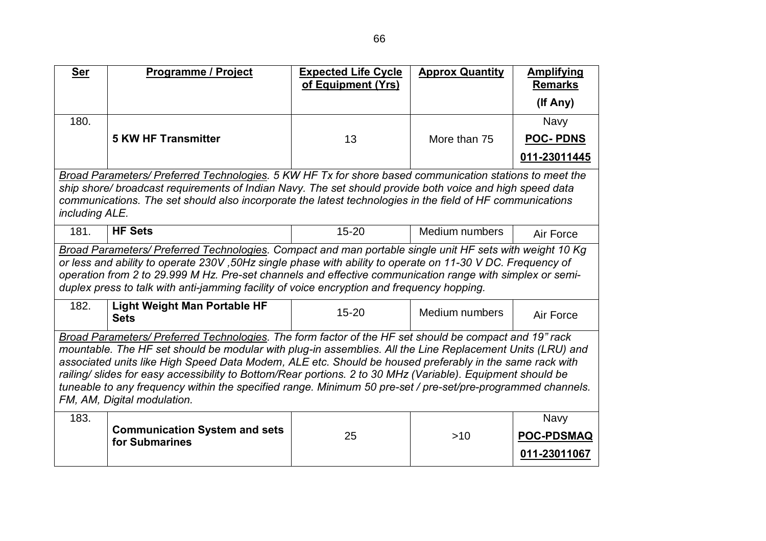| Ser | Programme / Project | Expected Life Cycle of Equipment (Yrs) | Approx Quantity | Amplifying Remarks (If Any) |
|---|---|---|---|---|
| 180. | **5 KW HF Transmitter** | 13 | More than 75 | Navy **POC- PDNS** **011-23011445** |
| *Broad Parameters/ Preferred Technologies. 5 KW HF Tx for shore based communication stations to meet the ship shore/ broadcast requirements of Indian Navy. The set should provide both voice and high speed data communications. The set should also incorporate the latest technologies in the field of HF communications including ALE.* | | | | |
| 181. | **HF Sets** | 15-20 | Medium numbers | Air Force |
| *Broad Parameters/ Preferred Technologies. Compact and man portable single unit HF sets with weight 10 Kg or less and ability to operate 230V ,50Hz single phase with ability to operate on 11-30 V DC. Frequency of operation from 2 to 29.999 M Hz. Pre-set channels and effective communication range with simplex or semi-duplex press to talk with anti-jamming facility of voice encryption and frequency hopping.* | | | | |
| 182. | **Light Weight Man Portable HF Sets** | 15-20 | Medium numbers | Air Force |
| *Broad Parameters/ Preferred Technologies. The form factor of the HF set should be compact and 19" rack mountable. The HF set should be modular with plug-in assemblies. All the Line Replacement Units (LRU) and associated units like High Speed Data Modem, ALE etc. Should be housed preferably in the same rack with railing/ slides for easy accessibility to Bottom/Rear portions. 2 to 30 MHz (Variable). Equipment should be tuneable to any frequency within the specified range. Minimum 50 pre-set / pre-set/pre-programmed channels. FM, AM, Digital modulation.* | | | | |
| 183. | **Communication System and sets for Submarines** | 25 | >10 | Navy **POC-PDSMAQ** **011-23011067** |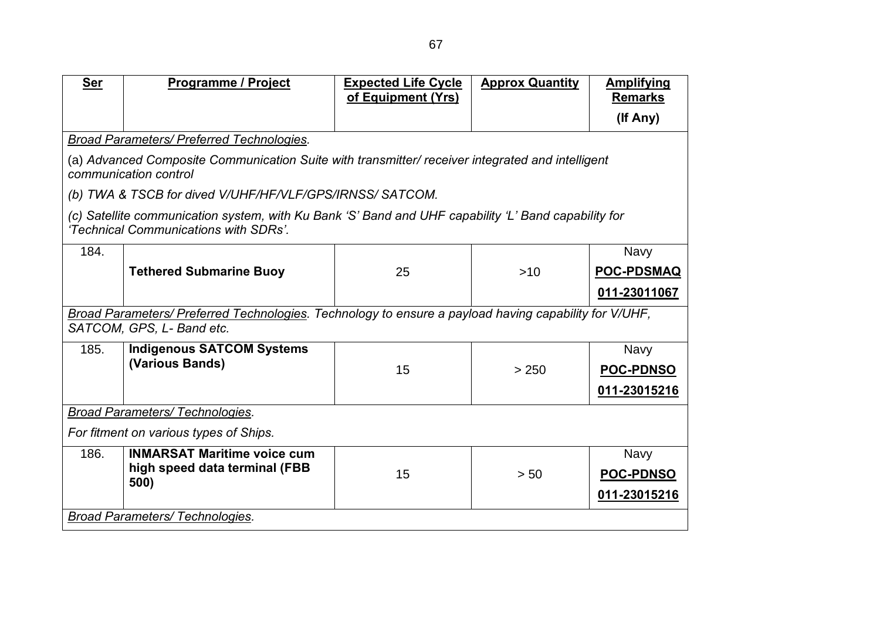| Ser | Programme / Project | Expected Life Cycle of Equipment (Yrs) | Approx Quantity | Amplifying Remarks (If Any) |
|---|---|---|---|---|
| *Broad Parameters/ Preferred Technologies.* | | | | |
| (a) *Advanced Composite Communication Suite with transmitter/ receiver integrated and intelligent communication control* | | | | |
| *(b) TWA & TSCB for dived V/UHF/HF/VLF/GPS/IRNSS/ SATCOM.* | | | | |
| *(c) Satellite communication system, with Ku Bank 'S' Band and UHF capability 'L' Band capability for 'Technical Communications with SDRs'.* | | | | |
| 184. | **Tethered Submarine Buoy** | 25 | >10 | Navy **POC-PDSMAQ** **011-23011067** |
| *Broad Parameters/ Preferred Technologies. Technology to ensure a payload having capability for V/UHF, SATCOM, GPS, L- Band etc.* | | | | |
| 185. | **Indigenous SATCOM Systems (Various Bands)** | 15 | > 250 | Navy **POC-PDNSO** **011-23015216** |
| *Broad Parameters/ Technologies.* | | | | |
| *For fitment on various types of Ships.* | | | | |
| 186. | **INMARSAT Maritime voice cum high speed data terminal (FBB 500)** | 15 | > 50 | Navy **POC-PDNSO** **011-23015216** |
| *Broad Parameters/ Technologies.* | | | | |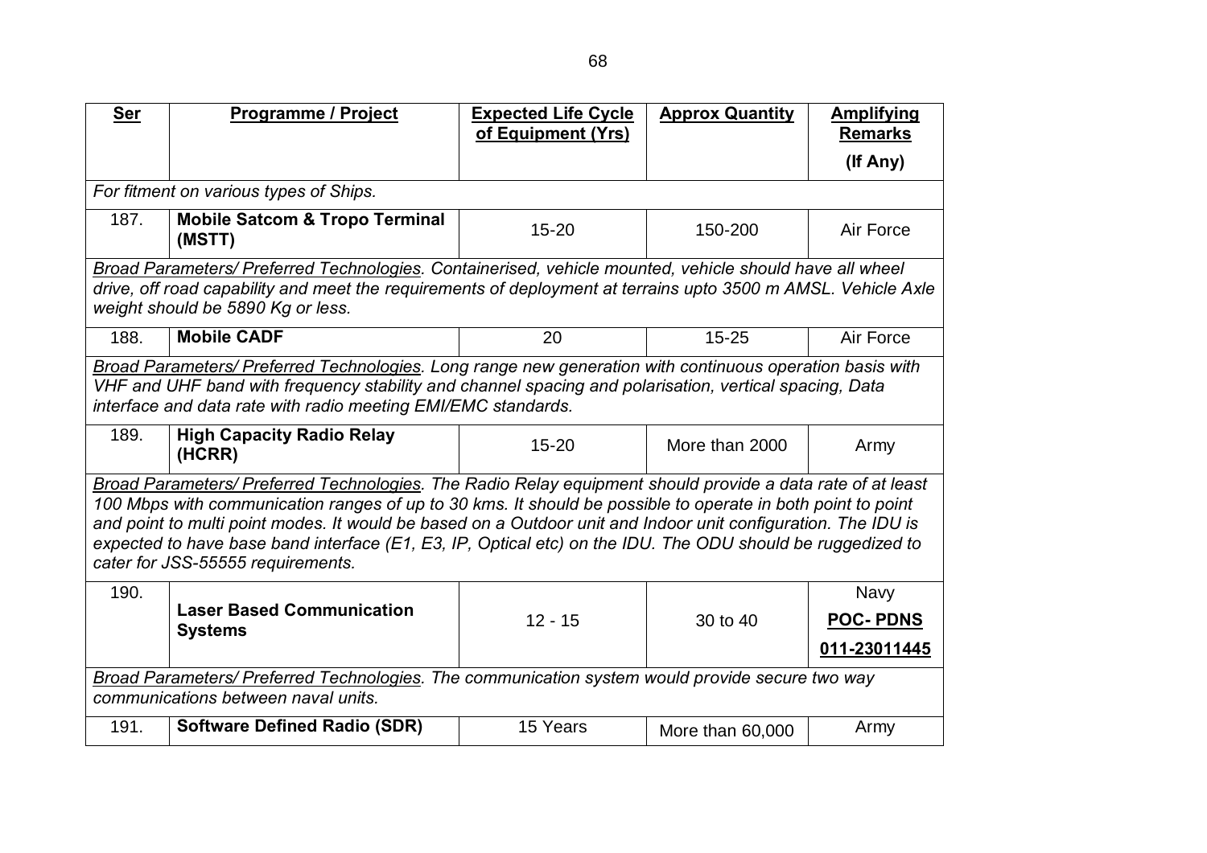| Ser | Programme / Project | Expected Life Cycle of Equipment (Yrs) | Approx Quantity | Amplifying Remarks (If Any) |
|---|---|---|---|---|
| *For fitment on various types of Ships.* | | | | |
| 187. | **Mobile Satcom & Tropo Terminal (MSTT)** | 15-20 | 150-200 | Air Force |
| *Broad Parameters/ Preferred Technologies. Containerised, vehicle mounted, vehicle should have all wheel drive, off road capability and meet the requirements of deployment at terrains upto 3500 m AMSL. Vehicle Axle weight should be 5890 Kg or less.* | | | | |
| 188. | **Mobile CADF** | 20 | 15-25 | Air Force |
| *Broad Parameters/ Preferred Technologies. Long range new generation with continuous operation basis with VHF and UHF band with frequency stability and channel spacing and polarisation, vertical spacing, Data interface and data rate with radio meeting EMI/EMC standards.* | | | | |
| 189. | **High Capacity Radio Relay (HCRR)** | 15-20 | More than 2000 | Army |
| *Broad Parameters/ Preferred Technologies. The Radio Relay equipment should provide a data rate of at least 100 Mbps with communication ranges of up to 30 kms. It should be possible to operate in both point to point and point to multi point modes. It would be based on a Outdoor unit and Indoor unit configuration. The IDU is expected to have base band interface (E1, E3, IP, Optical etc) on the IDU. The ODU should be ruggedized to cater for JSS-55555 requirements.* | | | | |
| 190. | **Laser Based Communication Systems** | 12 - 15 | 30 to 40 | Navy **POC- PDNS 011-23011445** |
| *Broad Parameters/ Preferred Technologies. The communication system would provide secure two way communications between naval units.* | | | | |
| 191. | **Software Defined Radio (SDR)** | 15 Years | More than 60,000 | Army |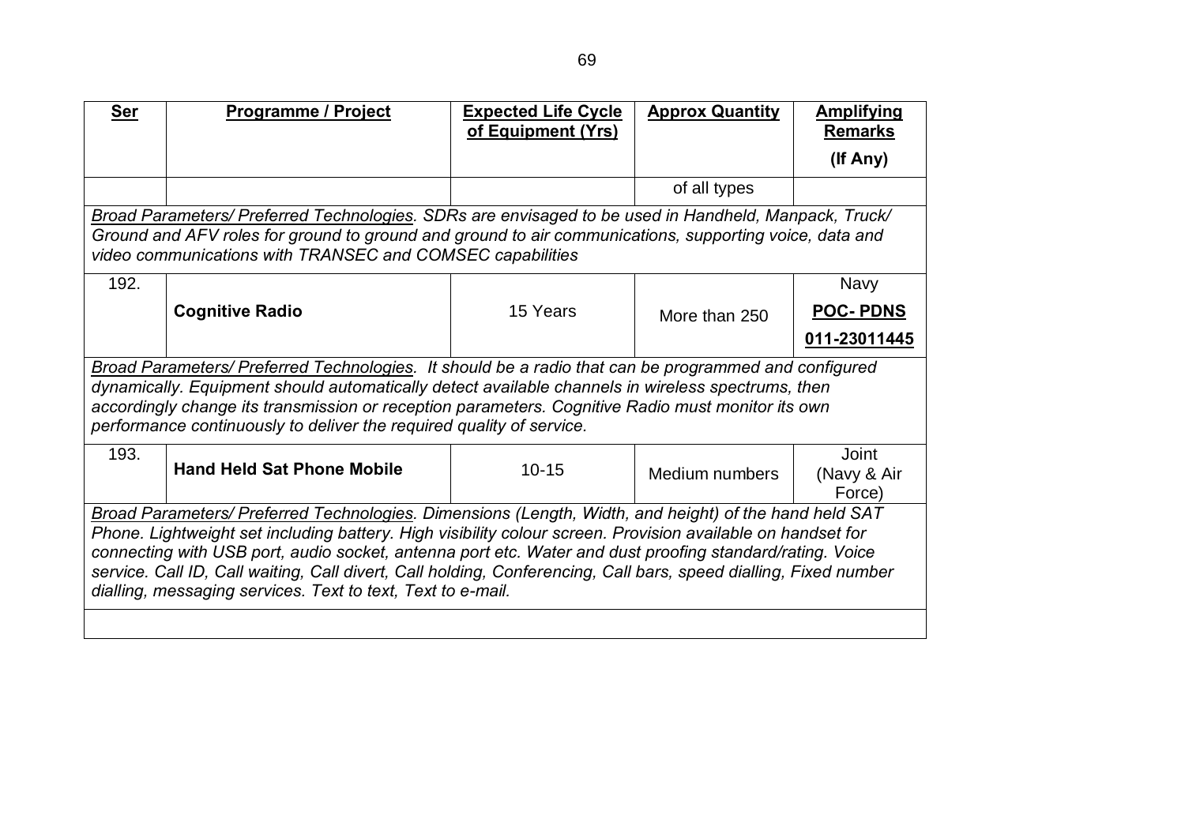| Ser | Programme / Project | Expected Life Cycle of Equipment (Yrs) | Approx Quantity | Amplifying Remarks (If Any) |
|---|---|---|---|---|
| | | | of all types | |
| *Broad Parameters/ Preferred Technologies. SDRs are envisaged to be used in Handheld, Manpack, Truck/ Ground and AFV roles for ground to ground and ground to air communications, supporting voice, data and video communications with TRANSEC and COMSEC capabilities* | | | | |
| 192. | **Cognitive Radio** | 15 Years | More than 250 | Navy **POC- PDNS 011-23011445** |
| *Broad Parameters/ Preferred Technologies. It should be a radio that can be programmed and configured dynamically. Equipment should automatically detect available channels in wireless spectrums, then accordingly change its transmission or reception parameters. Cognitive Radio must monitor its own performance continuously to deliver the required quality of service.* | | | | |
| 193. | **Hand Held Sat Phone Mobile** | 10-15 | Medium numbers | Joint (Navy & Air Force) |
| *Broad Parameters/ Preferred Technologies. Dimensions (Length, Width, and height) of the hand held SAT Phone. Lightweight set including battery. High visibility colour screen. Provision available on handset for connecting with USB port, audio socket, antenna port etc. Water and dust proofing standard/rating. Voice service. Call ID, Call waiting, Call divert, Call holding, Conferencing, Call bars, speed dialling, Fixed number dialling, messaging services. Text to text, Text to e-mail.* | | | | |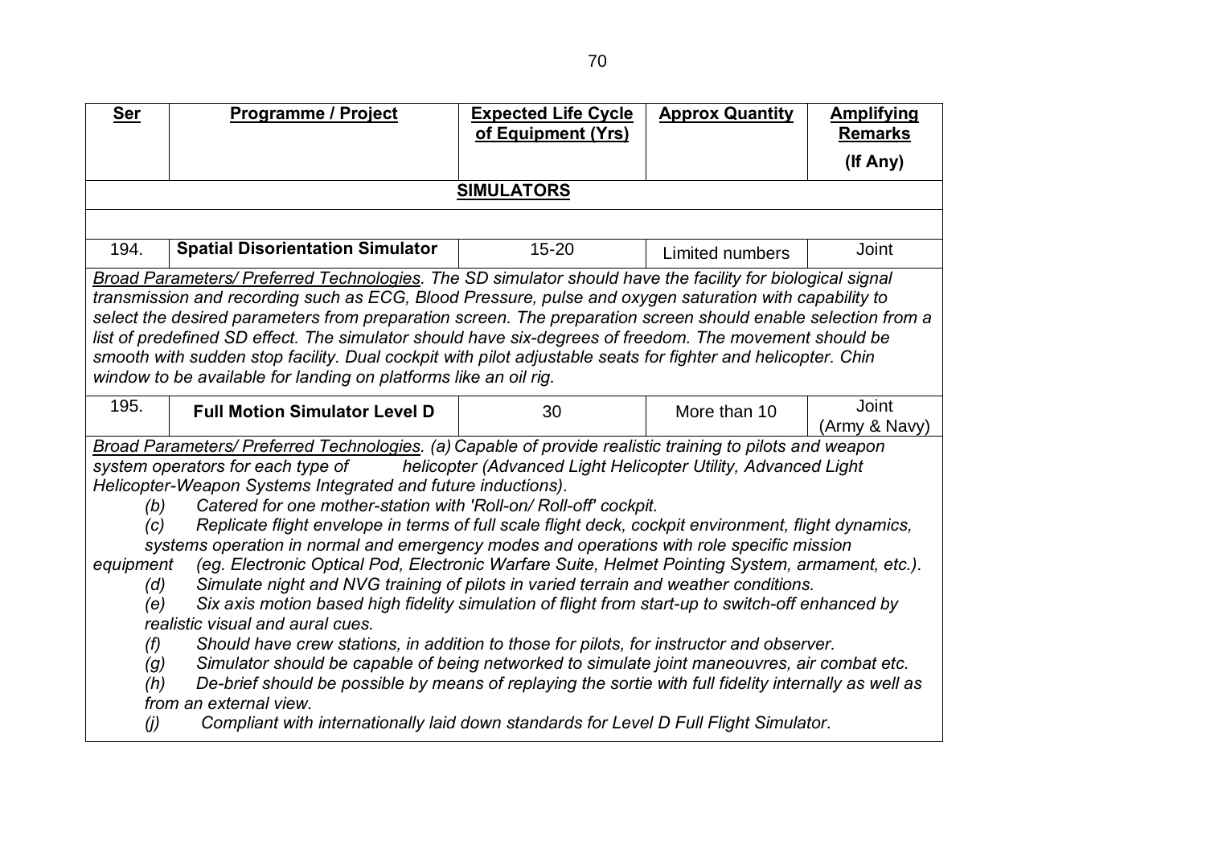| Ser | Programme / Project | Expected Life Cycle of Equipment (Yrs) | Approx Quantity | Amplifying Remarks (If Any) |
|---|---|---|---|---|
| | | **SIMULATORS** | | |
| 194. | **Spatial Disorientation Simulator** | 15-20 | Limited numbers | Joint |
| 195. | **Full Motion Simulator Level D** | 30 | More than 10 | Joint (Army & Navy) |

**Ser 194 – Spatial Disorientation Simulator**

*Broad Parameters/ Preferred Technologies. The SD simulator should have the facility for biological signal transmission and recording such as ECG, Blood Pressure, pulse and oxygen saturation with capability to select the desired parameters from preparation screen. The preparation screen should enable selection from a list of predefined SD effect. The simulator should have six-degrees of freedom. The movement should be smooth with sudden stop facility. Dual cockpit with pilot adjustable seats for fighter and helicopter. Chin window to be available for landing on platforms like an oil rig.*

**Ser 195 – Full Motion Simulator Level D**

*Broad Parameters/ Preferred Technologies. (a) Capable of provide realistic training to pilots and weapon system operators for each type of helicopter (Advanced Light Helicopter Utility, Advanced Light Helicopter-Weapon Systems Integrated and future inductions).*

*(b) Catered for one mother-station with 'Roll-on/ Roll-off' cockpit.*

*(c) Replicate flight envelope in terms of full scale flight deck, cockpit environment, flight dynamics, systems operation in normal and emergency modes and operations with role specific mission equipment (eg. Electronic Optical Pod, Electronic Warfare Suite, Helmet Pointing System, armament, etc.).*

*(d) Simulate night and NVG training of pilots in varied terrain and weather conditions.*

*(e) Six axis motion based high fidelity simulation of flight from start-up to switch-off enhanced by realistic visual and aural cues.*

*(f) Should have crew stations, in addition to those for pilots, for instructor and observer.*

*(g) Simulator should be capable of being networked to simulate joint maneouvres, air combat etc.*

*(h) De-brief should be possible by means of replaying the sortie with full fidelity internally as well as from an external view.*

*(j) Compliant with internationally laid down standards for Level D Full Flight Simulator.*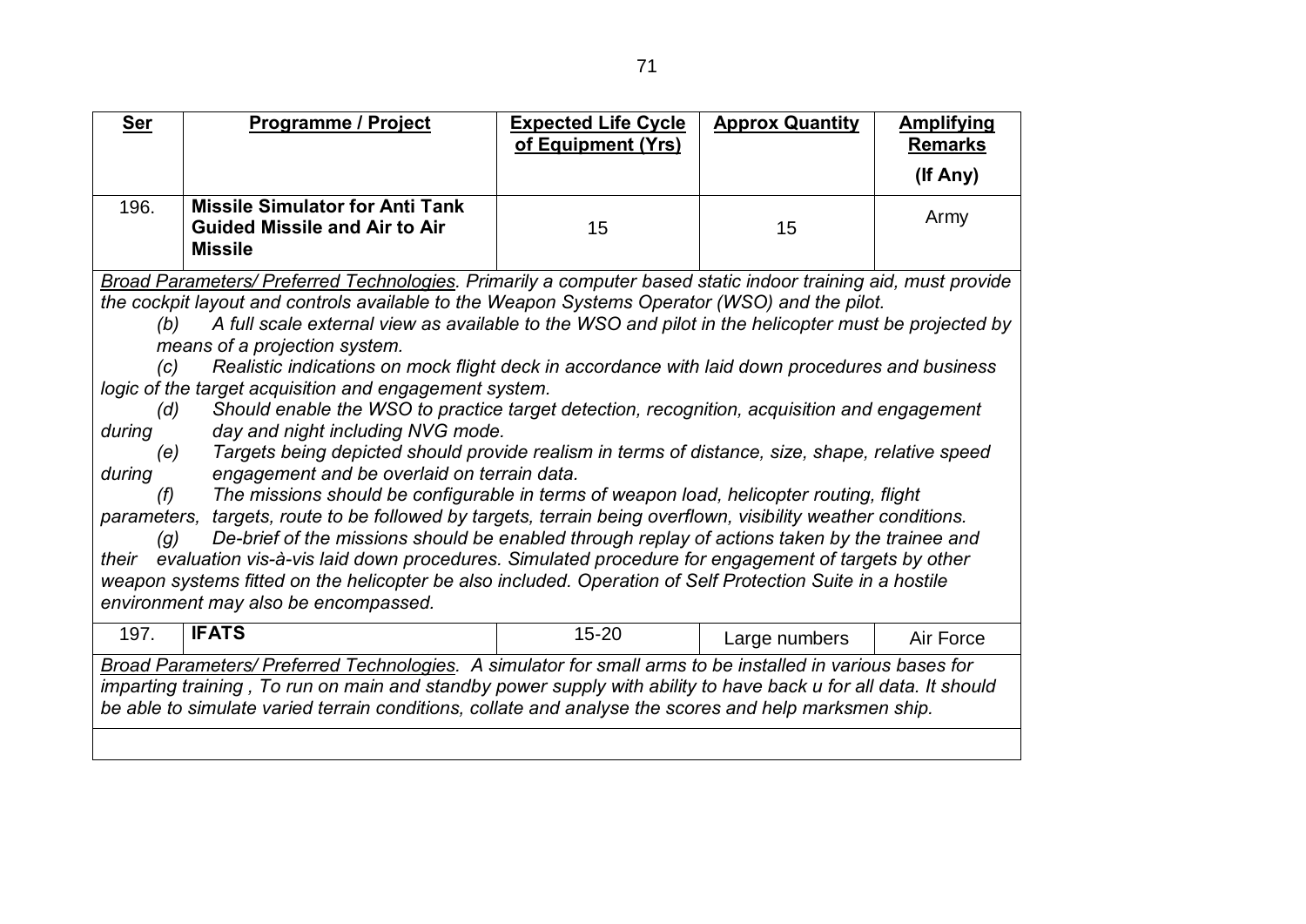| Ser | Programme / Project | Expected Life Cycle of Equipment (Yrs) | Approx Quantity | Amplifying Remarks (If Any) |
|---|---|---|---|---|
| 196. | **Missile Simulator for Anti Tank Guided Missile and Air to Air Missile** | 15 | 15 | Army |

*<u>Broad Parameters/ Preferred Technologies</u>. Primarily a computer based static indoor training aid, must provide the cockpit layout and controls available to the Weapon Systems Operator (WSO) and the pilot.*

*(b) A full scale external view as available to the WSO and pilot in the helicopter must be projected by means of a projection system.*

*(c) Realistic indications on mock flight deck in accordance with laid down procedures and business logic of the target acquisition and engagement system.*

*(d) Should enable the WSO to practice target detection, recognition, acquisition and engagement during day and night including NVG mode.*

*(e) Targets being depicted should provide realism in terms of distance, size, shape, relative speed during engagement and be overlaid on terrain data.*

*(f) The missions should be configurable in terms of weapon load, helicopter routing, flight parameters, targets, route to be followed by targets, terrain being overflown, visibility weather conditions.*

*(g) De-brief of the missions should be enabled through replay of actions taken by the trainee and their evaluation vis-à-vis laid down procedures. Simulated procedure for engagement of targets by other weapon systems fitted on the helicopter be also included. Operation of Self Protection Suite in a hostile environment may also be encompassed.*

| Ser | Programme / Project | Expected Life Cycle of Equipment (Yrs) | Approx Quantity | Amplifying Remarks (If Any) |
|---|---|---|---|---|
| 197. | **IFATS** | 15-20 | Large numbers | Air Force |

*<u>Broad Parameters/ Preferred Technologies</u>. A simulator for small arms to be installed in various bases for imparting training , To run on main and standby power supply with ability to have back u for all data. It should be able to simulate varied terrain conditions, collate and analyse the scores and help marksmen ship.*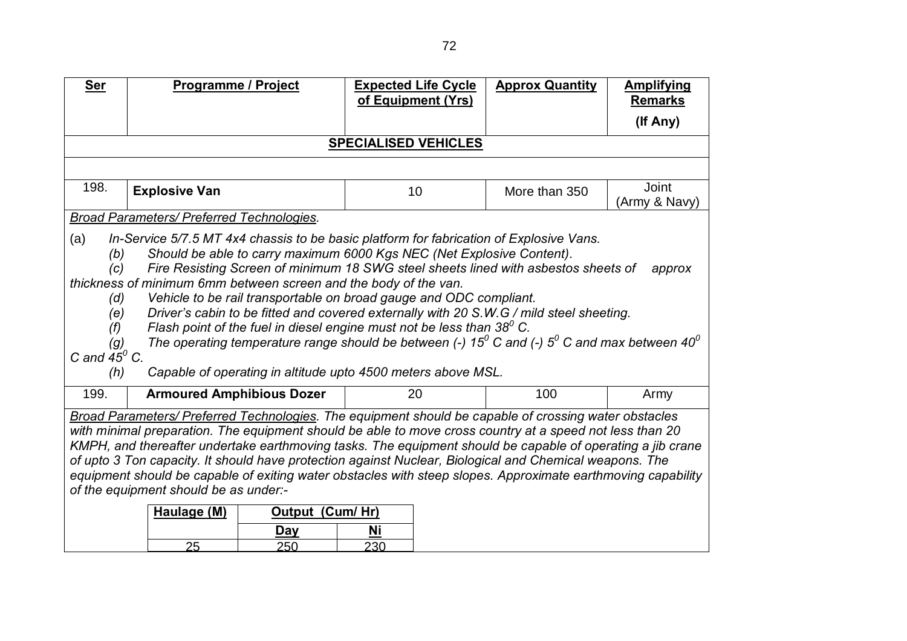| Ser | Programme / Project | Expected Life Cycle of Equipment (Yrs) | Approx Quantity | Amplifying Remarks (If Any) |
|---|---|---|---|---|
| | | **SPECIALISED VEHICLES** | | |
| 198. | **Explosive Van** | 10 | More than 350 | Joint (Army & Navy) |

*Broad Parameters/ Preferred Technologies.*

(a) *In-Service 5/7.5 MT 4x4 chassis to be basic platform for fabrication of Explosive Vans.*

(b) *Should be able to carry maximum 6000 Kgs NEC (Net Explosive Content).*

(c) *Fire Resisting Screen of minimum 18 SWG steel sheets lined with asbestos sheets of approx thickness of minimum 6mm between screen and the body of the van.*

(d) *Vehicle to be rail transportable on broad gauge and ODC compliant.*

(e) *Driver's cabin to be fitted and covered externally with 20 S.W.G / mild steel sheeting.*

(f) *Flash point of the fuel in diesel engine must not be less than $38^0$ C.*

(g) *The operating temperature range should be between (-) $15^0$ C and (-) $5^0$ C and max between $40^0$ C and $45^0$ C.*

(h) *Capable of operating in altitude upto 4500 meters above MSL.*

| Ser | Programme / Project | Expected Life Cycle of Equipment (Yrs) | Approx Quantity | Amplifying Remarks (If Any) |
|---|---|---|---|---|
| 199. | **Armoured Amphibious Dozer** | 20 | 100 | Army |

*Broad Parameters/ Preferred Technologies. The equipment should be capable of crossing water obstacles with minimal preparation. The equipment should be able to move cross country at a speed not less than 20 KMPH, and thereafter undertake earthmoving tasks. The equipment should be capable of operating a jib crane of upto 3 Ton capacity. It should have protection against Nuclear, Biological and Chemical weapons. The equipment should be capable of exiting water obstacles with steep slopes. Approximate earthmoving capability of the equipment should be as under:-*

| Haulage (M) | Output (Cum/ Hr) | |
|---|---|---|
| | **Day** | **Ni** |
| 25 | 250 | 230 |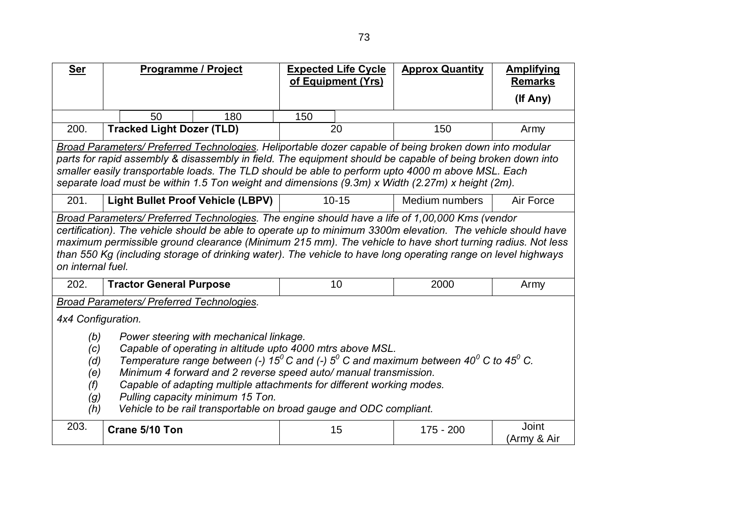| Ser | Programme / Project | Expected Life Cycle of Equipment (Yrs) | Approx Quantity | Amplifying Remarks (If Any) |
|---|---|---|---|---|
| | 50 180 | 150 | | |
| 200. | **Tracked Light Dozer (TLD)** | 20 | 150 | Army |
| *<u>Broad Parameters/ Preferred Technologies</u>. Heliportable dozer capable of being broken down into modular parts for rapid assembly & disassembly in field. The equipment should be capable of being broken down into smaller easily transportable loads. The TLD should be able to perform upto 4000 m above MSL. Each separate load must be within 1.5 Ton weight and dimensions (9.3m) x Width (2.27m) x height (2m).* | | | | |
| 201. | **Light Bullet Proof Vehicle (LBPV)** | 10-15 | Medium numbers | Air Force |
| *<u>Broad Parameters/ Preferred Technologies</u>. The engine should have a life of 1,00,000 Kms (vendor certification). The vehicle should be able to operate up to minimum 3300m elevation. The vehicle should have maximum permissible ground clearance (Minimum 215 mm). The vehicle to have short turning radius. Not less than 550 Kg (including storage of drinking water). The vehicle to have long operating range on level highways on internal fuel.* | | | | |
| 202. | **Tractor General Purpose** | 10 | 2000 | Army |
| *<u>Broad Parameters/ Preferred Technologies</u>.*<br><br>*4x4 Configuration.*<br><br>*(b) Power steering with mechanical linkage.*<br>*(c) Capable of operating in altitude upto 4000 mtrs above MSL.*<br>*(d) Temperature range between (-) $15^0$ C and (-) $5^0$ C and maximum between $40^0$ C to $45^0$ C.*<br>*(e) Minimum 4 forward and 2 reverse speed auto/ manual transmission.*<br>*(f) Capable of adapting multiple attachments for different working modes.*<br>*(g) Pulling capacity minimum 15 Ton.*<br>*(h) Vehicle to be rail transportable on broad gauge and ODC compliant.* | | | | |
| 203. | **Crane 5/10 Ton** | 15 | 175 - 200 | Joint (Army & Air |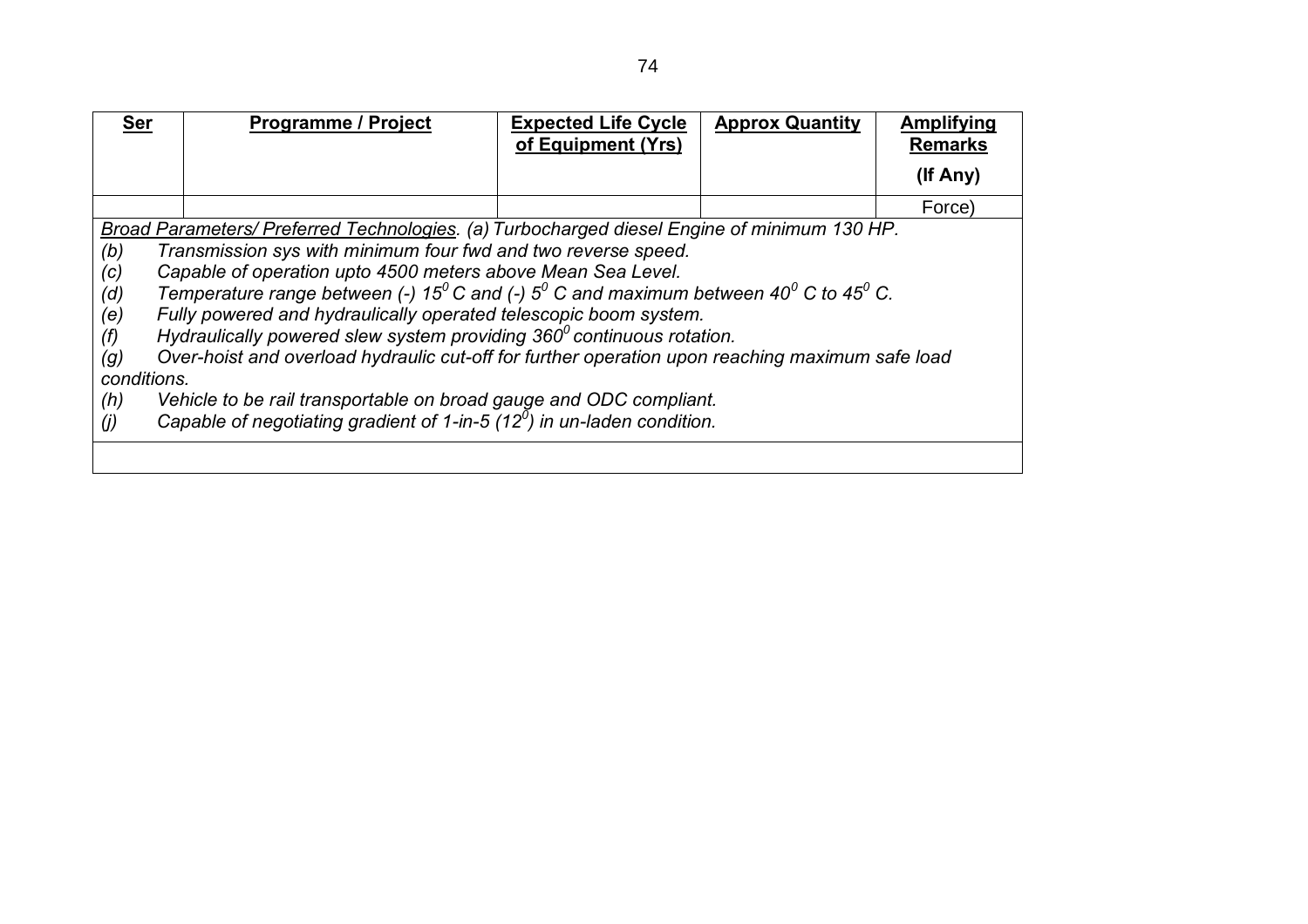| Ser | Programme / Project | Expected Life Cycle of Equipment (Yrs) | Approx Quantity | Amplifying Remarks (If Any) |
|---|---|---|---|---|
| | | | | Force) |

*Broad Parameters/ Preferred Technologies*. *(a) Turbocharged diesel Engine of minimum 130 HP.*

*(b) Transmission sys with minimum four fwd and two reverse speed.*

*(c) Capable of operation upto 4500 meters above Mean Sea Level.*

*(d) Temperature range between (-) $15^0$ C and (-) $5^0$ C and maximum between $40^0$ C to $45^0$ C.*

*(e) Fully powered and hydraulically operated telescopic boom system.*

*(f) Hydraulically powered slew system providing $360^0$ continuous rotation.*

*(g) Over-hoist and overload hydraulic cut-off for further operation upon reaching maximum safe load conditions.*

*(h) Vehicle to be rail transportable on broad gauge and ODC compliant.*

*(j) Capable of negotiating gradient of 1-in-5 ($12^0$) in un-laden condition.*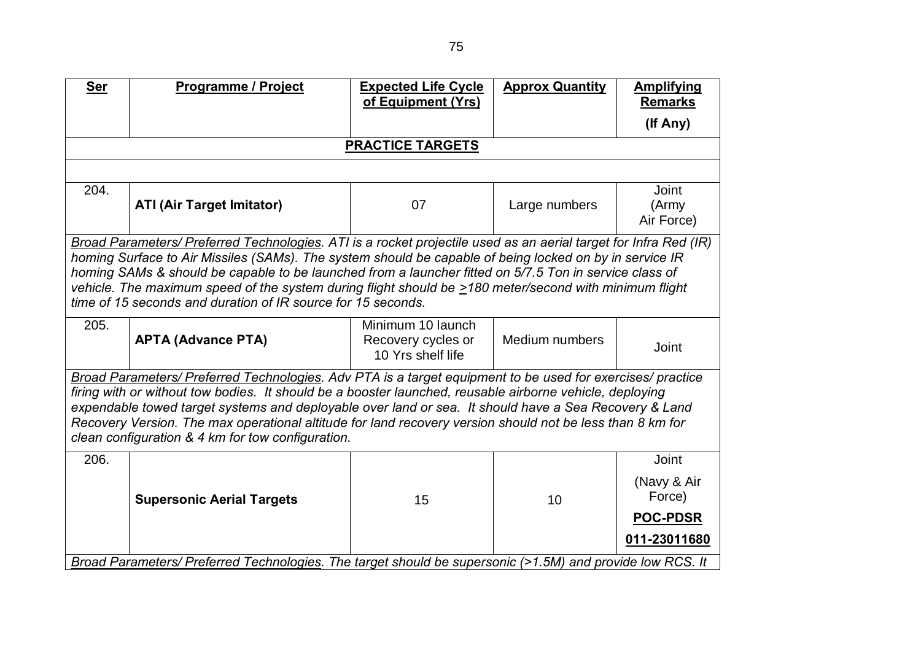| Ser | Programme / Project | Expected Life Cycle of Equipment (Yrs) | Approx Quantity | Amplifying Remarks (If Any) |
|---|---|---|---|---|
| | | **PRACTICE TARGETS** | | |
| 204. | **ATI (Air Target Imitator)** | 07 | Large numbers | Joint (Army Air Force) |
| *Broad Parameters/ Preferred Technologies. ATI is a rocket projectile used as an aerial target for Infra Red (IR) homing Surface to Air Missiles (SAMs). The system should be capable of being locked on by in service IR homing SAMs & should be capable to be launched from a launcher fitted on 5/7.5 Ton in service class of vehicle. The maximum speed of the system during flight should be >180 meter/second with minimum flight time of 15 seconds and duration of IR source for 15 seconds.* | | | | |
| 205. | **APTA (Advance PTA)** | Minimum 10 launch Recovery cycles or 10 Yrs shelf life | Medium numbers | Joint |
| *Broad Parameters/ Preferred Technologies. Adv PTA is a target equipment to be used for exercises/ practice firing with or without tow bodies. It should be a booster launched, reusable airborne vehicle, deploying expendable towed target systems and deployable over land or sea. It should have a Sea Recovery & Land Recovery Version. The max operational altitude for land recovery version should not be less than 8 km for clean configuration & 4 km for tow configuration.* | | | | |
| 206. | **Supersonic Aerial Targets** | 15 | 10 | Joint (Navy & Air Force) **POC-PDSR** **011-23011680** |
| *Broad Parameters/ Preferred Technologies. The target should be supersonic (>1.5M) and provide low RCS. It* | | | | |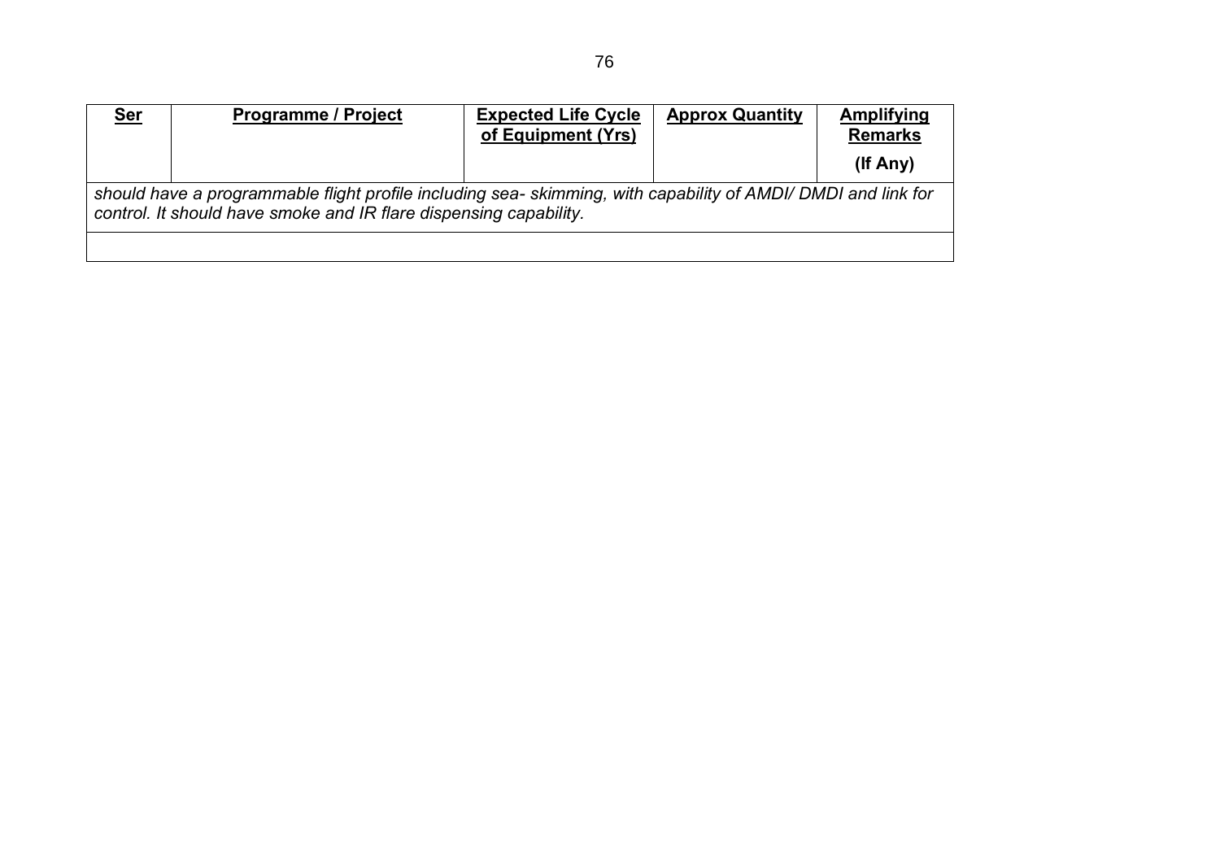| Ser | Programme / Project | Expected Life Cycle of Equipment (Yrs) | Approx Quantity | Amplifying Remarks (If Any) |
|---|---|---|---|---|
| *should have a programmable flight profile including sea- skimming, with capability of AMDI/ DMDI and link for control. It should have smoke and IR flare dispensing capability.* | | | | |
| | | | | |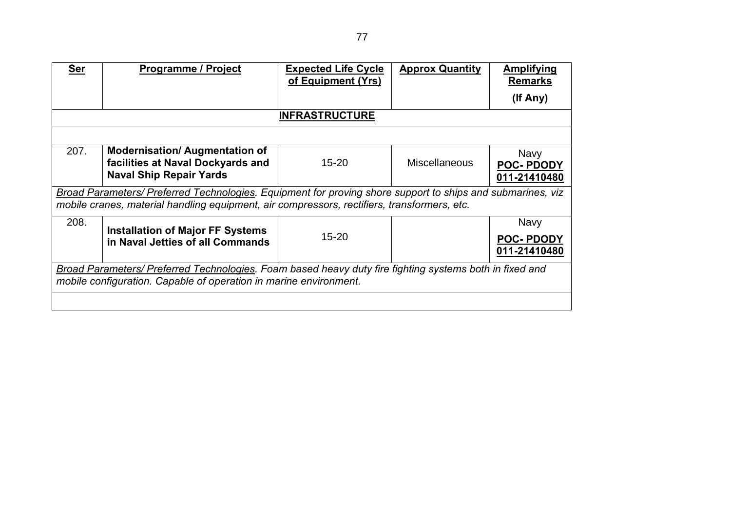| **Ser** | **Programme / Project** | **Expected Life Cycle of Equipment (Yrs)** | **Approx Quantity** | **Amplifying Remarks (If Any)** |
|---|---|---|---|---|
| | | **INFRASTRUCTURE** | | |
| | | | | |
| 207. | **Modernisation/ Augmentation of facilities at Naval Dockyards and Naval Ship Repair Yards** | 15-20 | Miscellaneous | Navy **POC- PDODY 011-21410480** |
| *Broad Parameters/ Preferred Technologies. Equipment for proving shore support to ships and submarines, viz mobile cranes, material handling equipment, air compressors, rectifiers, transformers, etc.* | | | | |
| 208. | **Installation of Major FF Systems in Naval Jetties of all Commands** | 15-20 | | Navy **POC- PDODY 011-21410480** |
| *Broad Parameters/ Preferred Technologies. Foam based heavy duty fire fighting systems both in fixed and mobile configuration. Capable of operation in marine environment.* | | | | |
| | | | | |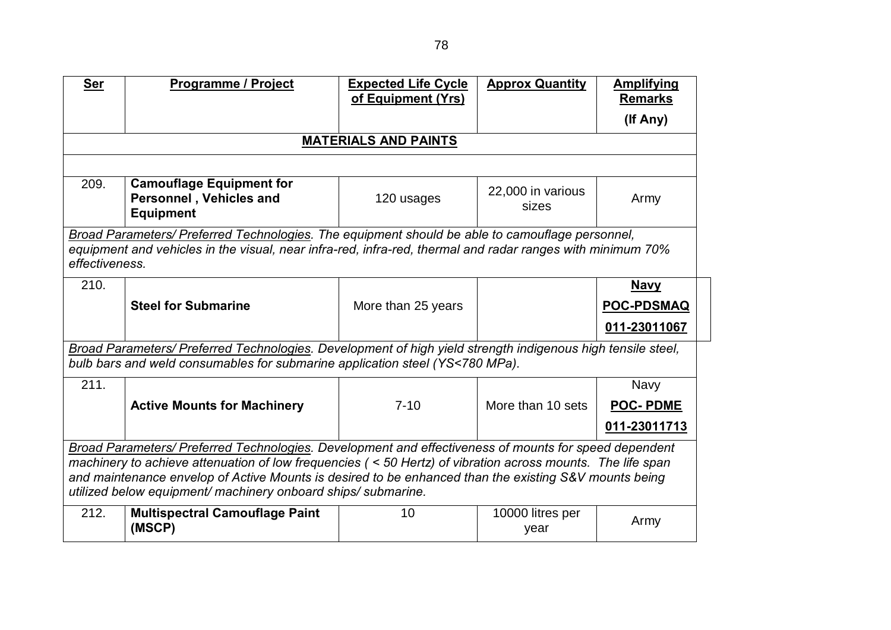| Ser | Programme / Project | Expected Life Cycle of Equipment (Yrs) | Approx Quantity | Amplifying Remarks (If Any) |
|---|---|---|---|---|
| | | **MATERIALS AND PAINTS** | | |
| 209. | **Camouflage Equipment for Personnel , Vehicles and Equipment** | 120 usages | 22,000 in various sizes | Army |
| *Broad Parameters/ Preferred Technologies. The equipment should be able to camouflage personnel, equipment and vehicles in the visual, near infra-red, infra-red, thermal and radar ranges with minimum 70% effectiveness.* | | | | |
| 210. | **Steel for Submarine** | More than 25 years | | **Navy** **POC-PDSMAQ** **011-23011067** |
| *Broad Parameters/ Preferred Technologies. Development of high yield strength indigenous high tensile steel, bulb bars and weld consumables for submarine application steel (YS<780 MPa).* | | | | |
| 211. | **Active Mounts for Machinery** | 7-10 | More than 10 sets | Navy **POC- PDME** **011-23011713** |
| *Broad Parameters/ Preferred Technologies. Development and effectiveness of mounts for speed dependent machinery to achieve attenuation of low frequencies ( < 50 Hertz) of vibration across mounts. The life span and maintenance envelop of Active Mounts is desired to be enhanced than the existing S&V mounts being utilized below equipment/ machinery onboard ships/ submarine.* | | | | |
| 212. | **Multispectral Camouflage Paint (MSCP)** | 10 | 10000 litres per year | Army |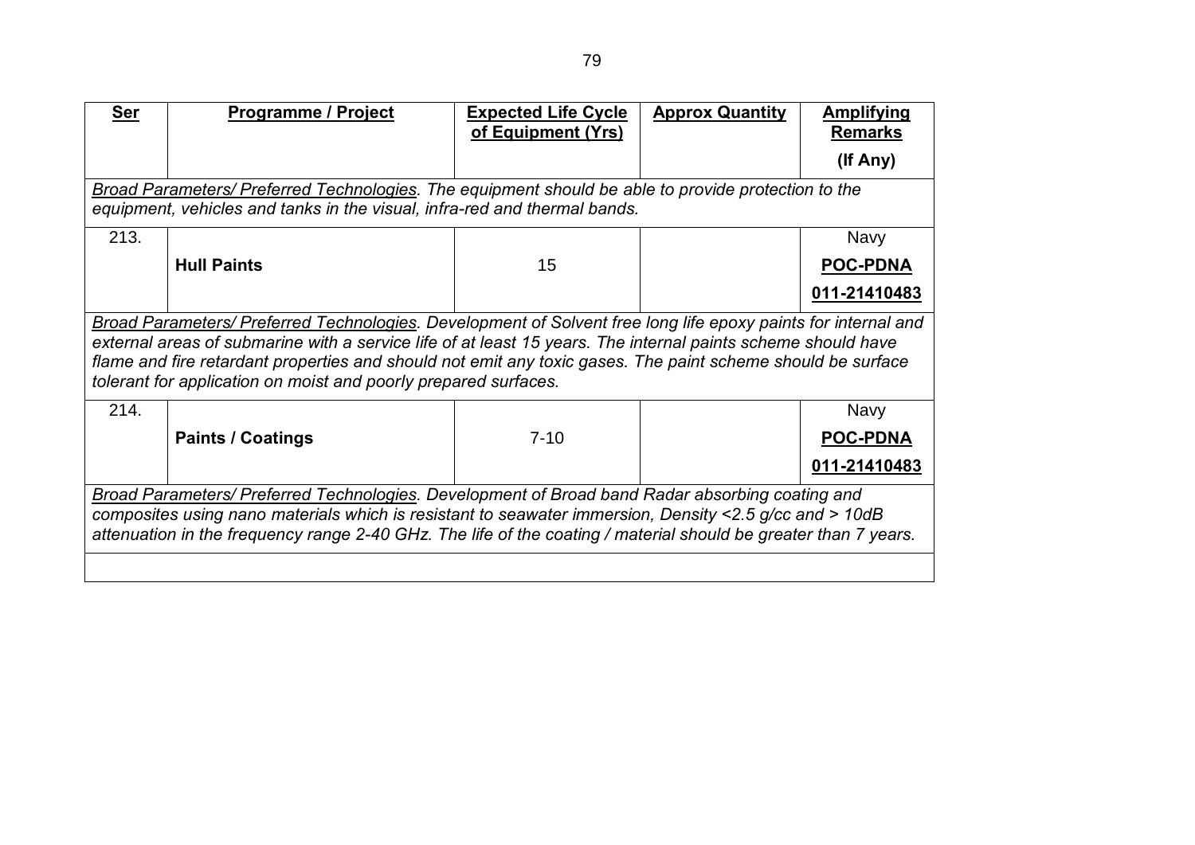| Ser | Programme / Project | Expected Life Cycle of Equipment (Yrs) | Approx Quantity | Amplifying Remarks (If Any) |
|---|---|---|---|---|
| *Broad Parameters/ Preferred Technologies. The equipment should be able to provide protection to the equipment, vehicles and tanks in the visual, infra-red and thermal bands.* | | | | |
| 213. | **Hull Paints** | 15 | | Navy **POC-PDNA** **011-21410483** |
| *Broad Parameters/ Preferred Technologies. Development of Solvent free long life epoxy paints for internal and external areas of submarine with a service life of at least 15 years. The internal paints scheme should have flame and fire retardant properties and should not emit any toxic gases. The paint scheme should be surface tolerant for application on moist and poorly prepared surfaces.* | | | | |
| 214. | **Paints / Coatings** | 7-10 | | Navy **POC-PDNA** **011-21410483** |
| *Broad Parameters/ Preferred Technologies. Development of Broad band Radar absorbing coating and composites using nano materials which is resistant to seawater immersion, Density <2.5 g/cc and > 10dB attenuation in the frequency range 2-40 GHz. The life of the coating / material should be greater than 7 years.* | | | | |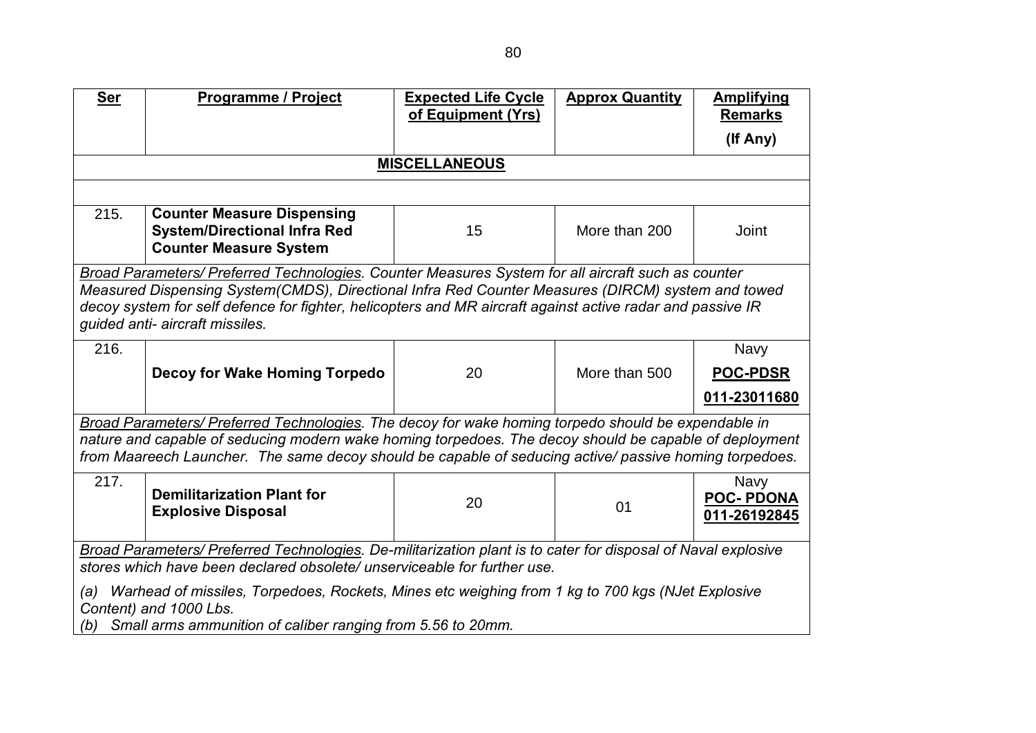| Ser | Programme / Project | Expected Life Cycle of Equipment (Yrs) | Approx Quantity | Amplifying Remarks (If Any) |
|---|---|---|---|---|
| | | **MISCELLANEOUS** | | |
| 215. | **Counter Measure Dispensing System/Directional Infra Red Counter Measure System** | 15 | More than 200 | Joint |
| *Broad Parameters/ Preferred Technologies. Counter Measures System for all aircraft such as counter Measured Dispensing System(CMDS), Directional Infra Red Counter Measures (DIRCM) system and towed decoy system for self defence for fighter, helicopters and MR aircraft against active radar and passive IR guided anti- aircraft missiles.* | | | | |
| 216. | **Decoy for Wake Homing Torpedo** | 20 | More than 500 | Navy **POC-PDSR** **011-23011680** |
| *Broad Parameters/ Preferred Technologies. The decoy for wake homing torpedo should be expendable in nature and capable of seducing modern wake homing torpedoes. The decoy should be capable of deployment from Maareech Launcher. The same decoy should be capable of seducing active/ passive homing torpedoes.* | | | | |
| 217. | **Demilitarization Plant for Explosive Disposal** | 20 | 01 | Navy **POC- PDONA** **011-26192845** |
| *Broad Parameters/ Preferred Technologies. De-militarization plant is to cater for disposal of Naval explosive stores which have been declared obsolete/ unserviceable for further use.* *(a) Warhead of missiles, Torpedoes, Rockets, Mines etc weighing from 1 kg to 700 kgs (NJet Explosive Content) and 1000 Lbs.* *(b) Small arms ammunition of caliber ranging from 5.56 to 20mm.* | | | | |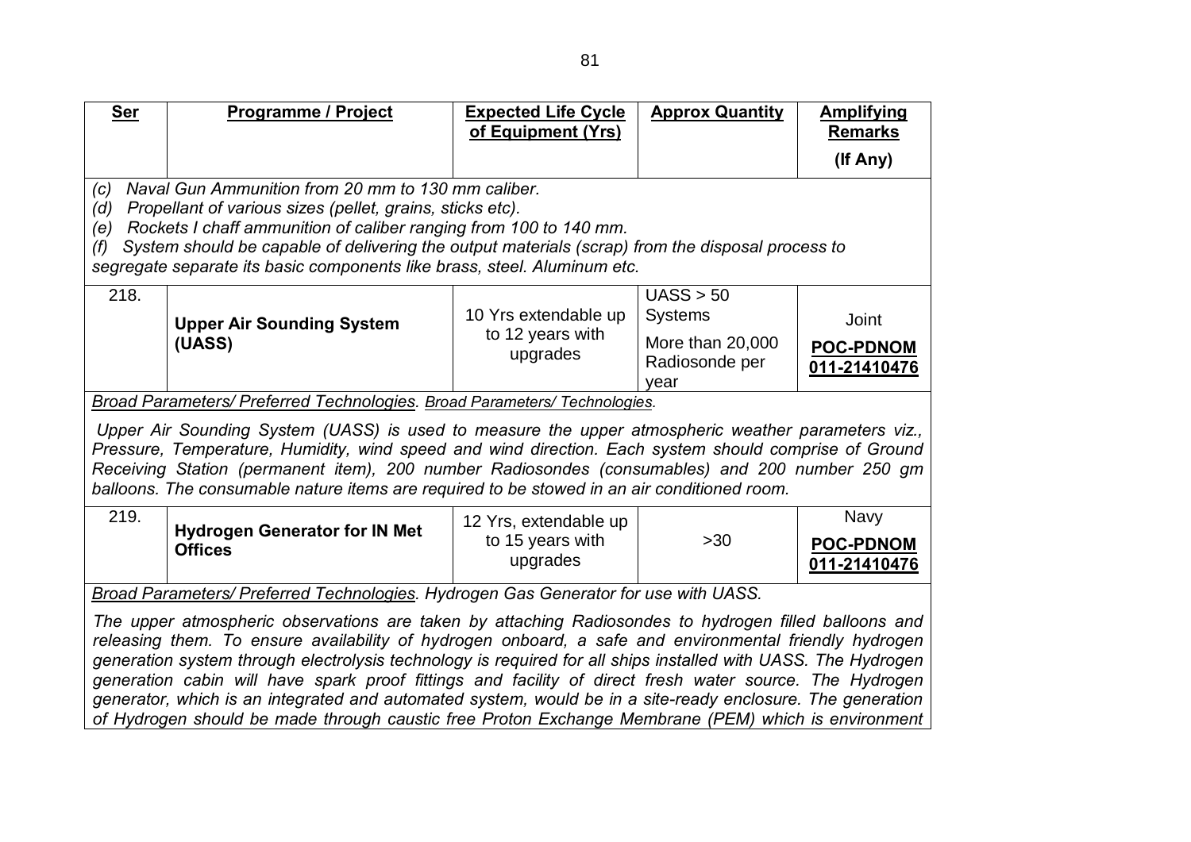| **Ser** | **Programme / Project** | **Expected Life Cycle of Equipment (Yrs)** | **Approx Quantity** | **Amplifying Remarks (If Any)** |
|---|---|---|---|---|

*(c) Naval Gun Ammunition from 20 mm to 130 mm caliber.*
*(d) Propellant of various sizes (pellet, grains, sticks etc).*
*(e) Rockets I chaff ammunition of caliber ranging from 100 to 140 mm.*
*(f) System should be capable of delivering the output materials (scrap) from the disposal process to segregate separate its basic components like brass, steel. Aluminum etc.*

| **Ser** | **Programme / Project** | **Expected Life Cycle of Equipment (Yrs)** | **Approx Quantity** | **Amplifying Remarks (If Any)** |
|---|---|---|---|---|
| 218. | **Upper Air Sounding System (UASS)** | 10 Yrs extendable up to 12 years with upgrades | UASS > 50 Systems<br>More than 20,000 Radiosonde per year | Joint<br>**POC-PDNOM 011-21410476** |

*Broad Parameters/ Preferred Technologies. Broad Parameters/ Technologies.*

*Upper Air Sounding System (UASS) is used to measure the upper atmospheric weather parameters viz., Pressure, Temperature, Humidity, wind speed and wind direction. Each system should comprise of Ground Receiving Station (permanent item), 200 number Radiosondes (consumables) and 200 number 250 gm balloons. The consumable nature items are required to be stowed in an air conditioned room.*

| **Ser** | **Programme / Project** | **Expected Life Cycle of Equipment (Yrs)** | **Approx Quantity** | **Amplifying Remarks (If Any)** |
|---|---|---|---|---|
| 219. | **Hydrogen Generator for IN Met Offices** | 12 Yrs, extendable up to 15 years with upgrades | >30 | Navy<br>**POC-PDNOM 011-21410476** |

*Broad Parameters/ Preferred Technologies. Hydrogen Gas Generator for use with UASS.*

*The upper atmospheric observations are taken by attaching Radiosondes to hydrogen filled balloons and releasing them. To ensure availability of hydrogen onboard, a safe and environmental friendly hydrogen generation system through electrolysis technology is required for all ships installed with UASS. The Hydrogen generation cabin will have spark proof fittings and facility of direct fresh water source. The Hydrogen generator, which is an integrated and automated system, would be in a site-ready enclosure. The generation of Hydrogen should be made through caustic free Proton Exchange Membrane (PEM) which is environment*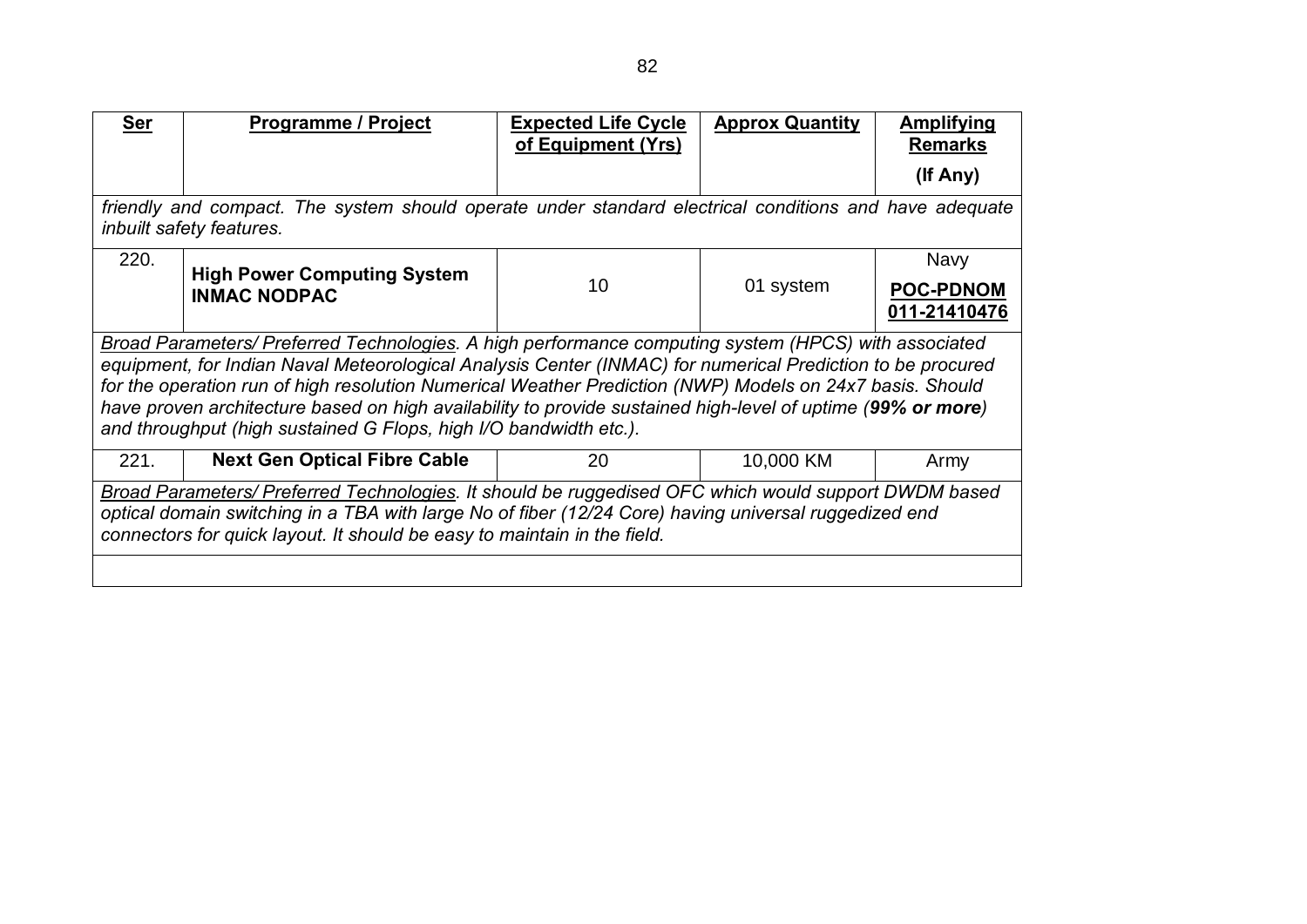| Ser | Programme / Project | Expected Life Cycle of Equipment (Yrs) | Approx Quantity | Amplifying Remarks (If Any) |
|---|---|---|---|---|
| *friendly and compact. The system should operate under standard electrical conditions and have adequate inbuilt safety features.* | | | | |
| 220. | **High Power Computing System INMAC NODPAC** | 10 | 01 system | Navy **POC-PDNOM 011-21410476** |
| *Broad Parameters/ Preferred Technologies. A high performance computing system (HPCS) with associated equipment, for Indian Naval Meteorological Analysis Center (INMAC) for numerical Prediction to be procured for the operation run of high resolution Numerical Weather Prediction (NWP) Models on 24x7 basis. Should have proven architecture based on high availability to provide sustained high-level of uptime (**99% or more**) and throughput (high sustained G Flops, high I/O bandwidth etc.).* | | | | |
| 221. | **Next Gen Optical Fibre Cable** | 20 | 10,000 KM | Army |
| *Broad Parameters/ Preferred Technologies. It should be ruggedised OFC which would support DWDM based optical domain switching in a TBA with large No of fiber (12/24 Core) having universal ruggedized end connectors for quick layout. It should be easy to maintain in the field.* | | | | |